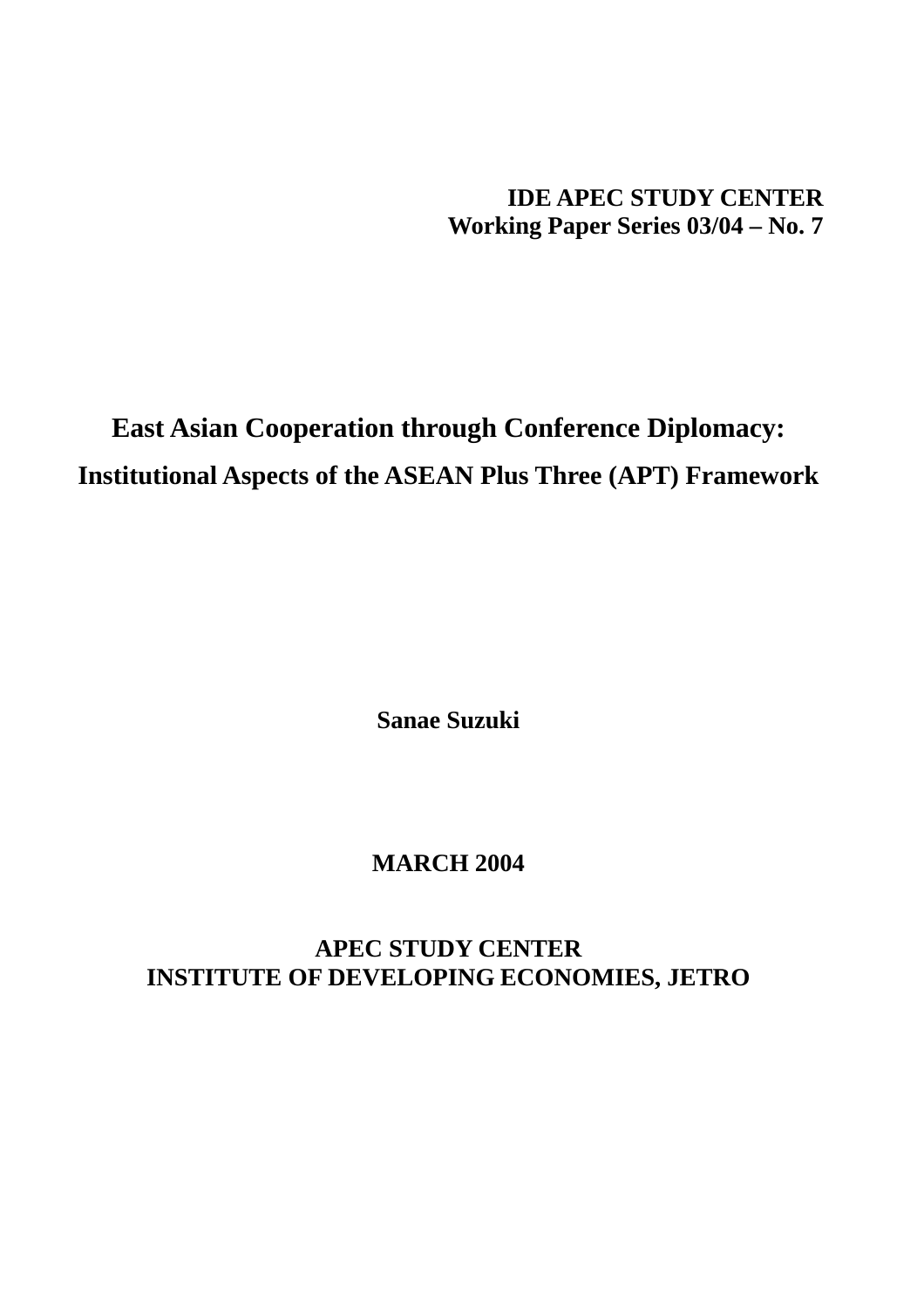**IDE APEC STUDY CENTER**
**Working Paper Series 03/04 – No. 7**

# East Asian Cooperation through Conference Diplomacy:

## Institutional Aspects of the ASEAN Plus Three (APT) Framework

**Sanae Suzuki**

**MARCH 2004**

**APEC STUDY CENTER**
**INSTITUTE OF DEVELOPING ECONOMIES, JETRO**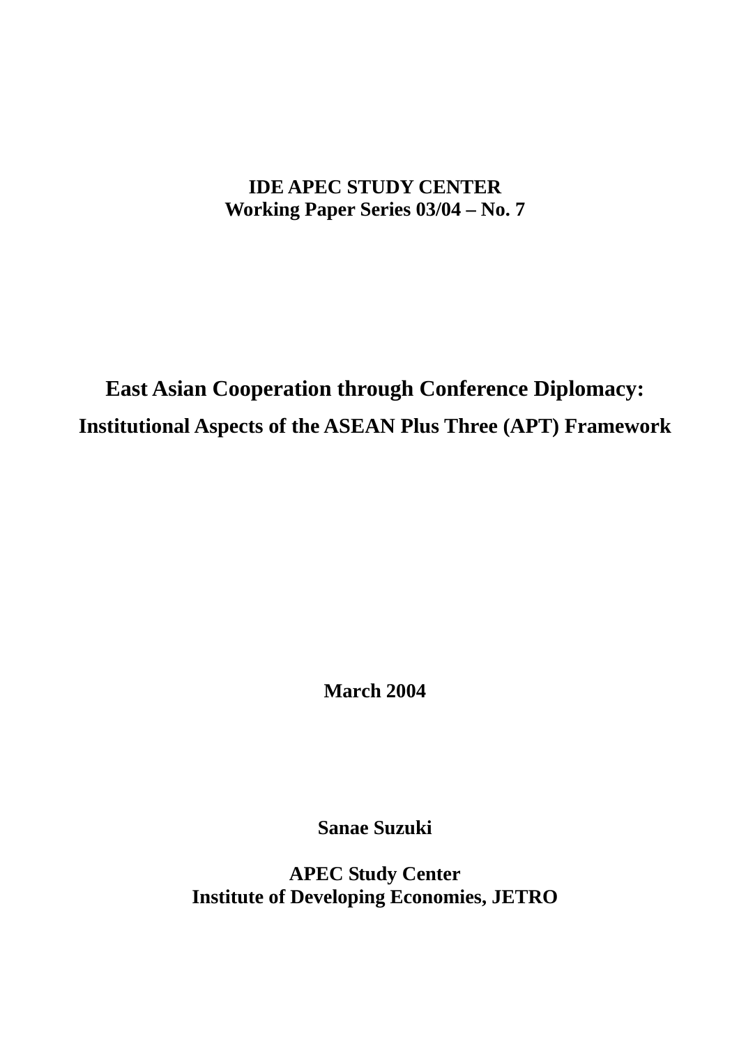**IDE APEC STUDY CENTER**
**Working Paper Series 03/04 – No. 7**

# East Asian Cooperation through Conference Diplomacy:

## Institutional Aspects of the ASEAN Plus Three (APT) Framework

**March 2004**

**Sanae Suzuki**

**APEC Study Center**
**Institute of Developing Economies, JETRO**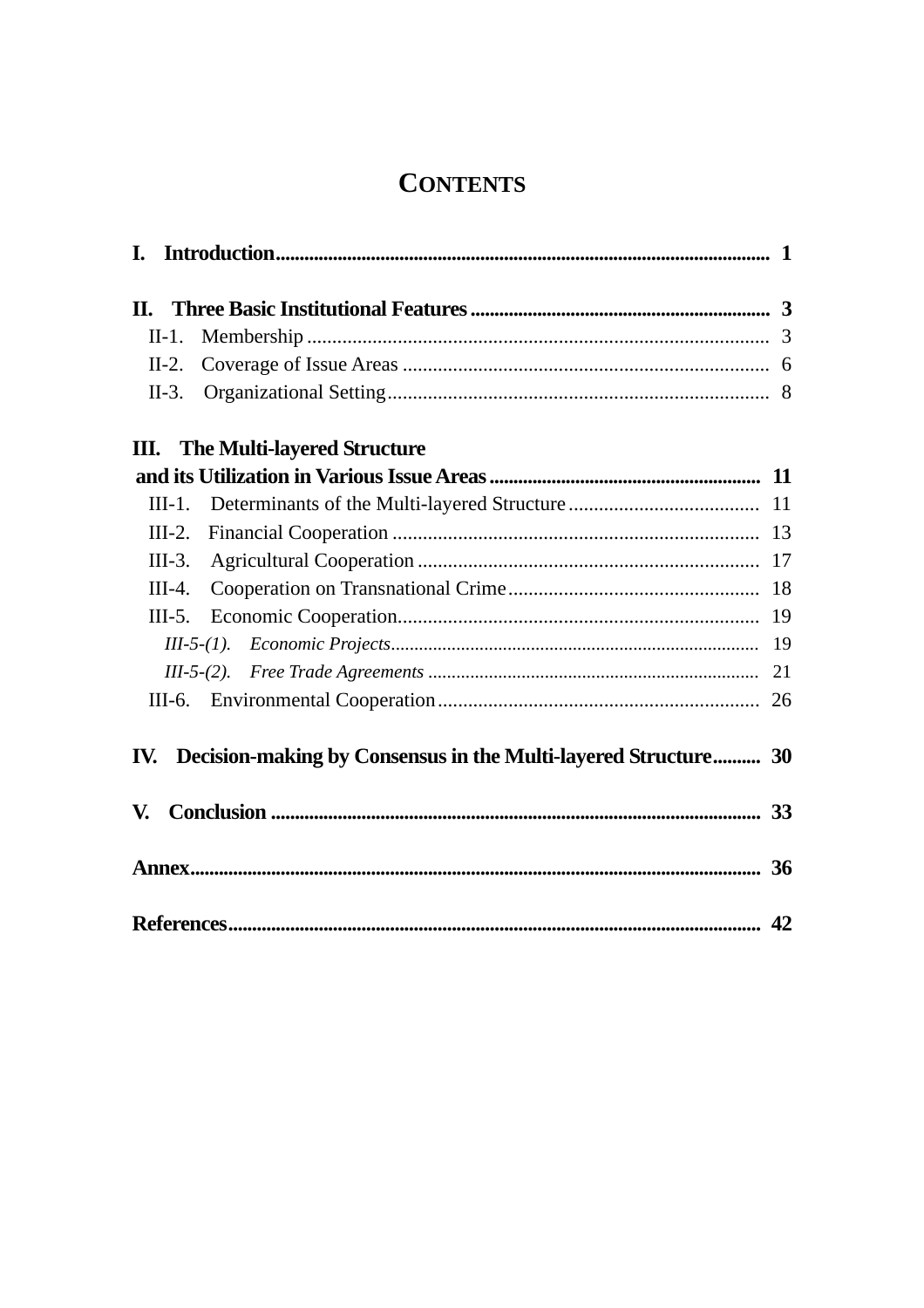# CONTENTS

**I. Introduction** ........................................................ **1**

**II. Three Basic Institutional Features** ........................................................ **3**

- II-1. Membership ........................................................ 3
- II-2. Coverage of Issue Areas ........................................................ 6
- II-3. Organizational Setting ........................................................ 8

**III. The Multi-layered Structure and its Utilization in Various Issue Areas** ........................................................ **11**

- III-1. Determinants of the Multi-layered Structure ........................................................ 11
- III-2. Financial Cooperation ........................................................ 13
- III-3. Agricultural Cooperation ........................................................ 17
- III-4. Cooperation on Transnational Crime ........................................................ 18
- III-5. Economic Cooperation ........................................................ 19
  - *III-5-(1). Economic Projects* ........................................................ 19
  - *III-5-(2). Free Trade Agreements* ........................................................ 21
- III-6. Environmental Cooperation ........................................................ 26

**IV. Decision-making by Consensus in the Multi-layered Structure** .......... **30**

**V. Conclusion** ........................................................ **33**

**Annex** ........................................................ **36**

**References** ........................................................ **42**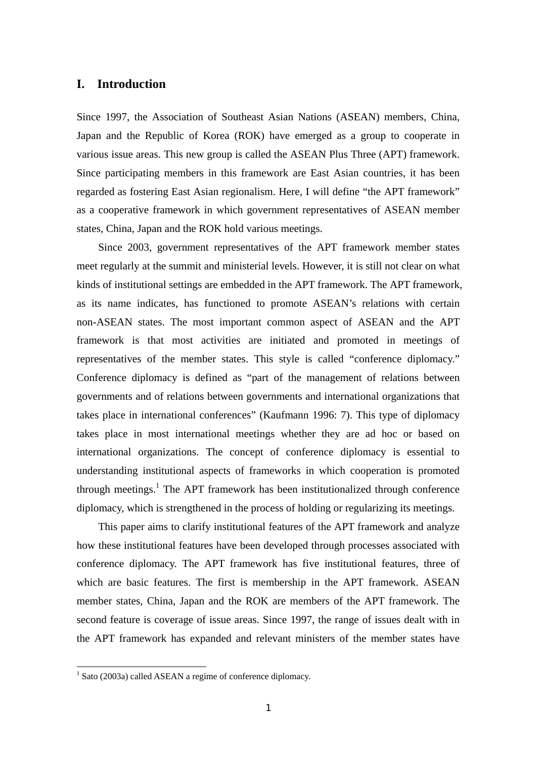# I. Introduction

Since 1997, the Association of Southeast Asian Nations (ASEAN) members, China, Japan and the Republic of Korea (ROK) have emerged as a group to cooperate in various issue areas. This new group is called the ASEAN Plus Three (APT) framework. Since participating members in this framework are East Asian countries, it has been regarded as fostering East Asian regionalism. Here, I will define "the APT framework" as a cooperative framework in which government representatives of ASEAN member states, China, Japan and the ROK hold various meetings.

Since 2003, government representatives of the APT framework member states meet regularly at the summit and ministerial levels. However, it is still not clear on what kinds of institutional settings are embedded in the APT framework. The APT framework, as its name indicates, has functioned to promote ASEAN's relations with certain non-ASEAN states. The most important common aspect of ASEAN and the APT framework is that most activities are initiated and promoted in meetings of representatives of the member states. This style is called "conference diplomacy." Conference diplomacy is defined as "part of the management of relations between governments and of relations between governments and international organizations that takes place in international conferences" (Kaufmann 1996: 7). This type of diplomacy takes place in most international meetings whether they are ad hoc or based on international organizations. The concept of conference diplomacy is essential to understanding institutional aspects of frameworks in which cooperation is promoted through meetings.[1] The APT framework has been institutionalized through conference diplomacy, which is strengthened in the process of holding or regularizing its meetings.

This paper aims to clarify institutional features of the APT framework and analyze how these institutional features have been developed through processes associated with conference diplomacy. The APT framework has five institutional features, three of which are basic features. The first is membership in the APT framework. ASEAN member states, China, Japan and the ROK are members of the APT framework. The second feature is coverage of issue areas. Since 1997, the range of issues dealt with in the APT framework has expanded and relevant ministers of the member states have

[1] Sato (2003a) called ASEAN a regime of conference diplomacy.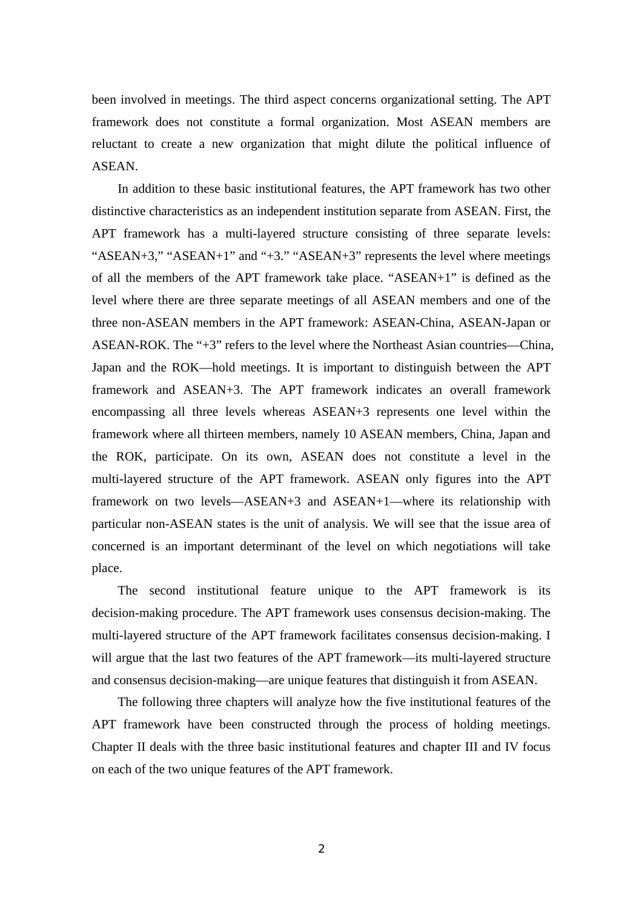been involved in meetings. The third aspect concerns organizational setting. The APT framework does not constitute a formal organization. Most ASEAN members are reluctant to create a new organization that might dilute the political influence of ASEAN.

In addition to these basic institutional features, the APT framework has two other distinctive characteristics as an independent institution separate from ASEAN. First, the APT framework has a multi-layered structure consisting of three separate levels: "ASEAN+3," "ASEAN+1" and "+3." "ASEAN+3" represents the level where meetings of all the members of the APT framework take place. "ASEAN+1" is defined as the level where there are three separate meetings of all ASEAN members and one of the three non-ASEAN members in the APT framework: ASEAN-China, ASEAN-Japan or ASEAN-ROK. The "+3" refers to the level where the Northeast Asian countries—China, Japan and the ROK—hold meetings. It is important to distinguish between the APT framework and ASEAN+3. The APT framework indicates an overall framework encompassing all three levels whereas ASEAN+3 represents one level within the framework where all thirteen members, namely 10 ASEAN members, China, Japan and the ROK, participate. On its own, ASEAN does not constitute a level in the multi-layered structure of the APT framework. ASEAN only figures into the APT framework on two levels—ASEAN+3 and ASEAN+1—where its relationship with particular non-ASEAN states is the unit of analysis. We will see that the issue area of concerned is an important determinant of the level on which negotiations will take place.

The second institutional feature unique to the APT framework is its decision-making procedure. The APT framework uses consensus decision-making. The multi-layered structure of the APT framework facilitates consensus decision-making. I will argue that the last two features of the APT framework—its multi-layered structure and consensus decision-making—are unique features that distinguish it from ASEAN.

The following three chapters will analyze how the five institutional features of the APT framework have been constructed through the process of holding meetings. Chapter II deals with the three basic institutional features and chapter III and IV focus on each of the two unique features of the APT framework.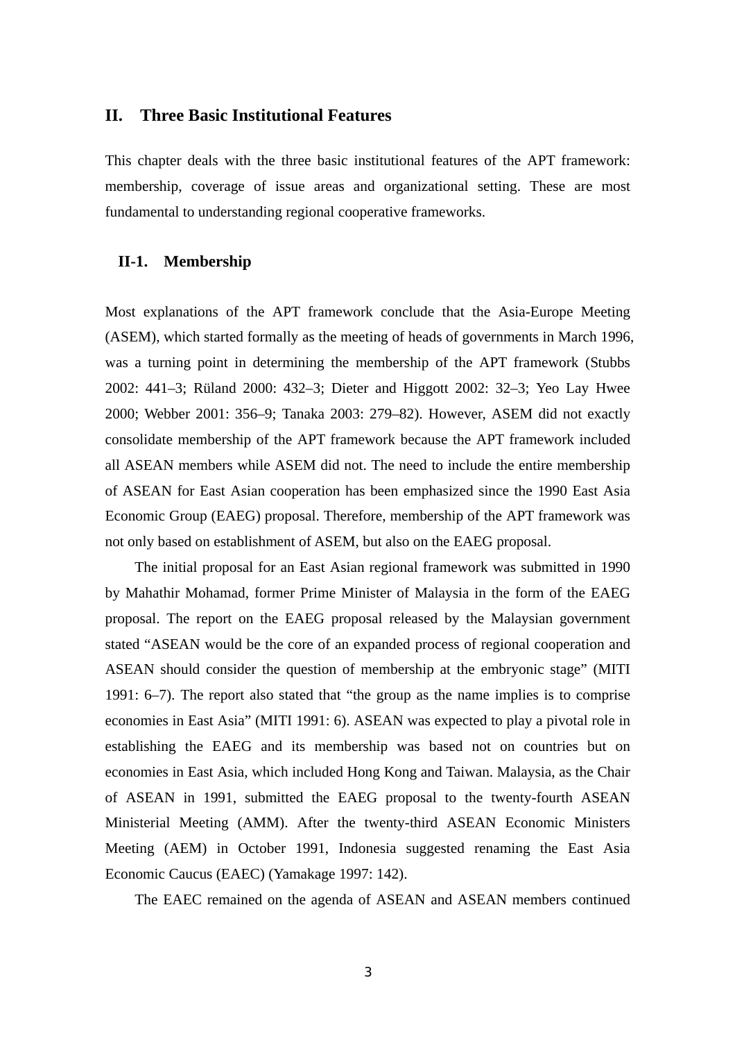## II. Three Basic Institutional Features

This chapter deals with the three basic institutional features of the APT framework: membership, coverage of issue areas and organizational setting. These are most fundamental to understanding regional cooperative frameworks.

### II-1. Membership

Most explanations of the APT framework conclude that the Asia-Europe Meeting (ASEM), which started formally as the meeting of heads of governments in March 1996, was a turning point in determining the membership of the APT framework (Stubbs 2002: 441–3; Rüland 2000: 432–3; Dieter and Higgott 2002: 32–3; Yeo Lay Hwee 2000; Webber 2001: 356–9; Tanaka 2003: 279–82). However, ASEM did not exactly consolidate membership of the APT framework because the APT framework included all ASEAN members while ASEM did not. The need to include the entire membership of ASEAN for East Asian cooperation has been emphasized since the 1990 East Asia Economic Group (EAEG) proposal. Therefore, membership of the APT framework was not only based on establishment of ASEM, but also on the EAEG proposal.

The initial proposal for an East Asian regional framework was submitted in 1990 by Mahathir Mohamad, former Prime Minister of Malaysia in the form of the EAEG proposal. The report on the EAEG proposal released by the Malaysian government stated "ASEAN would be the core of an expanded process of regional cooperation and ASEAN should consider the question of membership at the embryonic stage" (MITI 1991: 6–7). The report also stated that "the group as the name implies is to comprise economies in East Asia" (MITI 1991: 6). ASEAN was expected to play a pivotal role in establishing the EAEG and its membership was based not on countries but on economies in East Asia, which included Hong Kong and Taiwan. Malaysia, as the Chair of ASEAN in 1991, submitted the EAEG proposal to the twenty-fourth ASEAN Ministerial Meeting (AMM). After the twenty-third ASEAN Economic Ministers Meeting (AEM) in October 1991, Indonesia suggested renaming the East Asia Economic Caucus (EAEC) (Yamakage 1997: 142).

The EAEC remained on the agenda of ASEAN and ASEAN members continued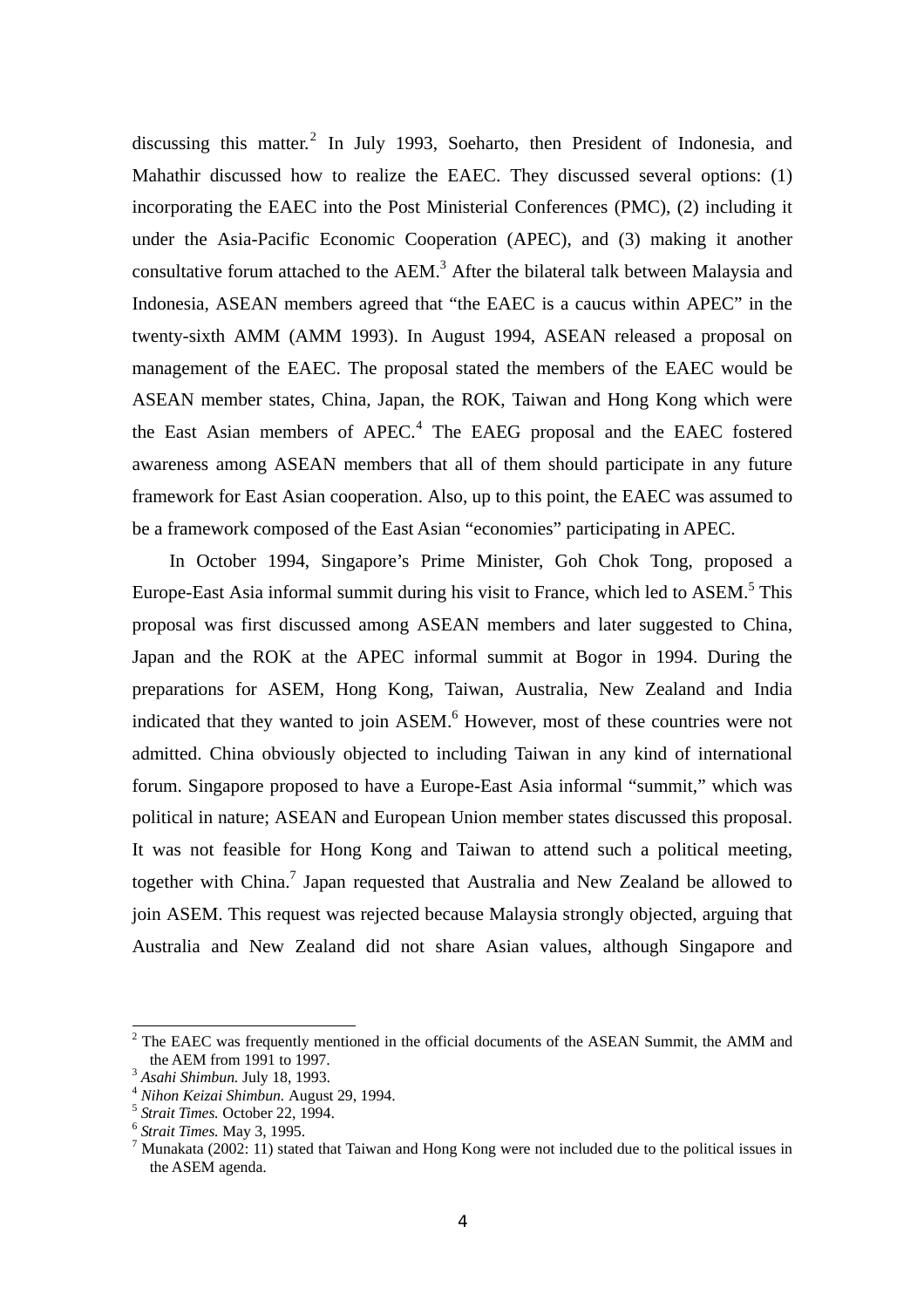discussing this matter.[2] In July 1993, Soeharto, then President of Indonesia, and Mahathir discussed how to realize the EAEC. They discussed several options: (1) incorporating the EAEC into the Post Ministerial Conferences (PMC), (2) including it under the Asia-Pacific Economic Cooperation (APEC), and (3) making it another consultative forum attached to the AEM.[3] After the bilateral talk between Malaysia and Indonesia, ASEAN members agreed that "the EAEC is a caucus within APEC" in the twenty-sixth AMM (AMM 1993). In August 1994, ASEAN released a proposal on management of the EAEC. The proposal stated the members of the EAEC would be ASEAN member states, China, Japan, the ROK, Taiwan and Hong Kong which were the East Asian members of APEC.[4] The EAEG proposal and the EAEC fostered awareness among ASEAN members that all of them should participate in any future framework for East Asian cooperation. Also, up to this point, the EAEC was assumed to be a framework composed of the East Asian "economies" participating in APEC.

In October 1994, Singapore's Prime Minister, Goh Chok Tong, proposed a Europe-East Asia informal summit during his visit to France, which led to ASEM.[5] This proposal was first discussed among ASEAN members and later suggested to China, Japan and the ROK at the APEC informal summit at Bogor in 1994. During the preparations for ASEM, Hong Kong, Taiwan, Australia, New Zealand and India indicated that they wanted to join ASEM.[6] However, most of these countries were not admitted. China obviously objected to including Taiwan in any kind of international forum. Singapore proposed to have a Europe-East Asia informal "summit," which was political in nature; ASEAN and European Union member states discussed this proposal. It was not feasible for Hong Kong and Taiwan to attend such a political meeting, together with China.[7] Japan requested that Australia and New Zealand be allowed to join ASEM. This request was rejected because Malaysia strongly objected, arguing that Australia and New Zealand did not share Asian values, although Singapore and

---

[2] The EAEC was frequently mentioned in the official documents of the ASEAN Summit, the AMM and the AEM from 1991 to 1997.

[3] *Asahi Shimbun.* July 18, 1993.

[4] *Nihon Keizai Shimbun.* August 29, 1994.

[5] *Strait Times.* October 22, 1994.

[6] *Strait Times.* May 3, 1995.

[7] Munakata (2002: 11) stated that Taiwan and Hong Kong were not included due to the political issues in the ASEM agenda.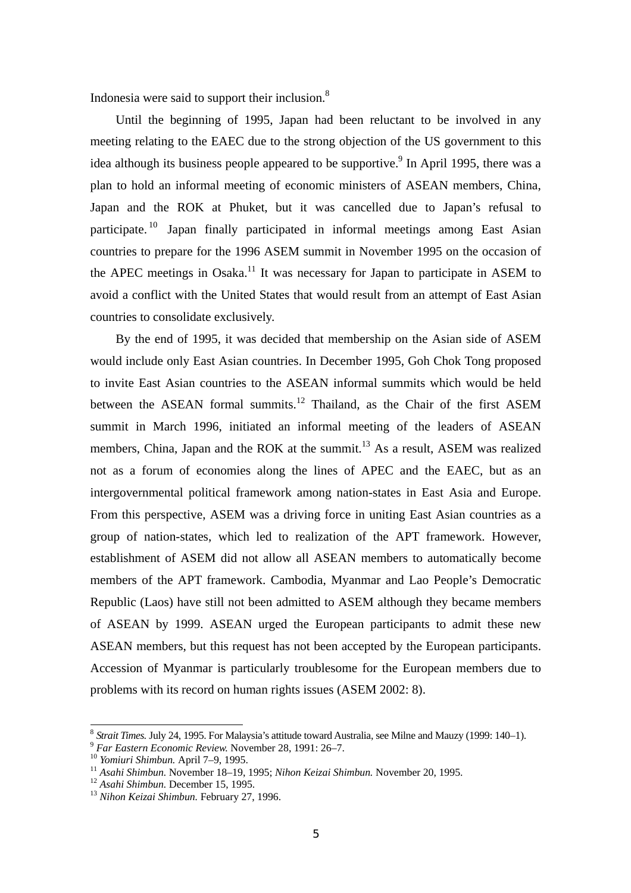Indonesia were said to support their inclusion.[8]

Until the beginning of 1995, Japan had been reluctant to be involved in any meeting relating to the EAEC due to the strong objection of the US government to this idea although its business people appeared to be supportive.[9] In April 1995, there was a plan to hold an informal meeting of economic ministers of ASEAN members, China, Japan and the ROK at Phuket, but it was cancelled due to Japan's refusal to participate.[10] Japan finally participated in informal meetings among East Asian countries to prepare for the 1996 ASEM summit in November 1995 on the occasion of the APEC meetings in Osaka.[11] It was necessary for Japan to participate in ASEM to avoid a conflict with the United States that would result from an attempt of East Asian countries to consolidate exclusively.

By the end of 1995, it was decided that membership on the Asian side of ASEM would include only East Asian countries. In December 1995, Goh Chok Tong proposed to invite East Asian countries to the ASEAN informal summits which would be held between the ASEAN formal summits.[12] Thailand, as the Chair of the first ASEM summit in March 1996, initiated an informal meeting of the leaders of ASEAN members, China, Japan and the ROK at the summit.[13] As a result, ASEM was realized not as a forum of economies along the lines of APEC and the EAEC, but as an intergovernmental political framework among nation-states in East Asia and Europe. From this perspective, ASEM was a driving force in uniting East Asian countries as a group of nation-states, which led to realization of the APT framework. However, establishment of ASEM did not allow all ASEAN members to automatically become members of the APT framework. Cambodia, Myanmar and Lao People's Democratic Republic (Laos) have still not been admitted to ASEM although they became members of ASEAN by 1999. ASEAN urged the European participants to admit these new ASEAN members, but this request has not been accepted by the European participants. Accession of Myanmar is particularly troublesome for the European members due to problems with its record on human rights issues (ASEM 2002: 8).

---

[8] *Strait Times.* July 24, 1995. For Malaysia's attitude toward Australia, see Milne and Mauzy (1999: 140–1).
[9] *Far Eastern Economic Review.* November 28, 1991: 26–7.
[10] *Yomiuri Shimbun.* April 7–9, 1995.
[11] *Asahi Shimbun.* November 18–19, 1995; *Nihon Keizai Shimbun.* November 20, 1995.
[12] *Asahi Shimbun.* December 15, 1995.
[13] *Nihon Keizai Shimbun.* February 27, 1996.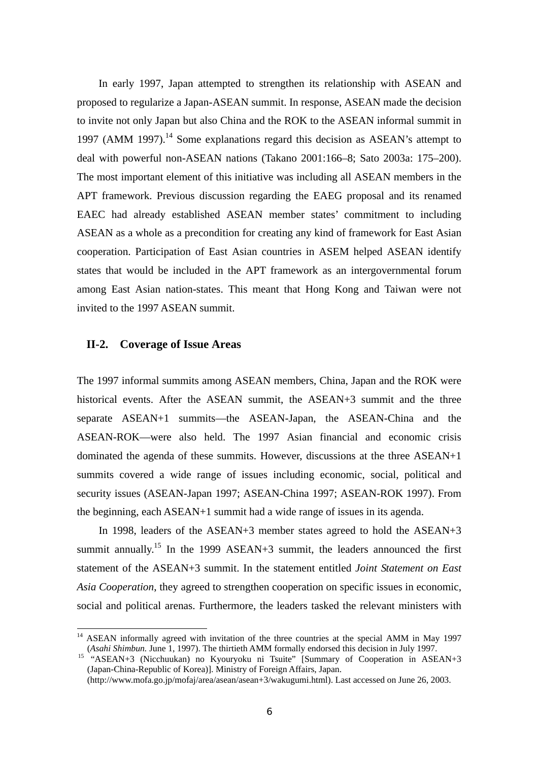In early 1997, Japan attempted to strengthen its relationship with ASEAN and proposed to regularize a Japan-ASEAN summit. In response, ASEAN made the decision to invite not only Japan but also China and the ROK to the ASEAN informal summit in 1997 (AMM 1997).[14] Some explanations regard this decision as ASEAN's attempt to deal with powerful non-ASEAN nations (Takano 2001:166–8; Sato 2003a: 175–200). The most important element of this initiative was including all ASEAN members in the APT framework. Previous discussion regarding the EAEG proposal and its renamed EAEC had already established ASEAN member states' commitment to including ASEAN as a whole as a precondition for creating any kind of framework for East Asian cooperation. Participation of East Asian countries in ASEM helped ASEAN identify states that would be included in the APT framework as an intergovernmental forum among East Asian nation-states. This meant that Hong Kong and Taiwan were not invited to the 1997 ASEAN summit.

## II-2. Coverage of Issue Areas

The 1997 informal summits among ASEAN members, China, Japan and the ROK were historical events. After the ASEAN summit, the ASEAN+3 summit and the three separate ASEAN+1 summits—the ASEAN-Japan, the ASEAN-China and the ASEAN-ROK—were also held. The 1997 Asian financial and economic crisis dominated the agenda of these summits. However, discussions at the three ASEAN+1 summits covered a wide range of issues including economic, social, political and security issues (ASEAN-Japan 1997; ASEAN-China 1997; ASEAN-ROK 1997). From the beginning, each ASEAN+1 summit had a wide range of issues in its agenda.

In 1998, leaders of the ASEAN+3 member states agreed to hold the ASEAN+3 summit annually.[15] In the 1999 ASEAN+3 summit, the leaders announced the first statement of the ASEAN+3 summit. In the statement entitled *Joint Statement on East Asia Cooperation*, they agreed to strengthen cooperation on specific issues in economic, social and political arenas. Furthermore, the leaders tasked the relevant ministers with

---

[14] ASEAN informally agreed with invitation of the three countries at the special AMM in May 1997 (*Asahi Shimbun.* June 1, 1997). The thirtieth AMM formally endorsed this decision in July 1997.

[15] "ASEAN+3 (Nicchuukan) no Kyouryoku ni Tsuite" [Summary of Cooperation in ASEAN+3 (Japan-China-Republic of Korea)]. Ministry of Foreign Affairs, Japan. (http://www.mofa.go.jp/mofaj/area/asean/asean+3/wakugumi.html). Last accessed on June 26, 2003.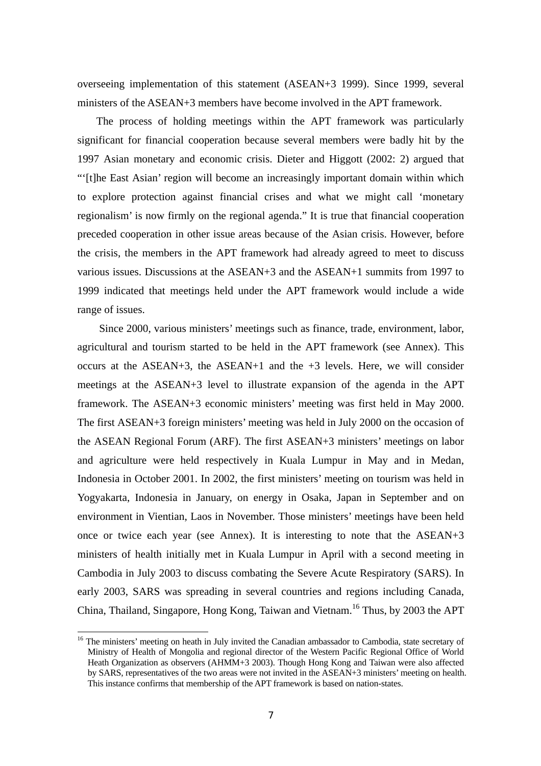overseeing implementation of this statement (ASEAN+3 1999). Since 1999, several ministers of the ASEAN+3 members have become involved in the APT framework.

The process of holding meetings within the APT framework was particularly significant for financial cooperation because several members were badly hit by the 1997 Asian monetary and economic crisis. Dieter and Higgott (2002: 2) argued that "'[t]he East Asian' region will become an increasingly important domain within which to explore protection against financial crises and what we might call 'monetary regionalism' is now firmly on the regional agenda." It is true that financial cooperation preceded cooperation in other issue areas because of the Asian crisis. However, before the crisis, the members in the APT framework had already agreed to meet to discuss various issues. Discussions at the ASEAN+3 and the ASEAN+1 summits from 1997 to 1999 indicated that meetings held under the APT framework would include a wide range of issues.

Since 2000, various ministers' meetings such as finance, trade, environment, labor, agricultural and tourism started to be held in the APT framework (see Annex). This occurs at the ASEAN+3, the ASEAN+1 and the +3 levels. Here, we will consider meetings at the ASEAN+3 level to illustrate expansion of the agenda in the APT framework. The ASEAN+3 economic ministers' meeting was first held in May 2000. The first ASEAN+3 foreign ministers' meeting was held in July 2000 on the occasion of the ASEAN Regional Forum (ARF). The first ASEAN+3 ministers' meetings on labor and agriculture were held respectively in Kuala Lumpur in May and in Medan, Indonesia in October 2001. In 2002, the first ministers' meeting on tourism was held in Yogyakarta, Indonesia in January, on energy in Osaka, Japan in September and on environment in Vientian, Laos in November. Those ministers' meetings have been held once or twice each year (see Annex). It is interesting to note that the ASEAN+3 ministers of health initially met in Kuala Lumpur in April with a second meeting in Cambodia in July 2003 to discuss combating the Severe Acute Respiratory (SARS). In early 2003, SARS was spreading in several countries and regions including Canada, China, Thailand, Singapore, Hong Kong, Taiwan and Vietnam.[16] Thus, by 2003 the APT

[16] The ministers' meeting on heath in July invited the Canadian ambassador to Cambodia, state secretary of Ministry of Health of Mongolia and regional director of the Western Pacific Regional Office of World Heath Organization as observers (AHMM+3 2003). Though Hong Kong and Taiwan were also affected by SARS, representatives of the two areas were not invited in the ASEAN+3 ministers' meeting on health. This instance confirms that membership of the APT framework is based on nation-states.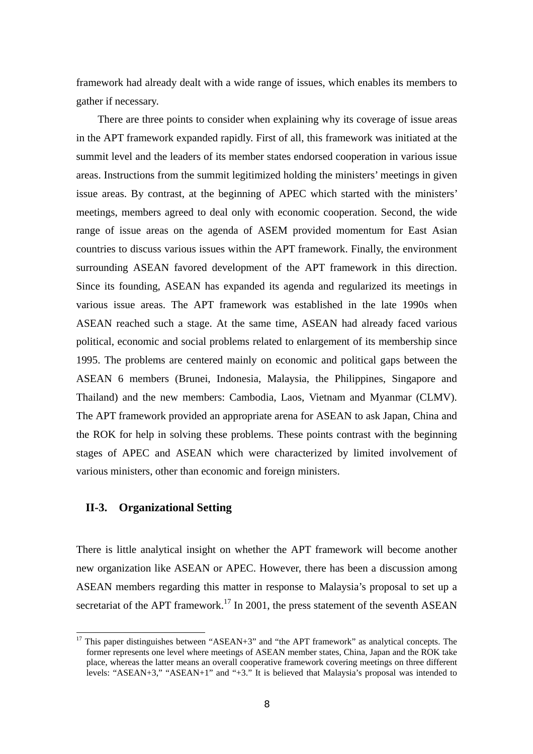framework had already dealt with a wide range of issues, which enables its members to gather if necessary.

There are three points to consider when explaining why its coverage of issue areas in the APT framework expanded rapidly. First of all, this framework was initiated at the summit level and the leaders of its member states endorsed cooperation in various issue areas. Instructions from the summit legitimized holding the ministers' meetings in given issue areas. By contrast, at the beginning of APEC which started with the ministers' meetings, members agreed to deal only with economic cooperation. Second, the wide range of issue areas on the agenda of ASEM provided momentum for East Asian countries to discuss various issues within the APT framework. Finally, the environment surrounding ASEAN favored development of the APT framework in this direction. Since its founding, ASEAN has expanded its agenda and regularized its meetings in various issue areas. The APT framework was established in the late 1990s when ASEAN reached such a stage. At the same time, ASEAN had already faced various political, economic and social problems related to enlargement of its membership since 1995. The problems are centered mainly on economic and political gaps between the ASEAN 6 members (Brunei, Indonesia, Malaysia, the Philippines, Singapore and Thailand) and the new members: Cambodia, Laos, Vietnam and Myanmar (CLMV). The APT framework provided an appropriate arena for ASEAN to ask Japan, China and the ROK for help in solving these problems. These points contrast with the beginning stages of APEC and ASEAN which were characterized by limited involvement of various ministers, other than economic and foreign ministers.

## II-3. Organizational Setting

There is little analytical insight on whether the APT framework will become another new organization like ASEAN or APEC. However, there has been a discussion among ASEAN members regarding this matter in response to Malaysia's proposal to set up a secretariat of the APT framework.[17] In 2001, the press statement of the seventh ASEAN

---

[17] This paper distinguishes between "ASEAN+3" and "the APT framework" as analytical concepts. The former represents one level where meetings of ASEAN member states, China, Japan and the ROK take place, whereas the latter means an overall cooperative framework covering meetings on three different levels: "ASEAN+3," "ASEAN+1" and "+3." It is believed that Malaysia's proposal was intended to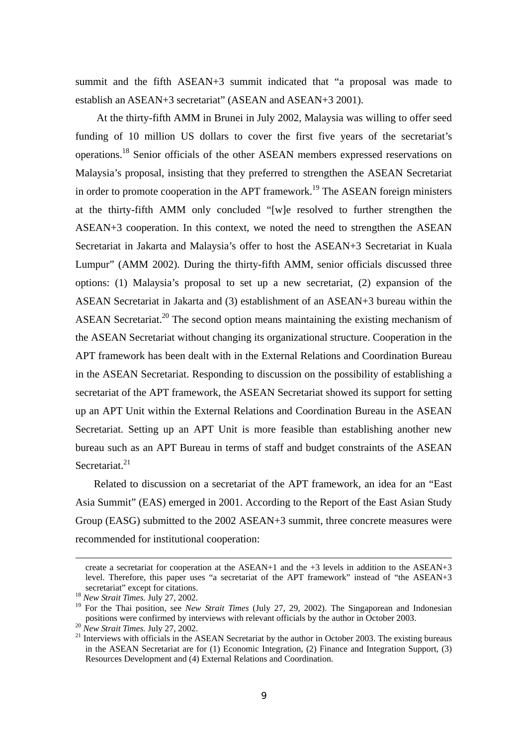summit and the fifth ASEAN+3 summit indicated that "a proposal was made to establish an ASEAN+3 secretariat" (ASEAN and ASEAN+3 2001).

At the thirty-fifth AMM in Brunei in July 2002, Malaysia was willing to offer seed funding of 10 million US dollars to cover the first five years of the secretariat's operations.[18] Senior officials of the other ASEAN members expressed reservations on Malaysia's proposal, insisting that they preferred to strengthen the ASEAN Secretariat in order to promote cooperation in the APT framework.[19] The ASEAN foreign ministers at the thirty-fifth AMM only concluded "[w]e resolved to further strengthen the ASEAN+3 cooperation. In this context, we noted the need to strengthen the ASEAN Secretariat in Jakarta and Malaysia's offer to host the ASEAN+3 Secretariat in Kuala Lumpur" (AMM 2002). During the thirty-fifth AMM, senior officials discussed three options: (1) Malaysia's proposal to set up a new secretariat, (2) expansion of the ASEAN Secretariat in Jakarta and (3) establishment of an ASEAN+3 bureau within the ASEAN Secretariat.[20] The second option means maintaining the existing mechanism of the ASEAN Secretariat without changing its organizational structure. Cooperation in the APT framework has been dealt with in the External Relations and Coordination Bureau in the ASEAN Secretariat. Responding to discussion on the possibility of establishing a secretariat of the APT framework, the ASEAN Secretariat showed its support for setting up an APT Unit within the External Relations and Coordination Bureau in the ASEAN Secretariat. Setting up an APT Unit is more feasible than establishing another new bureau such as an APT Bureau in terms of staff and budget constraints of the ASEAN Secretariat.[21]

Related to discussion on a secretariat of the APT framework, an idea for an "East Asia Summit" (EAS) emerged in 2001. According to the Report of the East Asian Study Group (EASG) submitted to the 2002 ASEAN+3 summit, three concrete measures were recommended for institutional cooperation:

---

create a secretariat for cooperation at the ASEAN+1 and the +3 levels in addition to the ASEAN+3 level. Therefore, this paper uses "a secretariat of the APT framework" instead of "the ASEAN+3 secretariat" except for citations.

[18] *New Strait Times.* July 27, 2002.

[19] For the Thai position, see *New Strait Times* (July 27, 29, 2002). The Singaporean and Indonesian positions were confirmed by interviews with relevant officials by the author in October 2003.

[20] *New Strait Times.* July 27, 2002.

[21] Interviews with officials in the ASEAN Secretariat by the author in October 2003. The existing bureaus in the ASEAN Secretariat are for (1) Economic Integration, (2) Finance and Integration Support, (3) Resources Development and (4) External Relations and Coordination.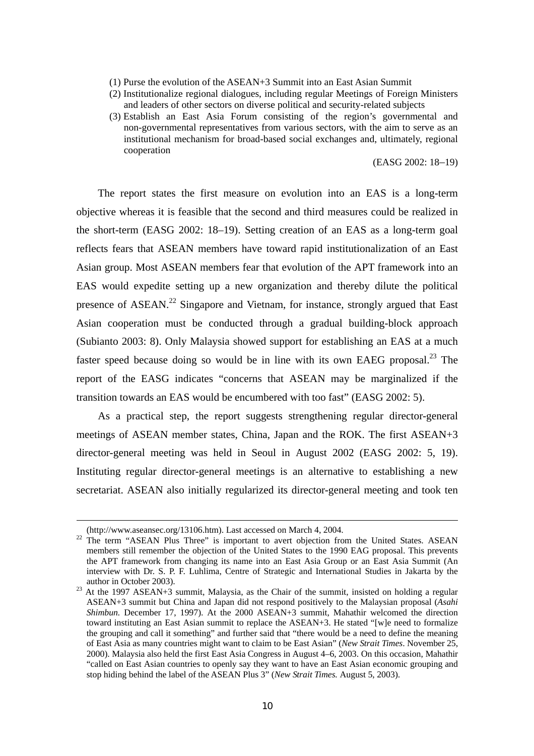(1) Purse the evolution of the ASEAN+3 Summit into an East Asian Summit
(2) Institutionalize regional dialogues, including regular Meetings of Foreign Ministers and leaders of other sectors on diverse political and security-related subjects
(3) Establish an East Asia Forum consisting of the region's governmental and non-governmental representatives from various sectors, with the aim to serve as an institutional mechanism for broad-based social exchanges and, ultimately, regional cooperation

(EASG 2002: 18–19)

The report states the first measure on evolution into an EAS is a long-term objective whereas it is feasible that the second and third measures could be realized in the short-term (EASG 2002: 18–19). Setting creation of an EAS as a long-term goal reflects fears that ASEAN members have toward rapid institutionalization of an East Asian group. Most ASEAN members fear that evolution of the APT framework into an EAS would expedite setting up a new organization and thereby dilute the political presence of ASEAN.[22] Singapore and Vietnam, for instance, strongly argued that East Asian cooperation must be conducted through a gradual building-block approach (Subianto 2003: 8). Only Malaysia showed support for establishing an EAS at a much faster speed because doing so would be in line with its own EAEG proposal.[23] The report of the EASG indicates "concerns that ASEAN may be marginalized if the transition towards an EAS would be encumbered with too fast" (EASG 2002: 5).

As a practical step, the report suggests strengthening regular director-general meetings of ASEAN member states, China, Japan and the ROK. The first ASEAN+3 director-general meeting was held in Seoul in August 2002 (EASG 2002: 5, 19). Instituting regular director-general meetings is an alternative to establishing a new secretariat. ASEAN also initially regularized its director-general meeting and took ten

---

(http://www.aseansec.org/13106.htm). Last accessed on March 4, 2004.

[22] The term "ASEAN Plus Three" is important to avert objection from the United States. ASEAN members still remember the objection of the United States to the 1990 EAG proposal. This prevents the APT framework from changing its name into an East Asia Group or an East Asia Summit (An interview with Dr. S. P. F. Luhlima, Centre of Strategic and International Studies in Jakarta by the author in October 2003).

[23] At the 1997 ASEAN+3 summit, Malaysia, as the Chair of the summit, insisted on holding a regular ASEAN+3 summit but China and Japan did not respond positively to the Malaysian proposal (*Asahi Shimbun.* December 17, 1997). At the 2000 ASEAN+3 summit, Mahathir welcomed the direction toward instituting an East Asian summit to replace the ASEAN+3. He stated "[w]e need to formalize the grouping and call it something" and further said that "there would be a need to define the meaning of East Asia as many countries might want to claim to be East Asian" (*New Strait Times*. November 25, 2000). Malaysia also held the first East Asia Congress in August 4–6, 2003. On this occasion, Mahathir "called on East Asian countries to openly say they want to have an East Asian economic grouping and stop hiding behind the label of the ASEAN Plus 3" (*New Strait Times.* August 5, 2003).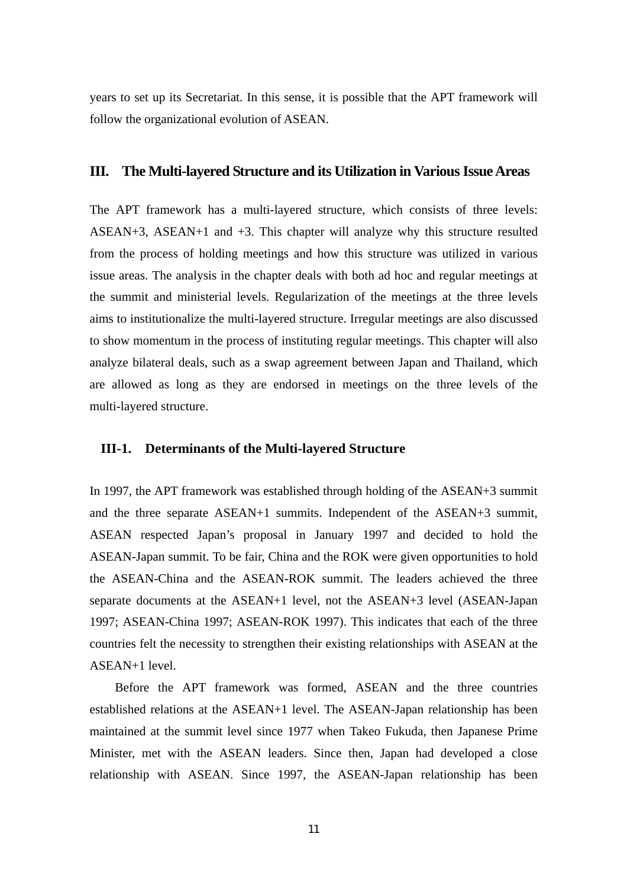years to set up its Secretariat. In this sense, it is possible that the APT framework will follow the organizational evolution of ASEAN.

## III. The Multi-layered Structure and its Utilization in Various Issue Areas

The APT framework has a multi-layered structure, which consists of three levels: ASEAN+3, ASEAN+1 and +3. This chapter will analyze why this structure resulted from the process of holding meetings and how this structure was utilized in various issue areas. The analysis in the chapter deals with both ad hoc and regular meetings at the summit and ministerial levels. Regularization of the meetings at the three levels aims to institutionalize the multi-layered structure. Irregular meetings are also discussed to show momentum in the process of instituting regular meetings. This chapter will also analyze bilateral deals, such as a swap agreement between Japan and Thailand, which are allowed as long as they are endorsed in meetings on the three levels of the multi-layered structure.

### III-1. Determinants of the Multi-layered Structure

In 1997, the APT framework was established through holding of the ASEAN+3 summit and the three separate ASEAN+1 summits. Independent of the ASEAN+3 summit, ASEAN respected Japan's proposal in January 1997 and decided to hold the ASEAN-Japan summit. To be fair, China and the ROK were given opportunities to hold the ASEAN-China and the ASEAN-ROK summit. The leaders achieved the three separate documents at the ASEAN+1 level, not the ASEAN+3 level (ASEAN-Japan 1997; ASEAN-China 1997; ASEAN-ROK 1997). This indicates that each of the three countries felt the necessity to strengthen their existing relationships with ASEAN at the ASEAN+1 level.

Before the APT framework was formed, ASEAN and the three countries established relations at the ASEAN+1 level. The ASEAN-Japan relationship has been maintained at the summit level since 1977 when Takeo Fukuda, then Japanese Prime Minister, met with the ASEAN leaders. Since then, Japan had developed a close relationship with ASEAN. Since 1997, the ASEAN-Japan relationship has been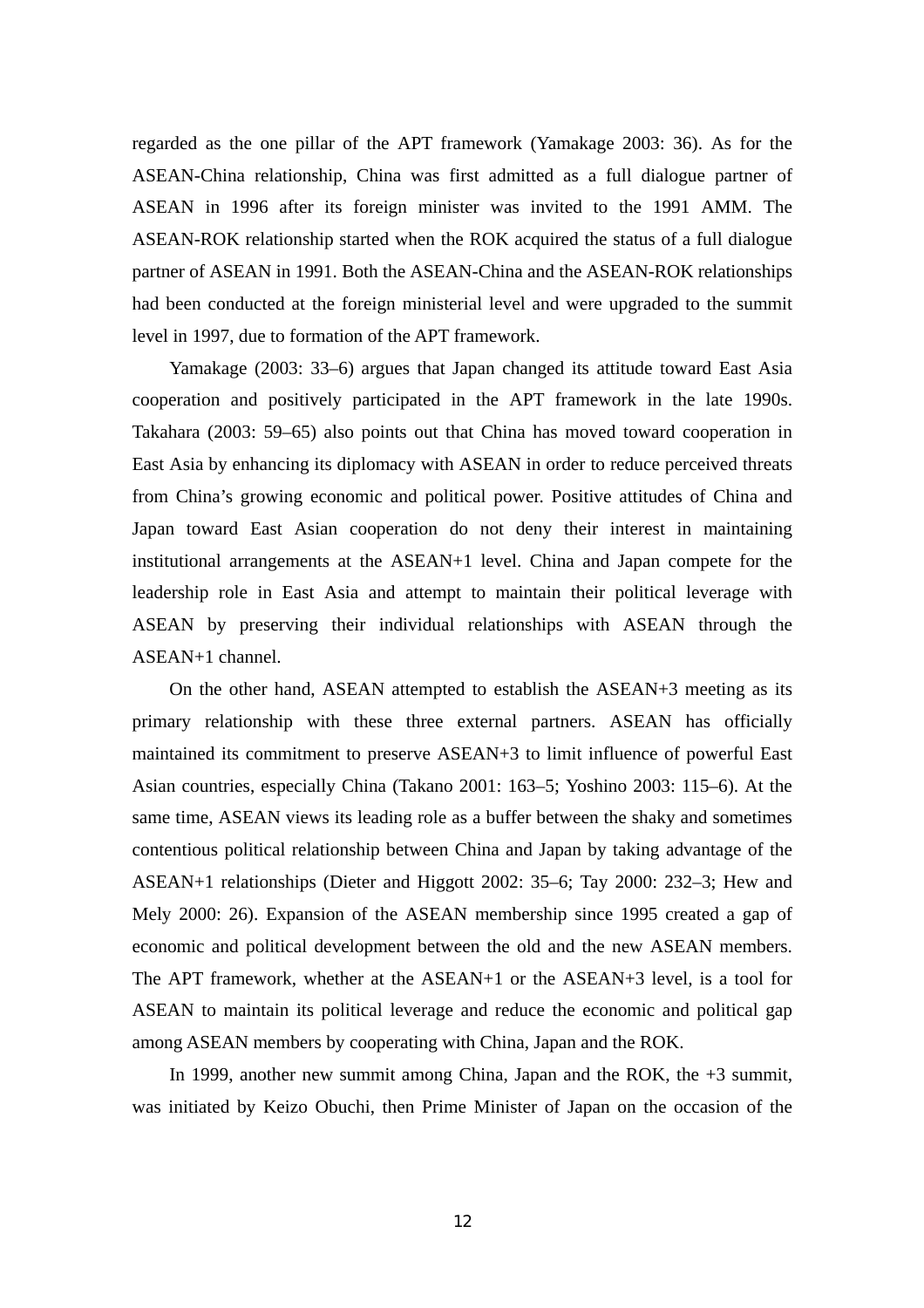regarded as the one pillar of the APT framework (Yamakage 2003: 36). As for the ASEAN-China relationship, China was first admitted as a full dialogue partner of ASEAN in 1996 after its foreign minister was invited to the 1991 AMM. The ASEAN-ROK relationship started when the ROK acquired the status of a full dialogue partner of ASEAN in 1991. Both the ASEAN-China and the ASEAN-ROK relationships had been conducted at the foreign ministerial level and were upgraded to the summit level in 1997, due to formation of the APT framework.

Yamakage (2003: 33–6) argues that Japan changed its attitude toward East Asia cooperation and positively participated in the APT framework in the late 1990s. Takahara (2003: 59–65) also points out that China has moved toward cooperation in East Asia by enhancing its diplomacy with ASEAN in order to reduce perceived threats from China's growing economic and political power. Positive attitudes of China and Japan toward East Asian cooperation do not deny their interest in maintaining institutional arrangements at the ASEAN+1 level. China and Japan compete for the leadership role in East Asia and attempt to maintain their political leverage with ASEAN by preserving their individual relationships with ASEAN through the ASEAN+1 channel.

On the other hand, ASEAN attempted to establish the ASEAN+3 meeting as its primary relationship with these three external partners. ASEAN has officially maintained its commitment to preserve ASEAN+3 to limit influence of powerful East Asian countries, especially China (Takano 2001: 163–5; Yoshino 2003: 115–6). At the same time, ASEAN views its leading role as a buffer between the shaky and sometimes contentious political relationship between China and Japan by taking advantage of the ASEAN+1 relationships (Dieter and Higgott 2002: 35–6; Tay 2000: 232–3; Hew and Mely 2000: 26). Expansion of the ASEAN membership since 1995 created a gap of economic and political development between the old and the new ASEAN members. The APT framework, whether at the ASEAN+1 or the ASEAN+3 level, is a tool for ASEAN to maintain its political leverage and reduce the economic and political gap among ASEAN members by cooperating with China, Japan and the ROK.

In 1999, another new summit among China, Japan and the ROK, the +3 summit, was initiated by Keizo Obuchi, then Prime Minister of Japan on the occasion of the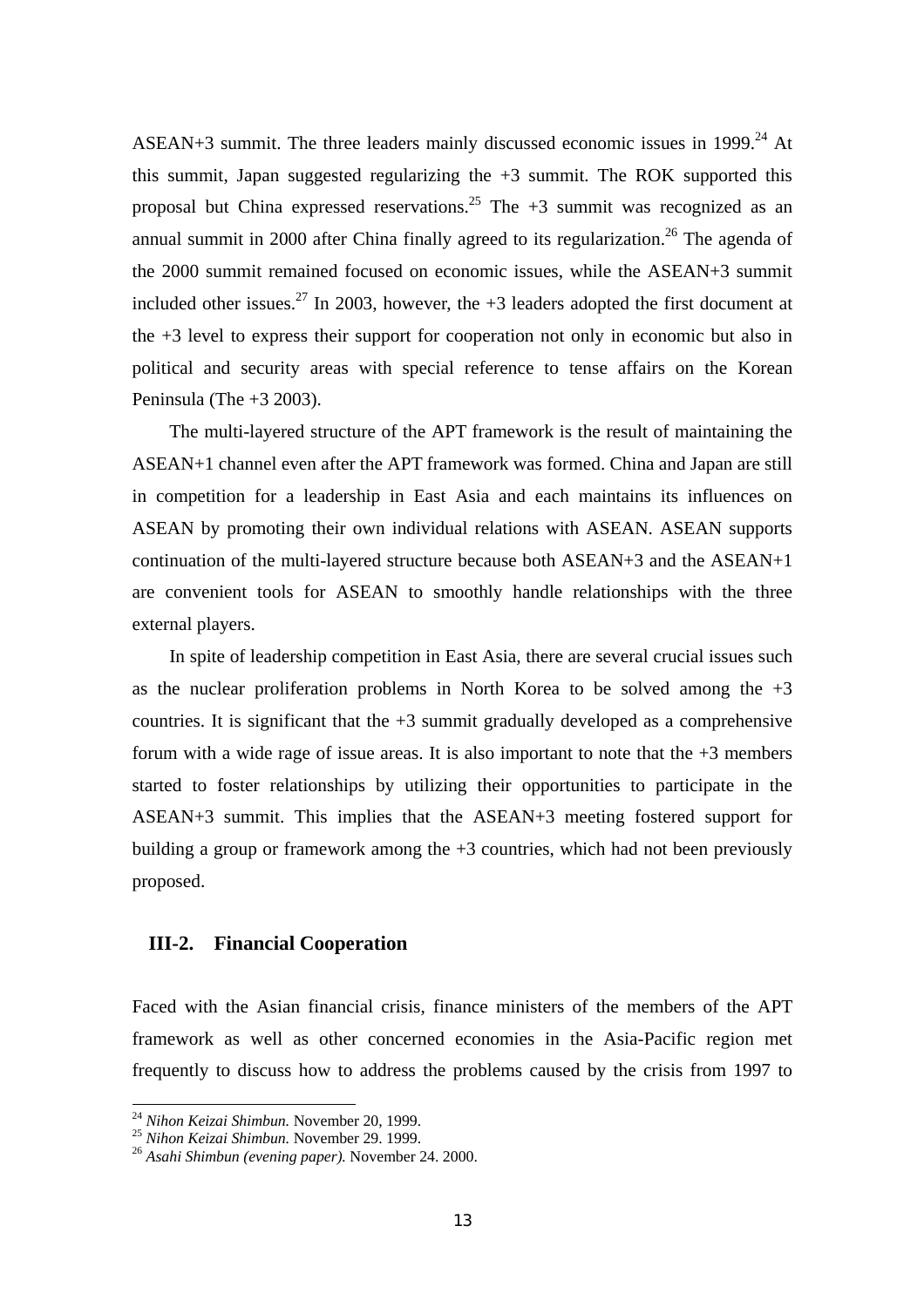ASEAN+3 summit. The three leaders mainly discussed economic issues in 1999.[24] At this summit, Japan suggested regularizing the +3 summit. The ROK supported this proposal but China expressed reservations.[25] The +3 summit was recognized as an annual summit in 2000 after China finally agreed to its regularization.[26] The agenda of the 2000 summit remained focused on economic issues, while the ASEAN+3 summit included other issues.[27] In 2003, however, the +3 leaders adopted the first document at the +3 level to express their support for cooperation not only in economic but also in political and security areas with special reference to tense affairs on the Korean Peninsula (The +3 2003).

The multi-layered structure of the APT framework is the result of maintaining the ASEAN+1 channel even after the APT framework was formed. China and Japan are still in competition for a leadership in East Asia and each maintains its influences on ASEAN by promoting their own individual relations with ASEAN. ASEAN supports continuation of the multi-layered structure because both ASEAN+3 and the ASEAN+1 are convenient tools for ASEAN to smoothly handle relationships with the three external players.

In spite of leadership competition in East Asia, there are several crucial issues such as the nuclear proliferation problems in North Korea to be solved among the +3 countries. It is significant that the +3 summit gradually developed as a comprehensive forum with a wide rage of issue areas. It is also important to note that the +3 members started to foster relationships by utilizing their opportunities to participate in the ASEAN+3 summit. This implies that the ASEAN+3 meeting fostered support for building a group or framework among the +3 countries, which had not been previously proposed.

### III-2. Financial Cooperation

Faced with the Asian financial crisis, finance ministers of the members of the APT framework as well as other concerned economies in the Asia-Pacific region met frequently to discuss how to address the problems caused by the crisis from 1997 to

---

[24] *Nihon Keizai Shimbun.* November 20, 1999.
[25] *Nihon Keizai Shimbun.* November 29. 1999.
[26] *Asahi Shimbun (evening paper).* November 24. 2000.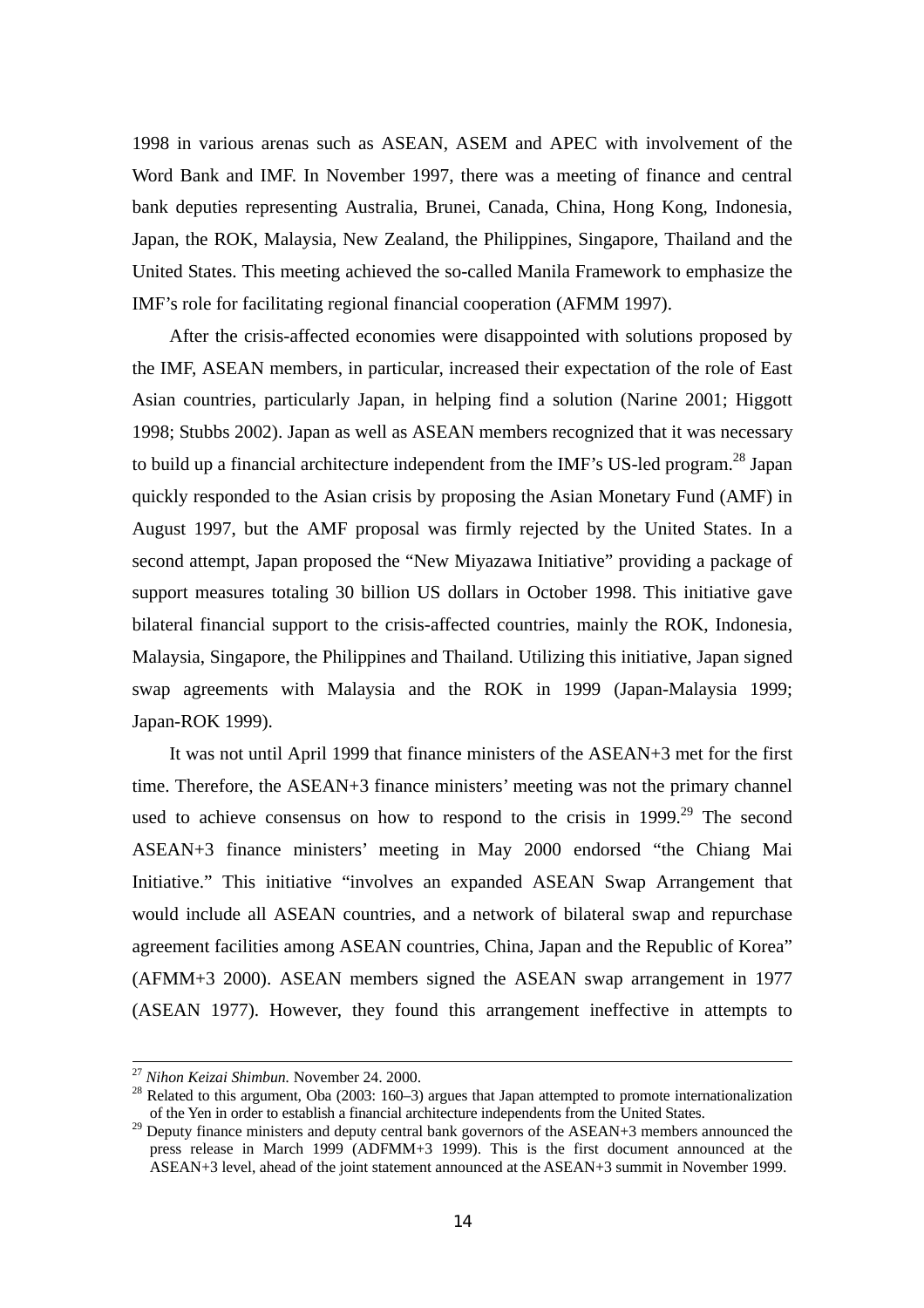1998 in various arenas such as ASEAN, ASEM and APEC with involvement of the Word Bank and IMF. In November 1997, there was a meeting of finance and central bank deputies representing Australia, Brunei, Canada, China, Hong Kong, Indonesia, Japan, the ROK, Malaysia, New Zealand, the Philippines, Singapore, Thailand and the United States. This meeting achieved the so-called Manila Framework to emphasize the IMF's role for facilitating regional financial cooperation (AFMM 1997).

After the crisis-affected economies were disappointed with solutions proposed by the IMF, ASEAN members, in particular, increased their expectation of the role of East Asian countries, particularly Japan, in helping find a solution (Narine 2001; Higgott 1998; Stubbs 2002). Japan as well as ASEAN members recognized that it was necessary to build up a financial architecture independent from the IMF's US-led program.[28] Japan quickly responded to the Asian crisis by proposing the Asian Monetary Fund (AMF) in August 1997, but the AMF proposal was firmly rejected by the United States. In a second attempt, Japan proposed the "New Miyazawa Initiative" providing a package of support measures totaling 30 billion US dollars in October 1998. This initiative gave bilateral financial support to the crisis-affected countries, mainly the ROK, Indonesia, Malaysia, Singapore, the Philippines and Thailand. Utilizing this initiative, Japan signed swap agreements with Malaysia and the ROK in 1999 (Japan-Malaysia 1999; Japan-ROK 1999).

It was not until April 1999 that finance ministers of the ASEAN+3 met for the first time. Therefore, the ASEAN+3 finance ministers' meeting was not the primary channel used to achieve consensus on how to respond to the crisis in 1999.[29] The second ASEAN+3 finance ministers' meeting in May 2000 endorsed "the Chiang Mai Initiative." This initiative "involves an expanded ASEAN Swap Arrangement that would include all ASEAN countries, and a network of bilateral swap and repurchase agreement facilities among ASEAN countries, China, Japan and the Republic of Korea" (AFMM+3 2000). ASEAN members signed the ASEAN swap arrangement in 1977 (ASEAN 1977). However, they found this arrangement ineffective in attempts to

---

[27] *Nihon Keizai Shimbun.* November 24. 2000.

[28] Related to this argument, Oba (2003: 160–3) argues that Japan attempted to promote internationalization of the Yen in order to establish a financial architecture independents from the United States.

[29] Deputy finance ministers and deputy central bank governors of the ASEAN+3 members announced the press release in March 1999 (ADFMM+3 1999). This is the first document announced at the ASEAN+3 level, ahead of the joint statement announced at the ASEAN+3 summit in November 1999.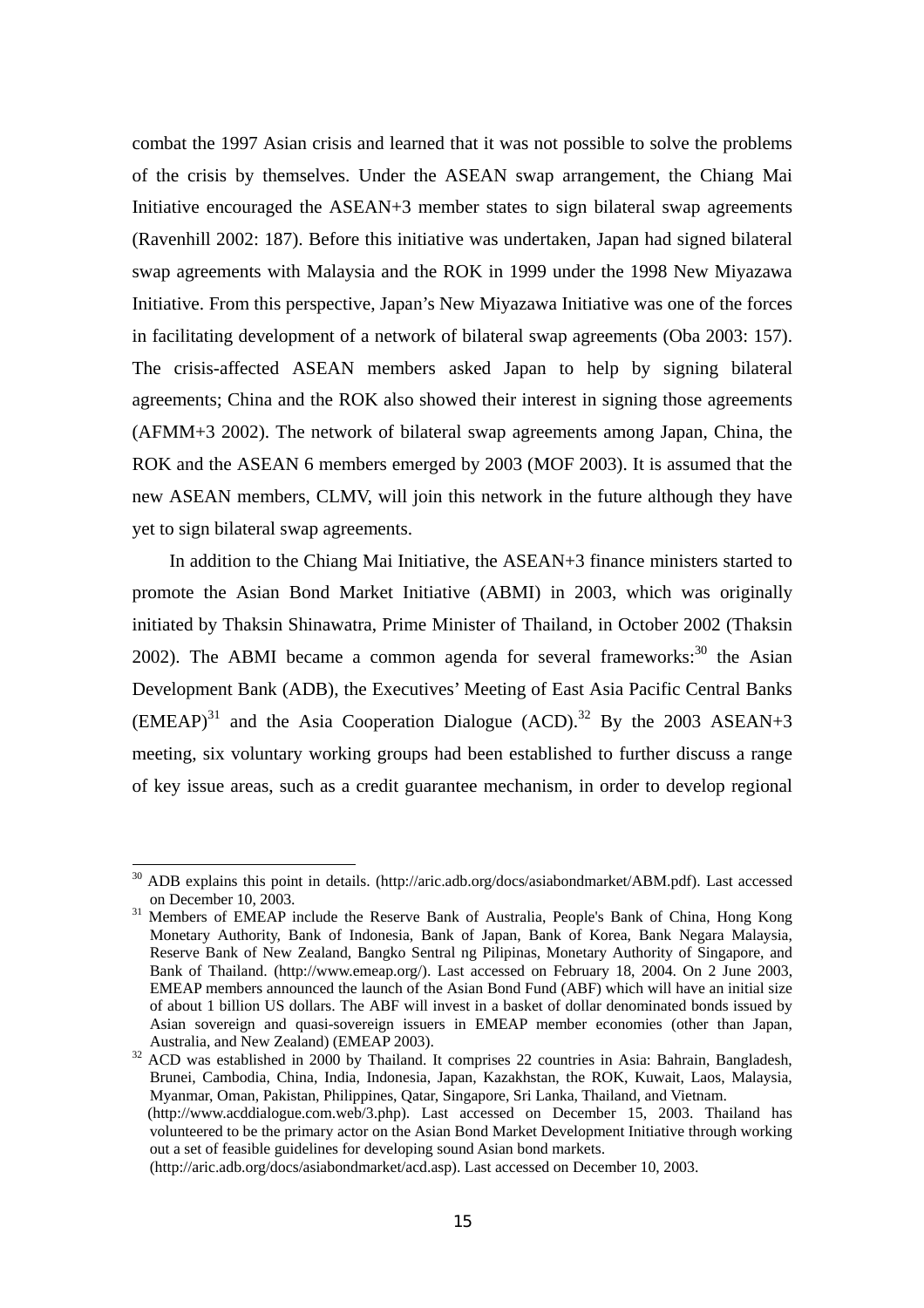combat the 1997 Asian crisis and learned that it was not possible to solve the problems of the crisis by themselves. Under the ASEAN swap arrangement, the Chiang Mai Initiative encouraged the ASEAN+3 member states to sign bilateral swap agreements (Ravenhill 2002: 187). Before this initiative was undertaken, Japan had signed bilateral swap agreements with Malaysia and the ROK in 1999 under the 1998 New Miyazawa Initiative. From this perspective, Japan's New Miyazawa Initiative was one of the forces in facilitating development of a network of bilateral swap agreements (Oba 2003: 157). The crisis-affected ASEAN members asked Japan to help by signing bilateral agreements; China and the ROK also showed their interest in signing those agreements (AFMM+3 2002). The network of bilateral swap agreements among Japan, China, the ROK and the ASEAN 6 members emerged by 2003 (MOF 2003). It is assumed that the new ASEAN members, CLMV, will join this network in the future although they have yet to sign bilateral swap agreements.

In addition to the Chiang Mai Initiative, the ASEAN+3 finance ministers started to promote the Asian Bond Market Initiative (ABMI) in 2003, which was originally initiated by Thaksin Shinawatra, Prime Minister of Thailand, in October 2002 (Thaksin 2002). The ABMI became a common agenda for several frameworks:[30] the Asian Development Bank (ADB), the Executives' Meeting of East Asia Pacific Central Banks (EMEAP)[31] and the Asia Cooperation Dialogue (ACD).[32] By the 2003 ASEAN+3 meeting, six voluntary working groups had been established to further discuss a range of key issue areas, such as a credit guarantee mechanism, in order to develop regional

---

[30] ADB explains this point in details. (http://aric.adb.org/docs/asiabondmarket/ABM.pdf). Last accessed on December 10, 2003.

[31] Members of EMEAP include the Reserve Bank of Australia, People's Bank of China, Hong Kong Monetary Authority, Bank of Indonesia, Bank of Japan, Bank of Korea, Bank Negara Malaysia, Reserve Bank of New Zealand, Bangko Sentral ng Pilipinas, Monetary Authority of Singapore, and Bank of Thailand. (http://www.emeap.org/). Last accessed on February 18, 2004. On 2 June 2003, EMEAP members announced the launch of the Asian Bond Fund (ABF) which will have an initial size of about 1 billion US dollars. The ABF will invest in a basket of dollar denominated bonds issued by Asian sovereign and quasi-sovereign issuers in EMEAP member economies (other than Japan, Australia, and New Zealand) (EMEAP 2003).

[32] ACD was established in 2000 by Thailand. It comprises 22 countries in Asia: Bahrain, Bangladesh, Brunei, Cambodia, China, India, Indonesia, Japan, Kazakhstan, the ROK, Kuwait, Laos, Malaysia, Myanmar, Oman, Pakistan, Philippines, Qatar, Singapore, Sri Lanka, Thailand, and Vietnam. (http://www.acddialogue.com.web/3.php). Last accessed on December 15, 2003. Thailand has volunteered to be the primary actor on the Asian Bond Market Development Initiative through working out a set of feasible guidelines for developing sound Asian bond markets. (http://aric.adb.org/docs/asiabondmarket/acd.asp). Last accessed on December 10, 2003.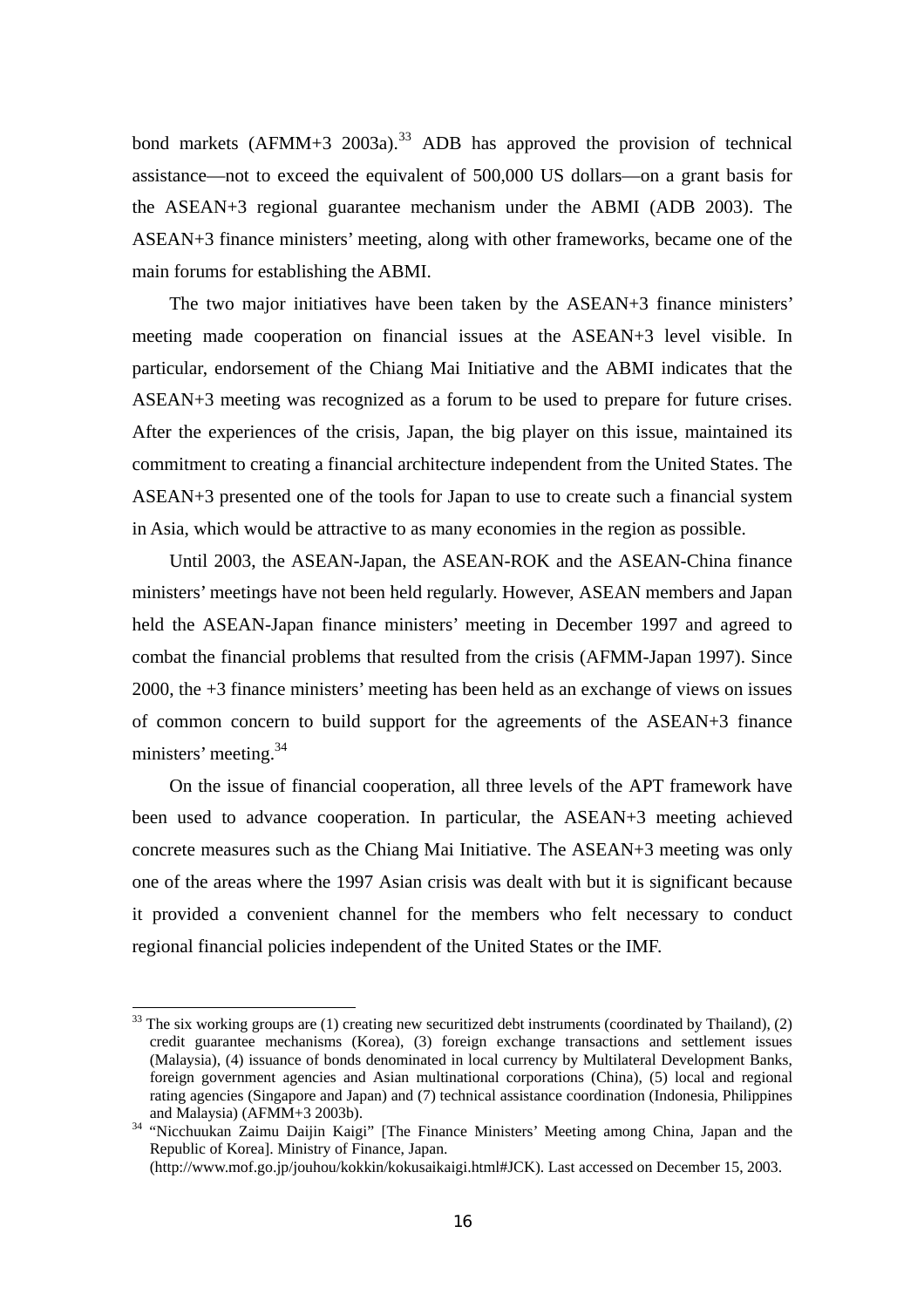bond markets (AFMM+3 2003a).[33] ADB has approved the provision of technical assistance—not to exceed the equivalent of 500,000 US dollars—on a grant basis for the ASEAN+3 regional guarantee mechanism under the ABMI (ADB 2003). The ASEAN+3 finance ministers' meeting, along with other frameworks, became one of the main forums for establishing the ABMI.

The two major initiatives have been taken by the ASEAN+3 finance ministers' meeting made cooperation on financial issues at the ASEAN+3 level visible. In particular, endorsement of the Chiang Mai Initiative and the ABMI indicates that the ASEAN+3 meeting was recognized as a forum to be used to prepare for future crises. After the experiences of the crisis, Japan, the big player on this issue, maintained its commitment to creating a financial architecture independent from the United States. The ASEAN+3 presented one of the tools for Japan to use to create such a financial system in Asia, which would be attractive to as many economies in the region as possible.

Until 2003, the ASEAN-Japan, the ASEAN-ROK and the ASEAN-China finance ministers' meetings have not been held regularly. However, ASEAN members and Japan held the ASEAN-Japan finance ministers' meeting in December 1997 and agreed to combat the financial problems that resulted from the crisis (AFMM-Japan 1997). Since 2000, the +3 finance ministers' meeting has been held as an exchange of views on issues of common concern to build support for the agreements of the ASEAN+3 finance ministers' meeting.[34]

On the issue of financial cooperation, all three levels of the APT framework have been used to advance cooperation. In particular, the ASEAN+3 meeting achieved concrete measures such as the Chiang Mai Initiative. The ASEAN+3 meeting was only one of the areas where the 1997 Asian crisis was dealt with but it is significant because it provided a convenient channel for the members who felt necessary to conduct regional financial policies independent of the United States or the IMF.

---

[33] The six working groups are (1) creating new securitized debt instruments (coordinated by Thailand), (2) credit guarantee mechanisms (Korea), (3) foreign exchange transactions and settlement issues (Malaysia), (4) issuance of bonds denominated in local currency by Multilateral Development Banks, foreign government agencies and Asian multinational corporations (China), (5) local and regional rating agencies (Singapore and Japan) and (7) technical assistance coordination (Indonesia, Philippines and Malaysia) (AFMM+3 2003b).

[34] "Nicchuukan Zaimu Daijin Kaigi" [The Finance Ministers' Meeting among China, Japan and the Republic of Korea]. Ministry of Finance, Japan. (http://www.mof.go.jp/jouhou/kokkin/kokusaikaigi.html#JCK). Last accessed on December 15, 2003.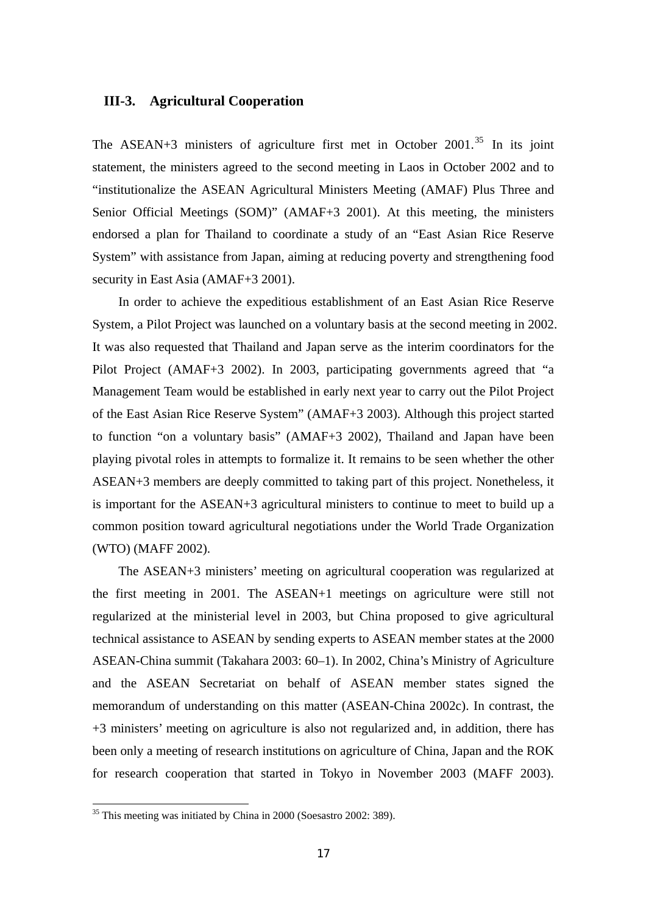### III-3. Agricultural Cooperation

The ASEAN+3 ministers of agriculture first met in October 2001.[35] In its joint statement, the ministers agreed to the second meeting in Laos in October 2002 and to "institutionalize the ASEAN Agricultural Ministers Meeting (AMAF) Plus Three and Senior Official Meetings (SOM)" (AMAF+3 2001). At this meeting, the ministers endorsed a plan for Thailand to coordinate a study of an "East Asian Rice Reserve System" with assistance from Japan, aiming at reducing poverty and strengthening food security in East Asia (AMAF+3 2001).

In order to achieve the expeditious establishment of an East Asian Rice Reserve System, a Pilot Project was launched on a voluntary basis at the second meeting in 2002. It was also requested that Thailand and Japan serve as the interim coordinators for the Pilot Project (AMAF+3 2002). In 2003, participating governments agreed that "a Management Team would be established in early next year to carry out the Pilot Project of the East Asian Rice Reserve System" (AMAF+3 2003). Although this project started to function "on a voluntary basis" (AMAF+3 2002), Thailand and Japan have been playing pivotal roles in attempts to formalize it. It remains to be seen whether the other ASEAN+3 members are deeply committed to taking part of this project. Nonetheless, it is important for the ASEAN+3 agricultural ministers to continue to meet to build up a common position toward agricultural negotiations under the World Trade Organization (WTO) (MAFF 2002).

The ASEAN+3 ministers' meeting on agricultural cooperation was regularized at the first meeting in 2001. The ASEAN+1 meetings on agriculture were still not regularized at the ministerial level in 2003, but China proposed to give agricultural technical assistance to ASEAN by sending experts to ASEAN member states at the 2000 ASEAN-China summit (Takahara 2003: 60–1). In 2002, China's Ministry of Agriculture and the ASEAN Secretariat on behalf of ASEAN member states signed the memorandum of understanding on this matter (ASEAN-China 2002c). In contrast, the +3 ministers' meeting on agriculture is also not regularized and, in addition, there has been only a meeting of research institutions on agriculture of China, Japan and the ROK for research cooperation that started in Tokyo in November 2003 (MAFF 2003).

[35] This meeting was initiated by China in 2000 (Soesastro 2002: 389).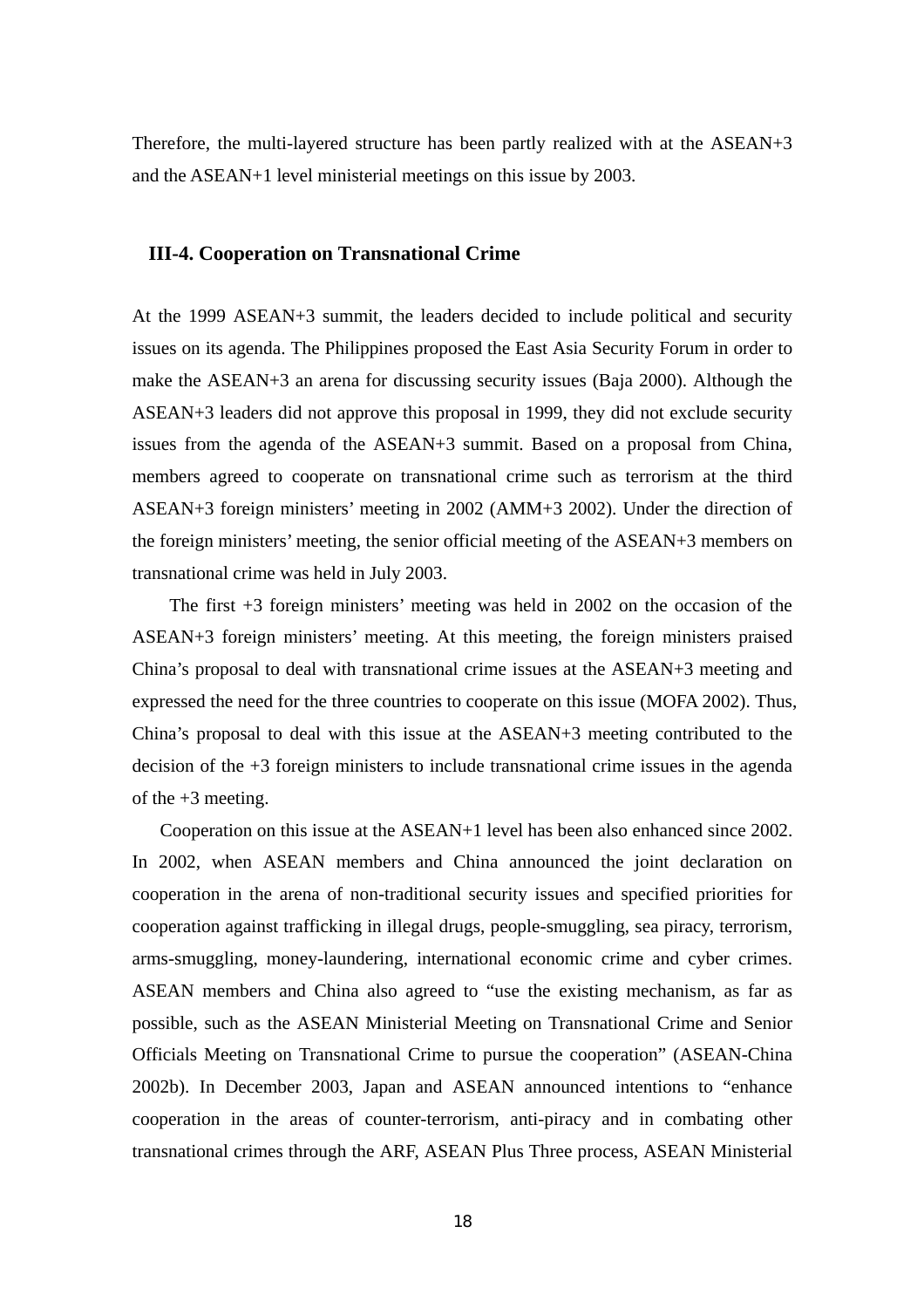Therefore, the multi-layered structure has been partly realized with at the ASEAN+3 and the ASEAN+1 level ministerial meetings on this issue by 2003.

### III-4. Cooperation on Transnational Crime

At the 1999 ASEAN+3 summit, the leaders decided to include political and security issues on its agenda. The Philippines proposed the East Asia Security Forum in order to make the ASEAN+3 an arena for discussing security issues (Baja 2000). Although the ASEAN+3 leaders did not approve this proposal in 1999, they did not exclude security issues from the agenda of the ASEAN+3 summit. Based on a proposal from China, members agreed to cooperate on transnational crime such as terrorism at the third ASEAN+3 foreign ministers' meeting in 2002 (AMM+3 2002). Under the direction of the foreign ministers' meeting, the senior official meeting of the ASEAN+3 members on transnational crime was held in July 2003.

The first +3 foreign ministers' meeting was held in 2002 on the occasion of the ASEAN+3 foreign ministers' meeting. At this meeting, the foreign ministers praised China's proposal to deal with transnational crime issues at the ASEAN+3 meeting and expressed the need for the three countries to cooperate on this issue (MOFA 2002). Thus, China's proposal to deal with this issue at the ASEAN+3 meeting contributed to the decision of the +3 foreign ministers to include transnational crime issues in the agenda of the +3 meeting.

Cooperation on this issue at the ASEAN+1 level has been also enhanced since 2002. In 2002, when ASEAN members and China announced the joint declaration on cooperation in the arena of non-traditional security issues and specified priorities for cooperation against trafficking in illegal drugs, people-smuggling, sea piracy, terrorism, arms-smuggling, money-laundering, international economic crime and cyber crimes. ASEAN members and China also agreed to "use the existing mechanism, as far as possible, such as the ASEAN Ministerial Meeting on Transnational Crime and Senior Officials Meeting on Transnational Crime to pursue the cooperation" (ASEAN-China 2002b). In December 2003, Japan and ASEAN announced intentions to "enhance cooperation in the areas of counter-terrorism, anti-piracy and in combating other transnational crimes through the ARF, ASEAN Plus Three process, ASEAN Ministerial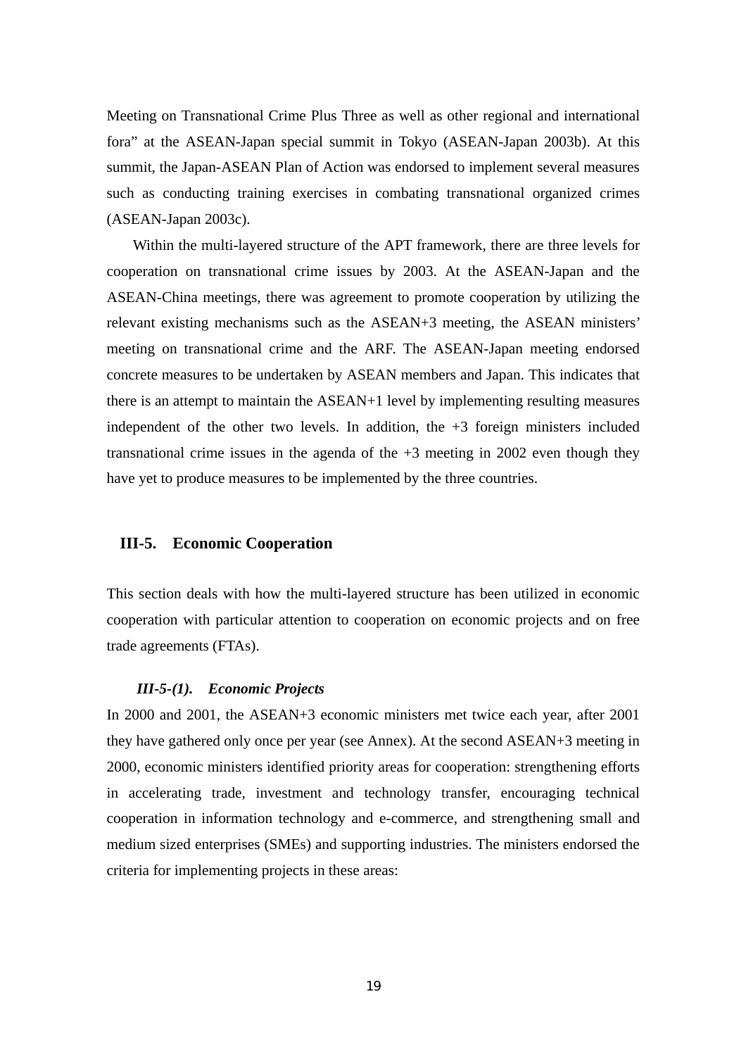Meeting on Transnational Crime Plus Three as well as other regional and international fora" at the ASEAN-Japan special summit in Tokyo (ASEAN-Japan 2003b). At this summit, the Japan-ASEAN Plan of Action was endorsed to implement several measures such as conducting training exercises in combating transnational organized crimes (ASEAN-Japan 2003c).

Within the multi-layered structure of the APT framework, there are three levels for cooperation on transnational crime issues by 2003. At the ASEAN-Japan and the ASEAN-China meetings, there was agreement to promote cooperation by utilizing the relevant existing mechanisms such as the ASEAN+3 meeting, the ASEAN ministers' meeting on transnational crime and the ARF. The ASEAN-Japan meeting endorsed concrete measures to be undertaken by ASEAN members and Japan. This indicates that there is an attempt to maintain the ASEAN+1 level by implementing resulting measures independent of the other two levels. In addition, the +3 foreign ministers included transnational crime issues in the agenda of the +3 meeting in 2002 even though they have yet to produce measures to be implemented by the three countries.

## III-5. Economic Cooperation

This section deals with how the multi-layered structure has been utilized in economic cooperation with particular attention to cooperation on economic projects and on free trade agreements (FTAs).

### *III-5-(1). Economic Projects*

In 2000 and 2001, the ASEAN+3 economic ministers met twice each year, after 2001 they have gathered only once per year (see Annex). At the second ASEAN+3 meeting in 2000, economic ministers identified priority areas for cooperation: strengthening efforts in accelerating trade, investment and technology transfer, encouraging technical cooperation in information technology and e-commerce, and strengthening small and medium sized enterprises (SMEs) and supporting industries. The ministers endorsed the criteria for implementing projects in these areas: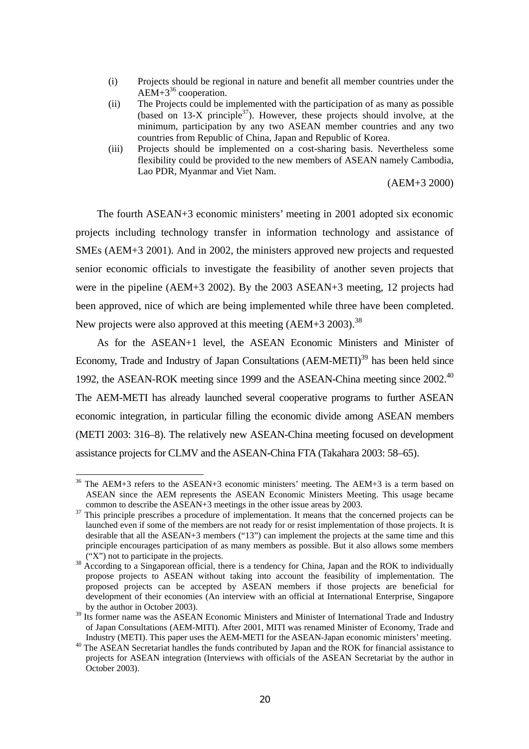(i) Projects should be regional in nature and benefit all member countries under the AEM+3[36] cooperation.

(ii) The Projects could be implemented with the participation of as many as possible (based on 13-X principle[37]). However, these projects should involve, at the minimum, participation by any two ASEAN member countries and any two countries from Republic of China, Japan and Republic of Korea.

(iii) Projects should be implemented on a cost-sharing basis. Nevertheless some flexibility could be provided to the new members of ASEAN namely Cambodia, Lao PDR, Myanmar and Viet Nam.

(AEM+3 2000)

The fourth ASEAN+3 economic ministers' meeting in 2001 adopted six economic projects including technology transfer in information technology and assistance of SMEs (AEM+3 2001). And in 2002, the ministers approved new projects and requested senior economic officials to investigate the feasibility of another seven projects that were in the pipeline (AEM+3 2002). By the 2003 ASEAN+3 meeting, 12 projects had been approved, nice of which are being implemented while three have been completed. New projects were also approved at this meeting (AEM+3 2003).[38]

As for the ASEAN+1 level, the ASEAN Economic Ministers and Minister of Economy, Trade and Industry of Japan Consultations (AEM-METI)[39] has been held since 1992, the ASEAN-ROK meeting since 1999 and the ASEAN-China meeting since 2002.[40] The AEM-METI has already launched several cooperative programs to further ASEAN economic integration, in particular filling the economic divide among ASEAN members (METI 2003: 316–8). The relatively new ASEAN-China meeting focused on development assistance projects for CLMV and the ASEAN-China FTA (Takahara 2003: 58–65).

---

[36] The AEM+3 refers to the ASEAN+3 economic ministers' meeting. The AEM+3 is a term based on ASEAN since the AEM represents the ASEAN Economic Ministers Meeting. This usage became common to describe the ASEAN+3 meetings in the other issue areas by 2003.

[37] This principle prescribes a procedure of implementation. It means that the concerned projects can be launched even if some of the members are not ready for or resist implementation of those projects. It is desirable that all the ASEAN+3 members ("13") can implement the projects at the same time and this principle encourages participation of as many members as possible. But it also allows some members ("X") not to participate in the projects.

[38] According to a Singaporean official, there is a tendency for China, Japan and the ROK to individually propose projects to ASEAN without taking into account the feasibility of implementation. The proposed projects can be accepted by ASEAN members if those projects are beneficial for development of their economies (An interview with an official at International Enterprise, Singapore by the author in October 2003).

[39] Its former name was the ASEAN Economic Ministers and Minister of International Trade and Industry of Japan Consultations (AEM-MITI). After 2001, MITI was renamed Minister of Economy, Trade and Industry (METI). This paper uses the AEM-METI for the ASEAN-Japan economic ministers' meeting.

[40] The ASEAN Secretariat handles the funds contributed by Japan and the ROK for financial assistance to projects for ASEAN integration (Interviews with officials of the ASEAN Secretariat by the author in October 2003).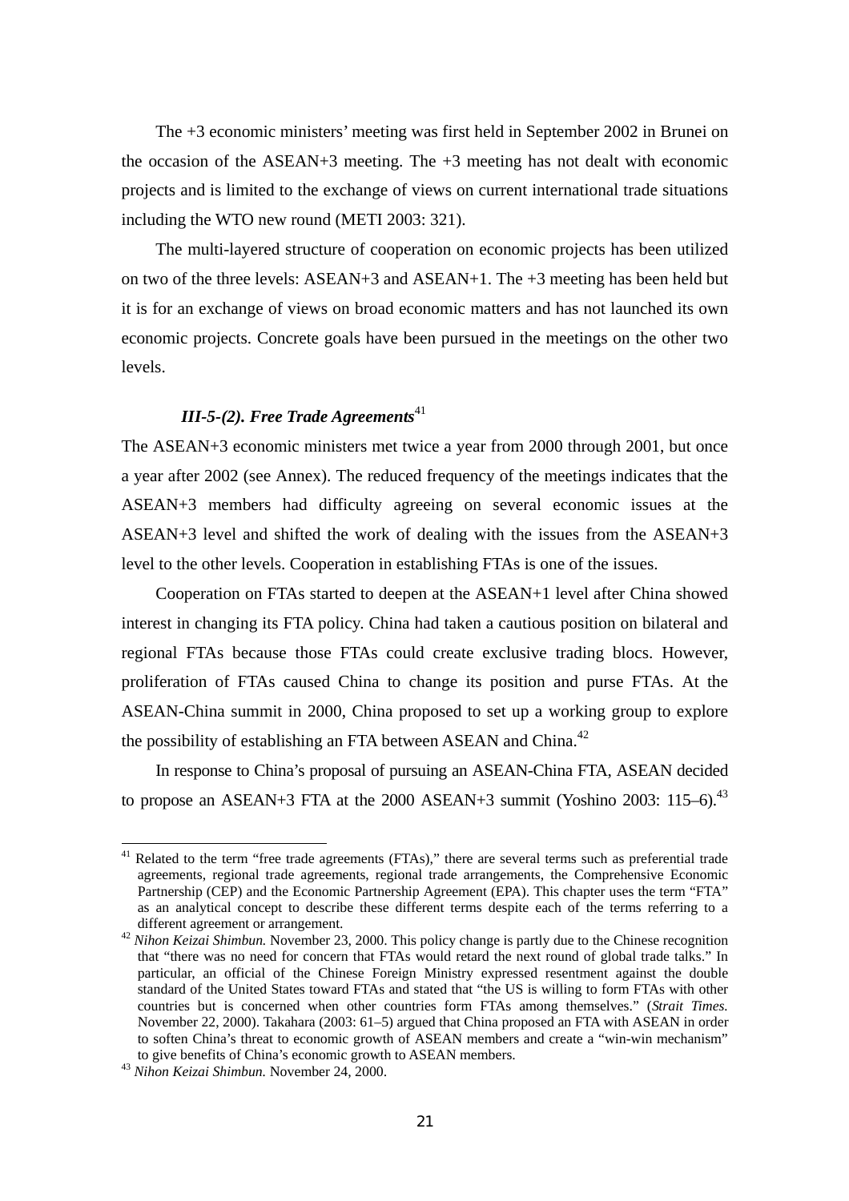The +3 economic ministers' meeting was first held in September 2002 in Brunei on the occasion of the ASEAN+3 meeting. The +3 meeting has not dealt with economic projects and is limited to the exchange of views on current international trade situations including the WTO new round (METI 2003: 321).

The multi-layered structure of cooperation on economic projects has been utilized on two of the three levels: ASEAN+3 and ASEAN+1. The +3 meeting has been held but it is for an exchange of views on broad economic matters and has not launched its own economic projects. Concrete goals have been pursued in the meetings on the other two levels.

### *III-5-(2). Free Trade Agreements*[41]

The ASEAN+3 economic ministers met twice a year from 2000 through 2001, but once a year after 2002 (see Annex). The reduced frequency of the meetings indicates that the ASEAN+3 members had difficulty agreeing on several economic issues at the ASEAN+3 level and shifted the work of dealing with the issues from the ASEAN+3 level to the other levels. Cooperation in establishing FTAs is one of the issues.

Cooperation on FTAs started to deepen at the ASEAN+1 level after China showed interest in changing its FTA policy. China had taken a cautious position on bilateral and regional FTAs because those FTAs could create exclusive trading blocs. However, proliferation of FTAs caused China to change its position and purse FTAs. At the ASEAN-China summit in 2000, China proposed to set up a working group to explore the possibility of establishing an FTA between ASEAN and China.[42]

In response to China's proposal of pursuing an ASEAN-China FTA, ASEAN decided to propose an ASEAN+3 FTA at the 2000 ASEAN+3 summit (Yoshino 2003: 115–6).[43]

---

[41] Related to the term "free trade agreements (FTAs)," there are several terms such as preferential trade agreements, regional trade agreements, regional trade arrangements, the Comprehensive Economic Partnership (CEP) and the Economic Partnership Agreement (EPA). This chapter uses the term "FTA" as an analytical concept to describe these different terms despite each of the terms referring to a different agreement or arrangement.

[42] *Nihon Keizai Shimbun.* November 23, 2000. This policy change is partly due to the Chinese recognition that "there was no need for concern that FTAs would retard the next round of global trade talks." In particular, an official of the Chinese Foreign Ministry expressed resentment against the double standard of the United States toward FTAs and stated that "the US is willing to form FTAs with other countries but is concerned when other countries form FTAs among themselves." (*Strait Times.* November 22, 2000). Takahara (2003: 61–5) argued that China proposed an FTA with ASEAN in order to soften China's threat to economic growth of ASEAN members and create a "win-win mechanism" to give benefits of China's economic growth to ASEAN members.

[43] *Nihon Keizai Shimbun.* November 24, 2000.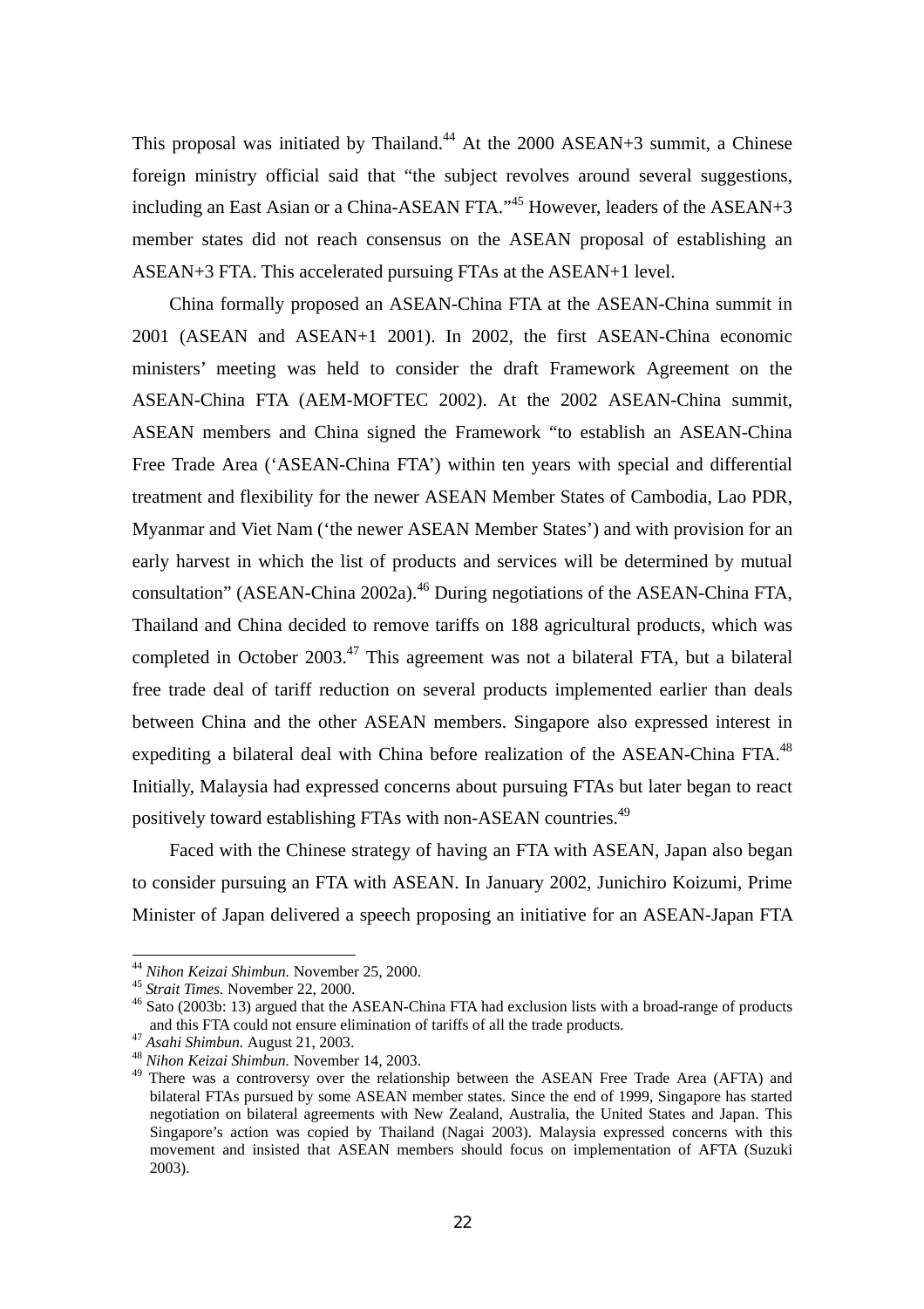This proposal was initiated by Thailand.[44] At the 2000 ASEAN+3 summit, a Chinese foreign ministry official said that "the subject revolves around several suggestions, including an East Asian or a China-ASEAN FTA."[45] However, leaders of the ASEAN+3 member states did not reach consensus on the ASEAN proposal of establishing an ASEAN+3 FTA. This accelerated pursuing FTAs at the ASEAN+1 level.

China formally proposed an ASEAN-China FTA at the ASEAN-China summit in 2001 (ASEAN and ASEAN+1 2001). In 2002, the first ASEAN-China economic ministers' meeting was held to consider the draft Framework Agreement on the ASEAN-China FTA (AEM-MOFTEC 2002). At the 2002 ASEAN-China summit, ASEAN members and China signed the Framework "to establish an ASEAN-China Free Trade Area ('ASEAN-China FTA') within ten years with special and differential treatment and flexibility for the newer ASEAN Member States of Cambodia, Lao PDR, Myanmar and Viet Nam ('the newer ASEAN Member States') and with provision for an early harvest in which the list of products and services will be determined by mutual consultation" (ASEAN-China 2002a).[46] During negotiations of the ASEAN-China FTA, Thailand and China decided to remove tariffs on 188 agricultural products, which was completed in October 2003.[47] This agreement was not a bilateral FTA, but a bilateral free trade deal of tariff reduction on several products implemented earlier than deals between China and the other ASEAN members. Singapore also expressed interest in expediting a bilateral deal with China before realization of the ASEAN-China FTA.[48] Initially, Malaysia had expressed concerns about pursuing FTAs but later began to react positively toward establishing FTAs with non-ASEAN countries.[49]

Faced with the Chinese strategy of having an FTA with ASEAN, Japan also began to consider pursuing an FTA with ASEAN. In January 2002, Junichiro Koizumi, Prime Minister of Japan delivered a speech proposing an initiative for an ASEAN-Japan FTA

---

[44] *Nihon Keizai Shimbun.* November 25, 2000.

[45] *Strait Times.* November 22, 2000.

[46] Sato (2003b: 13) argued that the ASEAN-China FTA had exclusion lists with a broad-range of products and this FTA could not ensure elimination of tariffs of all the trade products.

[47] *Asahi Shimbun.* August 21, 2003.

[48] *Nihon Keizai Shimbun.* November 14, 2003.

[49] There was a controversy over the relationship between the ASEAN Free Trade Area (AFTA) and bilateral FTAs pursued by some ASEAN member states. Since the end of 1999, Singapore has started negotiation on bilateral agreements with New Zealand, Australia, the United States and Japan. This Singapore's action was copied by Thailand (Nagai 2003). Malaysia expressed concerns with this movement and insisted that ASEAN members should focus on implementation of AFTA (Suzuki 2003).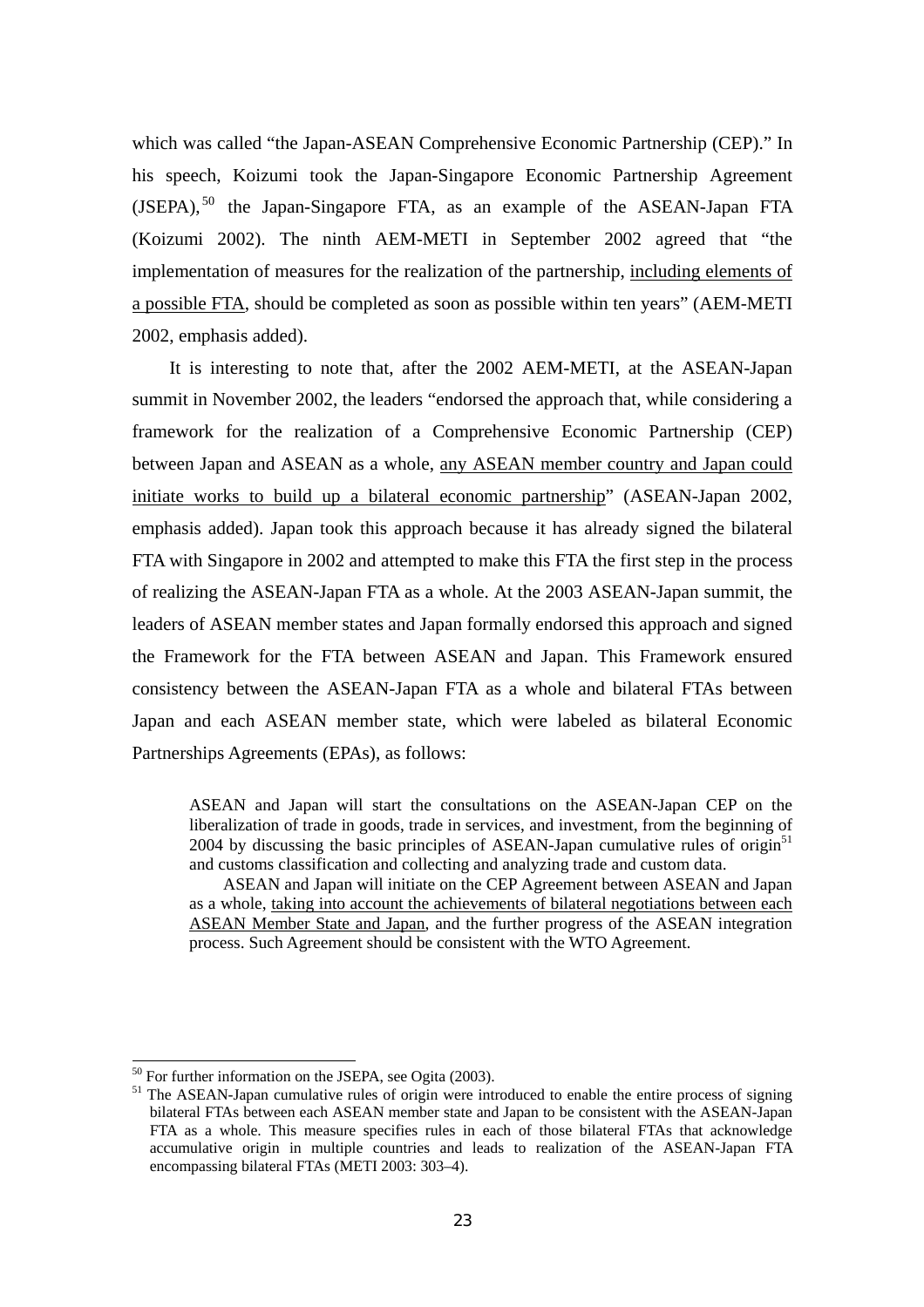which was called "the Japan-ASEAN Comprehensive Economic Partnership (CEP)." In his speech, Koizumi took the Japan-Singapore Economic Partnership Agreement (JSEPA),[50] the Japan-Singapore FTA, as an example of the ASEAN-Japan FTA (Koizumi 2002). The ninth AEM-METI in September 2002 agreed that "the implementation of measures for the realization of the partnership, <u>including elements of a possible FTA</u>, should be completed as soon as possible within ten years" (AEM-METI 2002, emphasis added).

It is interesting to note that, after the 2002 AEM-METI, at the ASEAN-Japan summit in November 2002, the leaders "endorsed the approach that, while considering a framework for the realization of a Comprehensive Economic Partnership (CEP) between Japan and ASEAN as a whole, <u>any ASEAN member country and Japan could initiate works to build up a bilateral economic partnership</u>" (ASEAN-Japan 2002, emphasis added). Japan took this approach because it has already signed the bilateral FTA with Singapore in 2002 and attempted to make this FTA the first step in the process of realizing the ASEAN-Japan FTA as a whole. At the 2003 ASEAN-Japan summit, the leaders of ASEAN member states and Japan formally endorsed this approach and signed the Framework for the FTA between ASEAN and Japan. This Framework ensured consistency between the ASEAN-Japan FTA as a whole and bilateral FTAs between Japan and each ASEAN member state, which were labeled as bilateral Economic Partnerships Agreements (EPAs), as follows:

> ASEAN and Japan will start the consultations on the ASEAN-Japan CEP on the liberalization of trade in goods, trade in services, and investment, from the beginning of 2004 by discussing the basic principles of ASEAN-Japan cumulative rules of origin[51] and customs classification and collecting and analyzing trade and custom data.
>
> ASEAN and Japan will initiate on the CEP Agreement between ASEAN and Japan as a whole, <u>taking into account the achievements of bilateral negotiations between each ASEAN Member State and Japan</u>, and the further progress of the ASEAN integration process. Such Agreement should be consistent with the WTO Agreement.

---

[50] For further information on the JSEPA, see Ogita (2003).

[51] The ASEAN-Japan cumulative rules of origin were introduced to enable the entire process of signing bilateral FTAs between each ASEAN member state and Japan to be consistent with the ASEAN-Japan FTA as a whole. This measure specifies rules in each of those bilateral FTAs that acknowledge accumulative origin in multiple countries and leads to realization of the ASEAN-Japan FTA encompassing bilateral FTAs (METI 2003: 303–4).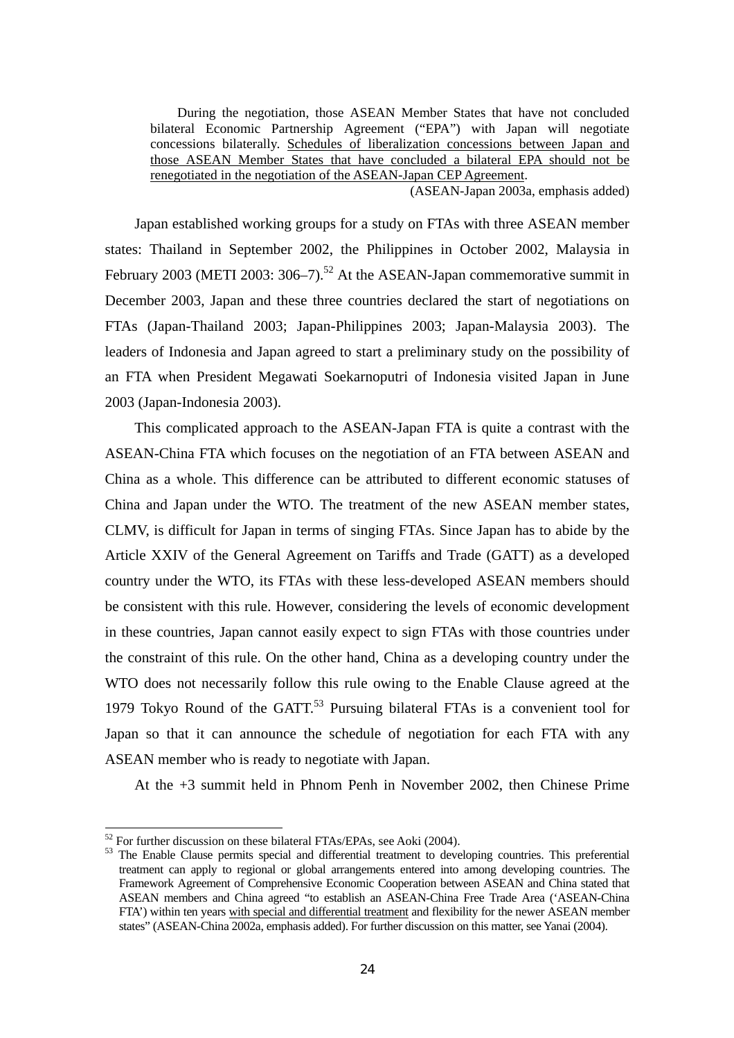> During the negotiation, those ASEAN Member States that have not concluded bilateral Economic Partnership Agreement ("EPA") with Japan will negotiate concessions bilaterally. <u>Schedules of liberalization concessions between Japan and those ASEAN Member States that have concluded a bilateral EPA should not be renegotiated in the negotiation of the ASEAN-Japan CEP Agreement</u>.
>
> (ASEAN-Japan 2003a, emphasis added)

Japan established working groups for a study on FTAs with three ASEAN member states: Thailand in September 2002, the Philippines in October 2002, Malaysia in February 2003 (METI 2003: 306–7).[52] At the ASEAN-Japan commemorative summit in December 2003, Japan and these three countries declared the start of negotiations on FTAs (Japan-Thailand 2003; Japan-Philippines 2003; Japan-Malaysia 2003). The leaders of Indonesia and Japan agreed to start a preliminary study on the possibility of an FTA when President Megawati Soekarnoputri of Indonesia visited Japan in June 2003 (Japan-Indonesia 2003).

This complicated approach to the ASEAN-Japan FTA is quite a contrast with the ASEAN-China FTA which focuses on the negotiation of an FTA between ASEAN and China as a whole. This difference can be attributed to different economic statuses of China and Japan under the WTO. The treatment of the new ASEAN member states, CLMV, is difficult for Japan in terms of singing FTAs. Since Japan has to abide by the Article XXIV of the General Agreement on Tariffs and Trade (GATT) as a developed country under the WTO, its FTAs with these less-developed ASEAN members should be consistent with this rule. However, considering the levels of economic development in these countries, Japan cannot easily expect to sign FTAs with those countries under the constraint of this rule. On the other hand, China as a developing country under the WTO does not necessarily follow this rule owing to the Enable Clause agreed at the 1979 Tokyo Round of the GATT.[53] Pursuing bilateral FTAs is a convenient tool for Japan so that it can announce the schedule of negotiation for each FTA with any ASEAN member who is ready to negotiate with Japan.

At the +3 summit held in Phnom Penh in November 2002, then Chinese Prime

---

[52] For further discussion on these bilateral FTAs/EPAs, see Aoki (2004).

[53] The Enable Clause permits special and differential treatment to developing countries. This preferential treatment can apply to regional or global arrangements entered into among developing countries. The Framework Agreement of Comprehensive Economic Cooperation between ASEAN and China stated that ASEAN members and China agreed "to establish an ASEAN-China Free Trade Area ('ASEAN-China FTA') within ten years <u>with special and differential treatment</u> and flexibility for the newer ASEAN member states" (ASEAN-China 2002a, emphasis added). For further discussion on this matter, see Yanai (2004).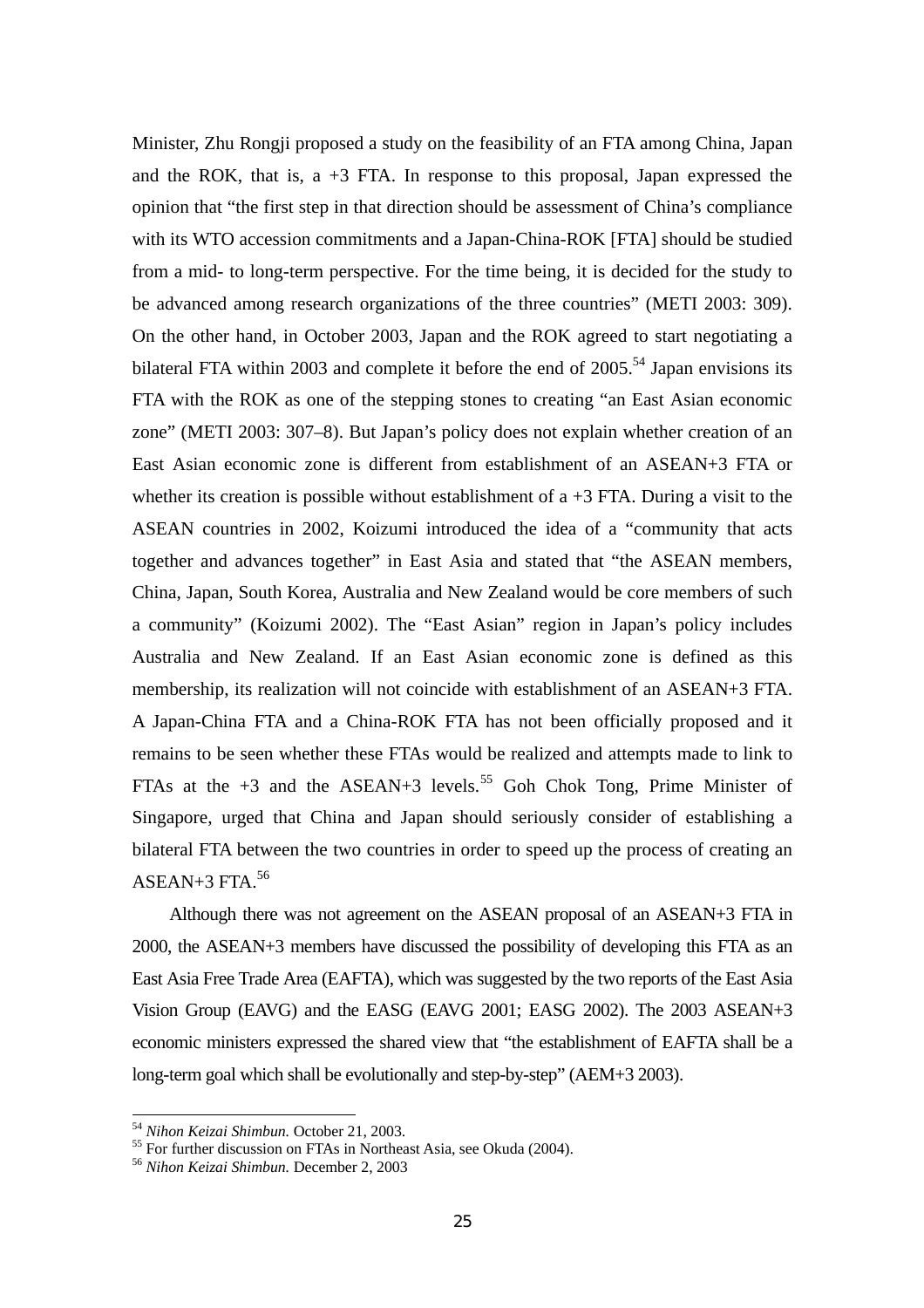Minister, Zhu Rongji proposed a study on the feasibility of an FTA among China, Japan and the ROK, that is, a +3 FTA. In response to this proposal, Japan expressed the opinion that "the first step in that direction should be assessment of China's compliance with its WTO accession commitments and a Japan-China-ROK [FTA] should be studied from a mid- to long-term perspective. For the time being, it is decided for the study to be advanced among research organizations of the three countries" (METI 2003: 309). On the other hand, in October 2003, Japan and the ROK agreed to start negotiating a bilateral FTA within 2003 and complete it before the end of 2005.[54] Japan envisions its FTA with the ROK as one of the stepping stones to creating "an East Asian economic zone" (METI 2003: 307–8). But Japan's policy does not explain whether creation of an East Asian economic zone is different from establishment of an ASEAN+3 FTA or whether its creation is possible without establishment of a +3 FTA. During a visit to the ASEAN countries in 2002, Koizumi introduced the idea of a "community that acts together and advances together" in East Asia and stated that "the ASEAN members, China, Japan, South Korea, Australia and New Zealand would be core members of such a community" (Koizumi 2002). The "East Asian" region in Japan's policy includes Australia and New Zealand. If an East Asian economic zone is defined as this membership, its realization will not coincide with establishment of an ASEAN+3 FTA. A Japan-China FTA and a China-ROK FTA has not been officially proposed and it remains to be seen whether these FTAs would be realized and attempts made to link to FTAs at the +3 and the ASEAN+3 levels.[55] Goh Chok Tong, Prime Minister of Singapore, urged that China and Japan should seriously consider of establishing a bilateral FTA between the two countries in order to speed up the process of creating an ASEAN+3 FTA.[56]

Although there was not agreement on the ASEAN proposal of an ASEAN+3 FTA in 2000, the ASEAN+3 members have discussed the possibility of developing this FTA as an East Asia Free Trade Area (EAFTA), which was suggested by the two reports of the East Asia Vision Group (EAVG) and the EASG (EAVG 2001; EASG 2002). The 2003 ASEAN+3 economic ministers expressed the shared view that "the establishment of EAFTA shall be a long-term goal which shall be evolutionally and step-by-step" (AEM+3 2003).

---

[54] *Nihon Keizai Shimbun.* October 21, 2003.

[55] For further discussion on FTAs in Northeast Asia, see Okuda (2004).

[56] *Nihon Keizai Shimbun.* December 2, 2003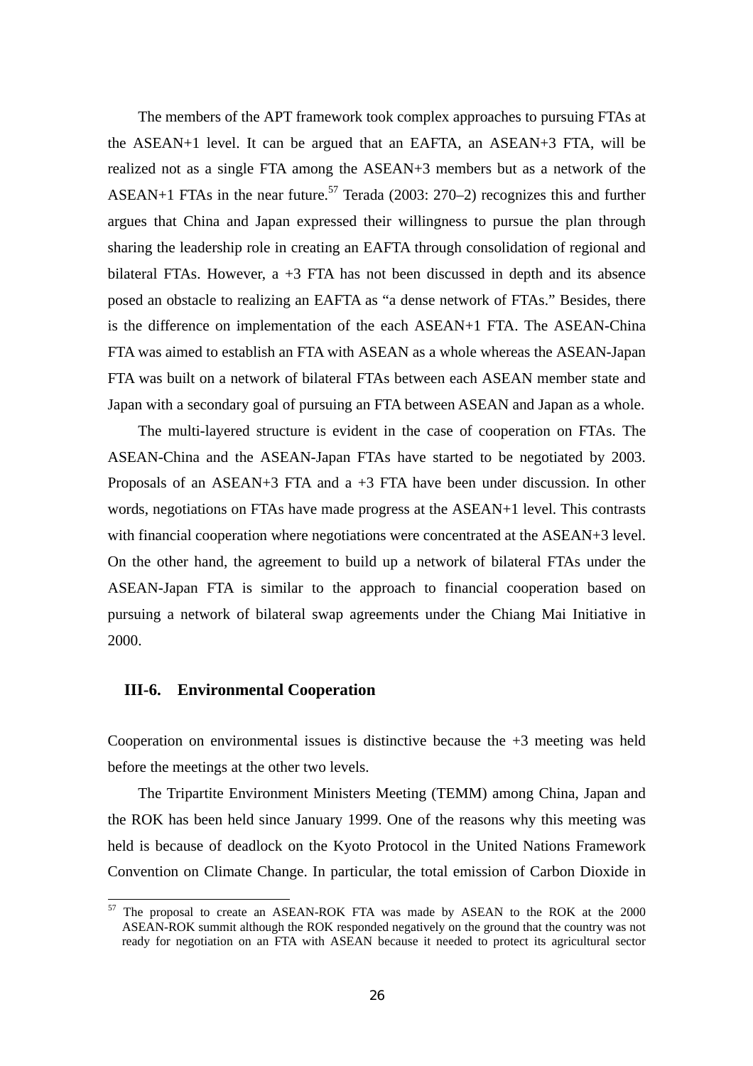The members of the APT framework took complex approaches to pursuing FTAs at the ASEAN+1 level. It can be argued that an EAFTA, an ASEAN+3 FTA, will be realized not as a single FTA among the ASEAN+3 members but as a network of the ASEAN+1 FTAs in the near future.[57] Terada (2003: 270–2) recognizes this and further argues that China and Japan expressed their willingness to pursue the plan through sharing the leadership role in creating an EAFTA through consolidation of regional and bilateral FTAs. However, a +3 FTA has not been discussed in depth and its absence posed an obstacle to realizing an EAFTA as "a dense network of FTAs." Besides, there is the difference on implementation of the each ASEAN+1 FTA. The ASEAN-China FTA was aimed to establish an FTA with ASEAN as a whole whereas the ASEAN-Japan FTA was built on a network of bilateral FTAs between each ASEAN member state and Japan with a secondary goal of pursuing an FTA between ASEAN and Japan as a whole.

The multi-layered structure is evident in the case of cooperation on FTAs. The ASEAN-China and the ASEAN-Japan FTAs have started to be negotiated by 2003. Proposals of an ASEAN+3 FTA and a +3 FTA have been under discussion. In other words, negotiations on FTAs have made progress at the ASEAN+1 level. This contrasts with financial cooperation where negotiations were concentrated at the ASEAN+3 level. On the other hand, the agreement to build up a network of bilateral FTAs under the ASEAN-Japan FTA is similar to the approach to financial cooperation based on pursuing a network of bilateral swap agreements under the Chiang Mai Initiative in 2000.

### III-6. Environmental Cooperation

Cooperation on environmental issues is distinctive because the +3 meeting was held before the meetings at the other two levels.

The Tripartite Environment Ministers Meeting (TEMM) among China, Japan and the ROK has been held since January 1999. One of the reasons why this meeting was held is because of deadlock on the Kyoto Protocol in the United Nations Framework Convention on Climate Change. In particular, the total emission of Carbon Dioxide in

---

[57] The proposal to create an ASEAN-ROK FTA was made by ASEAN to the ROK at the 2000 ASEAN-ROK summit although the ROK responded negatively on the ground that the country was not ready for negotiation on an FTA with ASEAN because it needed to protect its agricultural sector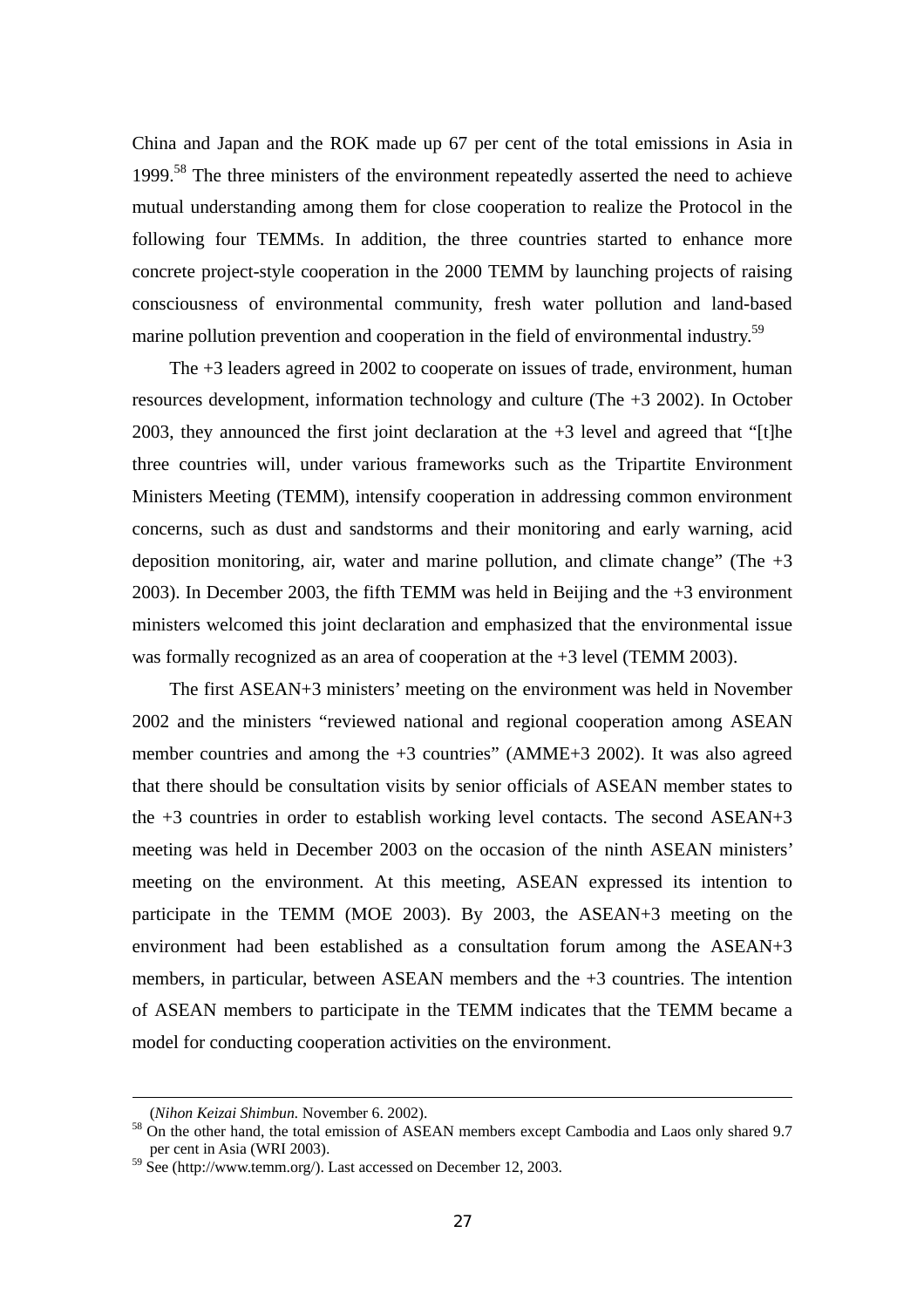China and Japan and the ROK made up 67 per cent of the total emissions in Asia in 1999.[58] The three ministers of the environment repeatedly asserted the need to achieve mutual understanding among them for close cooperation to realize the Protocol in the following four TEMMs. In addition, the three countries started to enhance more concrete project-style cooperation in the 2000 TEMM by launching projects of raising consciousness of environmental community, fresh water pollution and land-based marine pollution prevention and cooperation in the field of environmental industry.[59]

The +3 leaders agreed in 2002 to cooperate on issues of trade, environment, human resources development, information technology and culture (The +3 2002). In October 2003, they announced the first joint declaration at the +3 level and agreed that "[t]he three countries will, under various frameworks such as the Tripartite Environment Ministers Meeting (TEMM), intensify cooperation in addressing common environment concerns, such as dust and sandstorms and their monitoring and early warning, acid deposition monitoring, air, water and marine pollution, and climate change" (The +3 2003). In December 2003, the fifth TEMM was held in Beijing and the +3 environment ministers welcomed this joint declaration and emphasized that the environmental issue was formally recognized as an area of cooperation at the +3 level (TEMM 2003).

The first ASEAN+3 ministers' meeting on the environment was held in November 2002 and the ministers "reviewed national and regional cooperation among ASEAN member countries and among the +3 countries" (AMME+3 2002). It was also agreed that there should be consultation visits by senior officials of ASEAN member states to the +3 countries in order to establish working level contacts. The second ASEAN+3 meeting was held in December 2003 on the occasion of the ninth ASEAN ministers' meeting on the environment. At this meeting, ASEAN expressed its intention to participate in the TEMM (MOE 2003). By 2003, the ASEAN+3 meeting on the environment had been established as a consultation forum among the ASEAN+3 members, in particular, between ASEAN members and the +3 countries. The intention of ASEAN members to participate in the TEMM indicates that the TEMM became a model for conducting cooperation activities on the environment.

---

(*Nihon Keizai Shimbun.* November 6. 2002).

[58] On the other hand, the total emission of ASEAN members except Cambodia and Laos only shared 9.7 per cent in Asia (WRI 2003).

[59] See (http://www.temm.org/). Last accessed on December 12, 2003.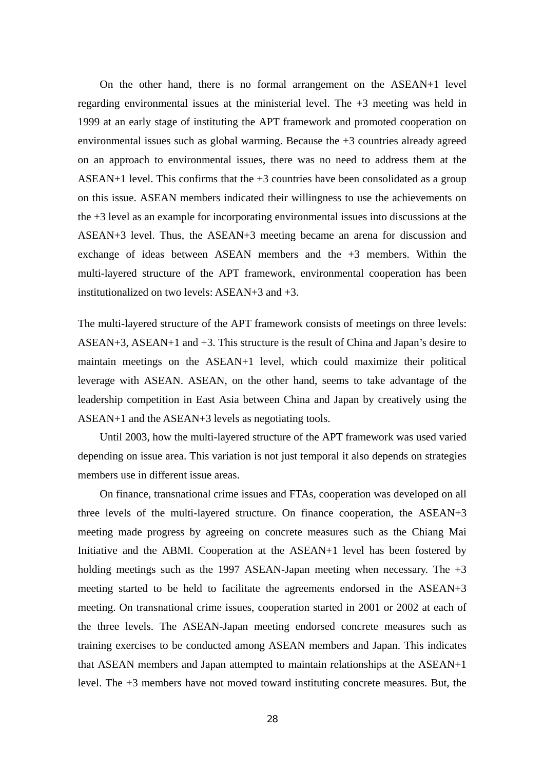On the other hand, there is no formal arrangement on the ASEAN+1 level regarding environmental issues at the ministerial level. The +3 meeting was held in 1999 at an early stage of instituting the APT framework and promoted cooperation on environmental issues such as global warming. Because the +3 countries already agreed on an approach to environmental issues, there was no need to address them at the ASEAN+1 level. This confirms that the +3 countries have been consolidated as a group on this issue. ASEAN members indicated their willingness to use the achievements on the +3 level as an example for incorporating environmental issues into discussions at the ASEAN+3 level. Thus, the ASEAN+3 meeting became an arena for discussion and exchange of ideas between ASEAN members and the +3 members. Within the multi-layered structure of the APT framework, environmental cooperation has been institutionalized on two levels: ASEAN+3 and +3.

The multi-layered structure of the APT framework consists of meetings on three levels: ASEAN+3, ASEAN+1 and +3. This structure is the result of China and Japan's desire to maintain meetings on the ASEAN+1 level, which could maximize their political leverage with ASEAN. ASEAN, on the other hand, seems to take advantage of the leadership competition in East Asia between China and Japan by creatively using the ASEAN+1 and the ASEAN+3 levels as negotiating tools.

Until 2003, how the multi-layered structure of the APT framework was used varied depending on issue area. This variation is not just temporal it also depends on strategies members use in different issue areas.

On finance, transnational crime issues and FTAs, cooperation was developed on all three levels of the multi-layered structure. On finance cooperation, the ASEAN+3 meeting made progress by agreeing on concrete measures such as the Chiang Mai Initiative and the ABMI. Cooperation at the ASEAN+1 level has been fostered by holding meetings such as the 1997 ASEAN-Japan meeting when necessary. The +3 meeting started to be held to facilitate the agreements endorsed in the ASEAN+3 meeting. On transnational crime issues, cooperation started in 2001 or 2002 at each of the three levels. The ASEAN-Japan meeting endorsed concrete measures such as training exercises to be conducted among ASEAN members and Japan. This indicates that ASEAN members and Japan attempted to maintain relationships at the ASEAN+1 level. The +3 members have not moved toward instituting concrete measures. But, the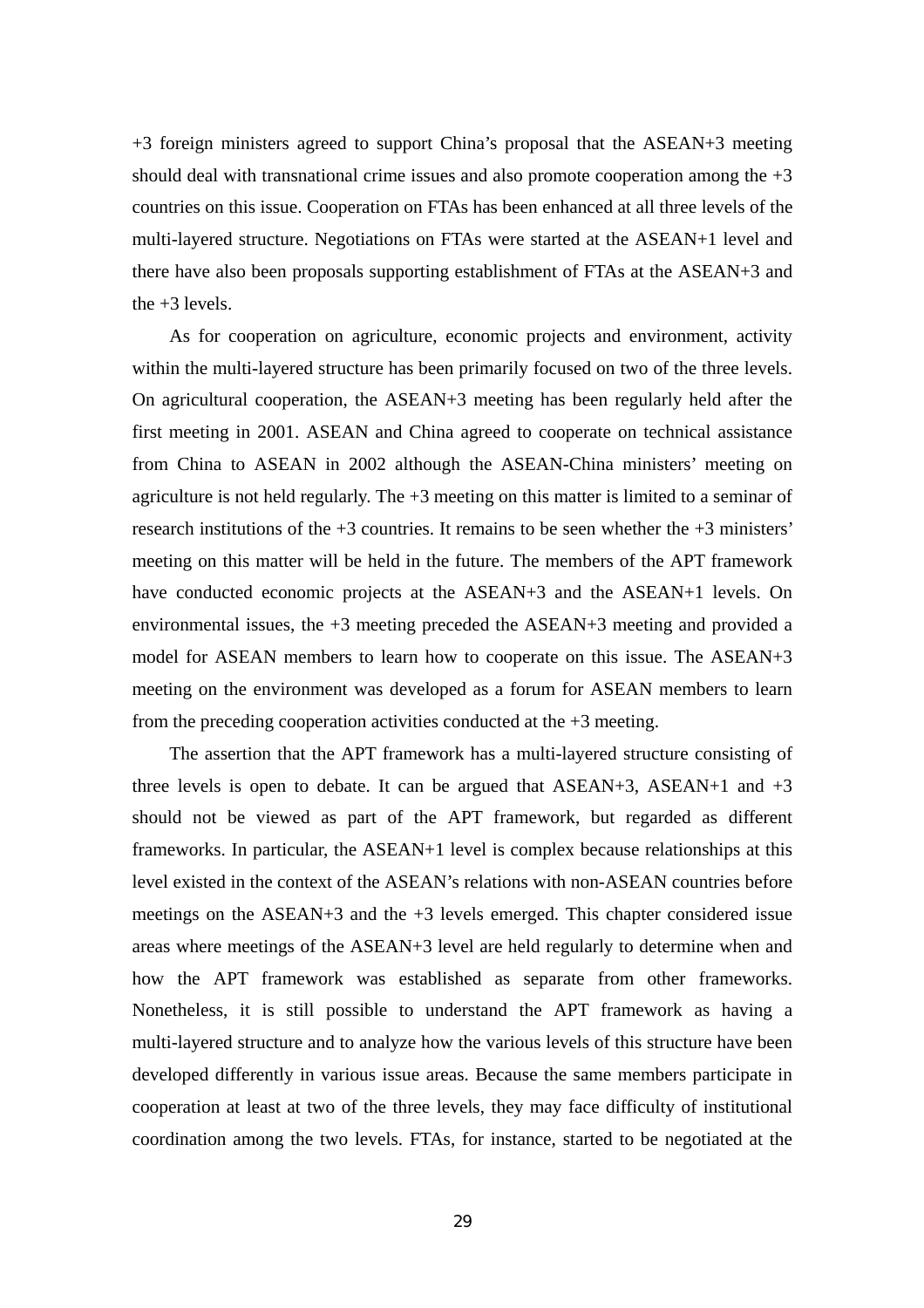+3 foreign ministers agreed to support China's proposal that the ASEAN+3 meeting should deal with transnational crime issues and also promote cooperation among the +3 countries on this issue. Cooperation on FTAs has been enhanced at all three levels of the multi-layered structure. Negotiations on FTAs were started at the ASEAN+1 level and there have also been proposals supporting establishment of FTAs at the ASEAN+3 and the +3 levels.

As for cooperation on agriculture, economic projects and environment, activity within the multi-layered structure has been primarily focused on two of the three levels. On agricultural cooperation, the ASEAN+3 meeting has been regularly held after the first meeting in 2001. ASEAN and China agreed to cooperate on technical assistance from China to ASEAN in 2002 although the ASEAN-China ministers' meeting on agriculture is not held regularly. The +3 meeting on this matter is limited to a seminar of research institutions of the +3 countries. It remains to be seen whether the +3 ministers' meeting on this matter will be held in the future. The members of the APT framework have conducted economic projects at the ASEAN+3 and the ASEAN+1 levels. On environmental issues, the +3 meeting preceded the ASEAN+3 meeting and provided a model for ASEAN members to learn how to cooperate on this issue. The ASEAN+3 meeting on the environment was developed as a forum for ASEAN members to learn from the preceding cooperation activities conducted at the +3 meeting.

The assertion that the APT framework has a multi-layered structure consisting of three levels is open to debate. It can be argued that ASEAN+3, ASEAN+1 and +3 should not be viewed as part of the APT framework, but regarded as different frameworks. In particular, the ASEAN+1 level is complex because relationships at this level existed in the context of the ASEAN's relations with non-ASEAN countries before meetings on the ASEAN+3 and the +3 levels emerged. This chapter considered issue areas where meetings of the ASEAN+3 level are held regularly to determine when and how the APT framework was established as separate from other frameworks. Nonetheless, it is still possible to understand the APT framework as having a multi-layered structure and to analyze how the various levels of this structure have been developed differently in various issue areas. Because the same members participate in cooperation at least at two of the three levels, they may face difficulty of institutional coordination among the two levels. FTAs, for instance, started to be negotiated at the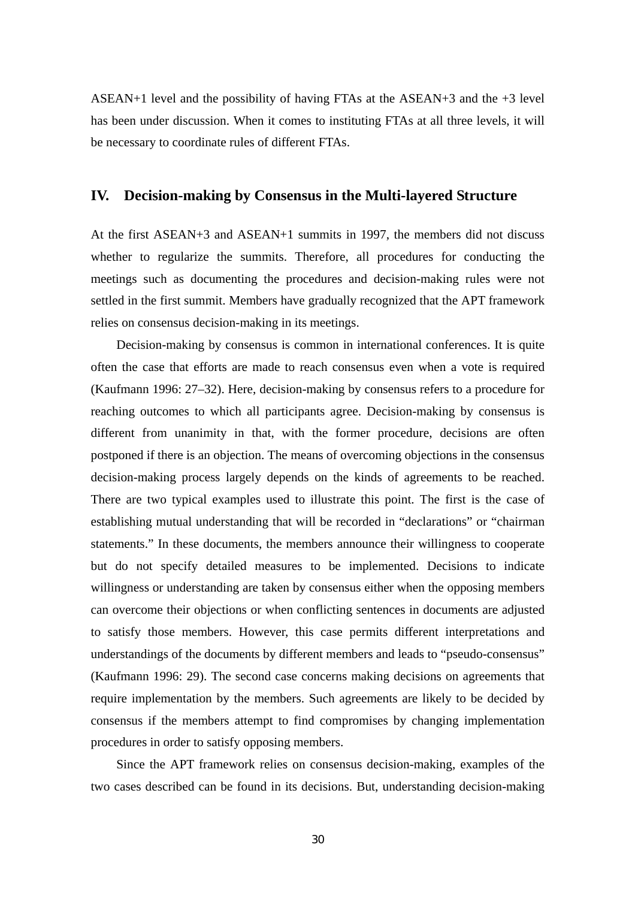ASEAN+1 level and the possibility of having FTAs at the ASEAN+3 and the +3 level has been under discussion. When it comes to instituting FTAs at all three levels, it will be necessary to coordinate rules of different FTAs.

## IV. Decision-making by Consensus in the Multi-layered Structure

At the first ASEAN+3 and ASEAN+1 summits in 1997, the members did not discuss whether to regularize the summits. Therefore, all procedures for conducting the meetings such as documenting the procedures and decision-making rules were not settled in the first summit. Members have gradually recognized that the APT framework relies on consensus decision-making in its meetings.

Decision-making by consensus is common in international conferences. It is quite often the case that efforts are made to reach consensus even when a vote is required (Kaufmann 1996: 27–32). Here, decision-making by consensus refers to a procedure for reaching outcomes to which all participants agree. Decision-making by consensus is different from unanimity in that, with the former procedure, decisions are often postponed if there is an objection. The means of overcoming objections in the consensus decision-making process largely depends on the kinds of agreements to be reached. There are two typical examples used to illustrate this point. The first is the case of establishing mutual understanding that will be recorded in "declarations" or "chairman statements." In these documents, the members announce their willingness to cooperate but do not specify detailed measures to be implemented. Decisions to indicate willingness or understanding are taken by consensus either when the opposing members can overcome their objections or when conflicting sentences in documents are adjusted to satisfy those members. However, this case permits different interpretations and understandings of the documents by different members and leads to "pseudo-consensus" (Kaufmann 1996: 29). The second case concerns making decisions on agreements that require implementation by the members. Such agreements are likely to be decided by consensus if the members attempt to find compromises by changing implementation procedures in order to satisfy opposing members.

Since the APT framework relies on consensus decision-making, examples of the two cases described can be found in its decisions. But, understanding decision-making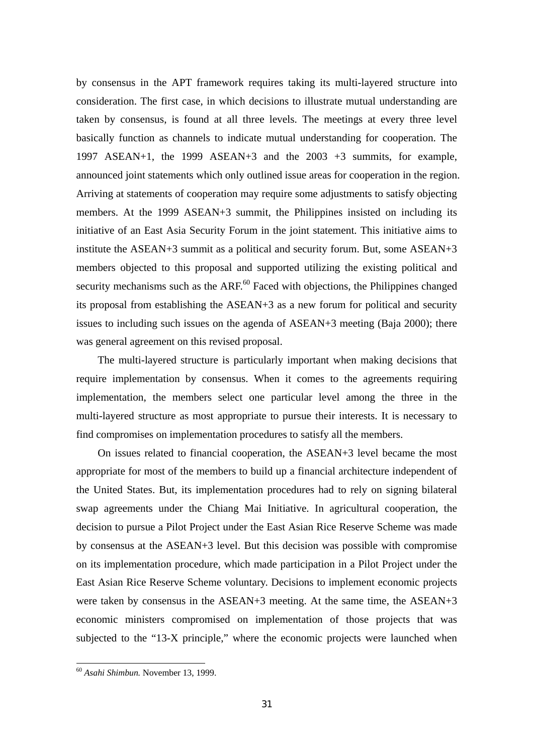by consensus in the APT framework requires taking its multi-layered structure into consideration. The first case, in which decisions to illustrate mutual understanding are taken by consensus, is found at all three levels. The meetings at every three level basically function as channels to indicate mutual understanding for cooperation. The 1997 ASEAN+1, the 1999 ASEAN+3 and the 2003 +3 summits, for example, announced joint statements which only outlined issue areas for cooperation in the region. Arriving at statements of cooperation may require some adjustments to satisfy objecting members. At the 1999 ASEAN+3 summit, the Philippines insisted on including its initiative of an East Asia Security Forum in the joint statement. This initiative aims to institute the ASEAN+3 summit as a political and security forum. But, some ASEAN+3 members objected to this proposal and supported utilizing the existing political and security mechanisms such as the ARF.[60] Faced with objections, the Philippines changed its proposal from establishing the ASEAN+3 as a new forum for political and security issues to including such issues on the agenda of ASEAN+3 meeting (Baja 2000); there was general agreement on this revised proposal.

The multi-layered structure is particularly important when making decisions that require implementation by consensus. When it comes to the agreements requiring implementation, the members select one particular level among the three in the multi-layered structure as most appropriate to pursue their interests. It is necessary to find compromises on implementation procedures to satisfy all the members.

On issues related to financial cooperation, the ASEAN+3 level became the most appropriate for most of the members to build up a financial architecture independent of the United States. But, its implementation procedures had to rely on signing bilateral swap agreements under the Chiang Mai Initiative. In agricultural cooperation, the decision to pursue a Pilot Project under the East Asian Rice Reserve Scheme was made by consensus at the ASEAN+3 level. But this decision was possible with compromise on its implementation procedure, which made participation in a Pilot Project under the East Asian Rice Reserve Scheme voluntary. Decisions to implement economic projects were taken by consensus in the ASEAN+3 meeting. At the same time, the ASEAN+3 economic ministers compromised on implementation of those projects that was subjected to the "13-X principle," where the economic projects were launched when

[60] *Asahi Shimbun.* November 13, 1999.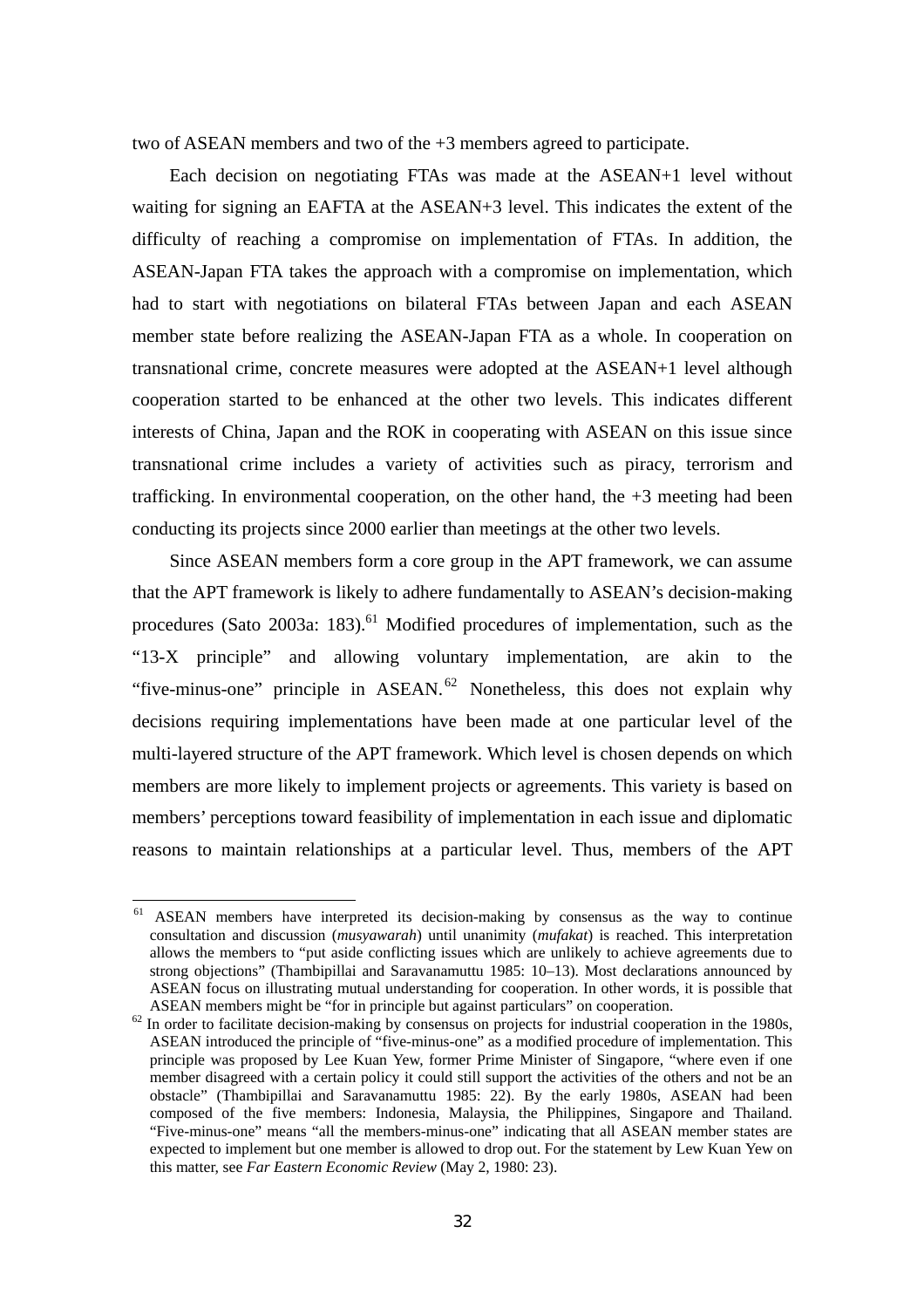two of ASEAN members and two of the +3 members agreed to participate.

Each decision on negotiating FTAs was made at the ASEAN+1 level without waiting for signing an EAFTA at the ASEAN+3 level. This indicates the extent of the difficulty of reaching a compromise on implementation of FTAs. In addition, the ASEAN-Japan FTA takes the approach with a compromise on implementation, which had to start with negotiations on bilateral FTAs between Japan and each ASEAN member state before realizing the ASEAN-Japan FTA as a whole. In cooperation on transnational crime, concrete measures were adopted at the ASEAN+1 level although cooperation started to be enhanced at the other two levels. This indicates different interests of China, Japan and the ROK in cooperating with ASEAN on this issue since transnational crime includes a variety of activities such as piracy, terrorism and trafficking. In environmental cooperation, on the other hand, the +3 meeting had been conducting its projects since 2000 earlier than meetings at the other two levels.

Since ASEAN members form a core group in the APT framework, we can assume that the APT framework is likely to adhere fundamentally to ASEAN's decision-making procedures (Sato 2003a: 183).[61] Modified procedures of implementation, such as the "13-X principle" and allowing voluntary implementation, are akin to the "five-minus-one" principle in ASEAN.[62] Nonetheless, this does not explain why decisions requiring implementations have been made at one particular level of the multi-layered structure of the APT framework. Which level is chosen depends on which members are more likely to implement projects or agreements. This variety is based on members' perceptions toward feasibility of implementation in each issue and diplomatic reasons to maintain relationships at a particular level. Thus, members of the APT

---

[61] ASEAN members have interpreted its decision-making by consensus as the way to continue consultation and discussion (*musyawarah*) until unanimity (*mufakat*) is reached. This interpretation allows the members to "put aside conflicting issues which are unlikely to achieve agreements due to strong objections" (Thambipillai and Saravanamuttu 1985: 10–13). Most declarations announced by ASEAN focus on illustrating mutual understanding for cooperation. In other words, it is possible that ASEAN members might be "for in principle but against particulars" on cooperation.

[62] In order to facilitate decision-making by consensus on projects for industrial cooperation in the 1980s, ASEAN introduced the principle of "five-minus-one" as a modified procedure of implementation. This principle was proposed by Lee Kuan Yew, former Prime Minister of Singapore, "where even if one member disagreed with a certain policy it could still support the activities of the others and not be an obstacle" (Thambipillai and Saravanamuttu 1985: 22). By the early 1980s, ASEAN had been composed of the five members: Indonesia, Malaysia, the Philippines, Singapore and Thailand. "Five-minus-one" means "all the members-minus-one" indicating that all ASEAN member states are expected to implement but one member is allowed to drop out. For the statement by Lew Kuan Yew on this matter, see *Far Eastern Economic Review* (May 2, 1980: 23).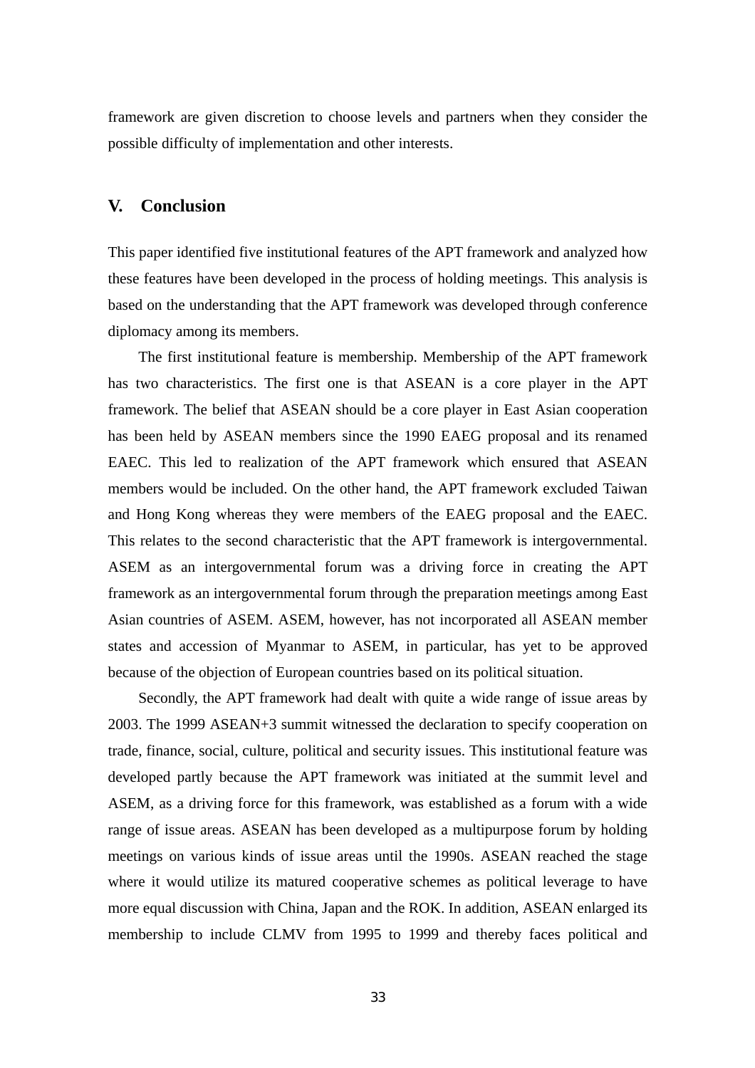framework are given discretion to choose levels and partners when they consider the possible difficulty of implementation and other interests.

## V. Conclusion

This paper identified five institutional features of the APT framework and analyzed how these features have been developed in the process of holding meetings. This analysis is based on the understanding that the APT framework was developed through conference diplomacy among its members.

The first institutional feature is membership. Membership of the APT framework has two characteristics. The first one is that ASEAN is a core player in the APT framework. The belief that ASEAN should be a core player in East Asian cooperation has been held by ASEAN members since the 1990 EAEG proposal and its renamed EAEC. This led to realization of the APT framework which ensured that ASEAN members would be included. On the other hand, the APT framework excluded Taiwan and Hong Kong whereas they were members of the EAEG proposal and the EAEC. This relates to the second characteristic that the APT framework is intergovernmental. ASEM as an intergovernmental forum was a driving force in creating the APT framework as an intergovernmental forum through the preparation meetings among East Asian countries of ASEM. ASEM, however, has not incorporated all ASEAN member states and accession of Myanmar to ASEM, in particular, has yet to be approved because of the objection of European countries based on its political situation.

Secondly, the APT framework had dealt with quite a wide range of issue areas by 2003. The 1999 ASEAN+3 summit witnessed the declaration to specify cooperation on trade, finance, social, culture, political and security issues. This institutional feature was developed partly because the APT framework was initiated at the summit level and ASEM, as a driving force for this framework, was established as a forum with a wide range of issue areas. ASEAN has been developed as a multipurpose forum by holding meetings on various kinds of issue areas until the 1990s. ASEAN reached the stage where it would utilize its matured cooperative schemes as political leverage to have more equal discussion with China, Japan and the ROK. In addition, ASEAN enlarged its membership to include CLMV from 1995 to 1999 and thereby faces political and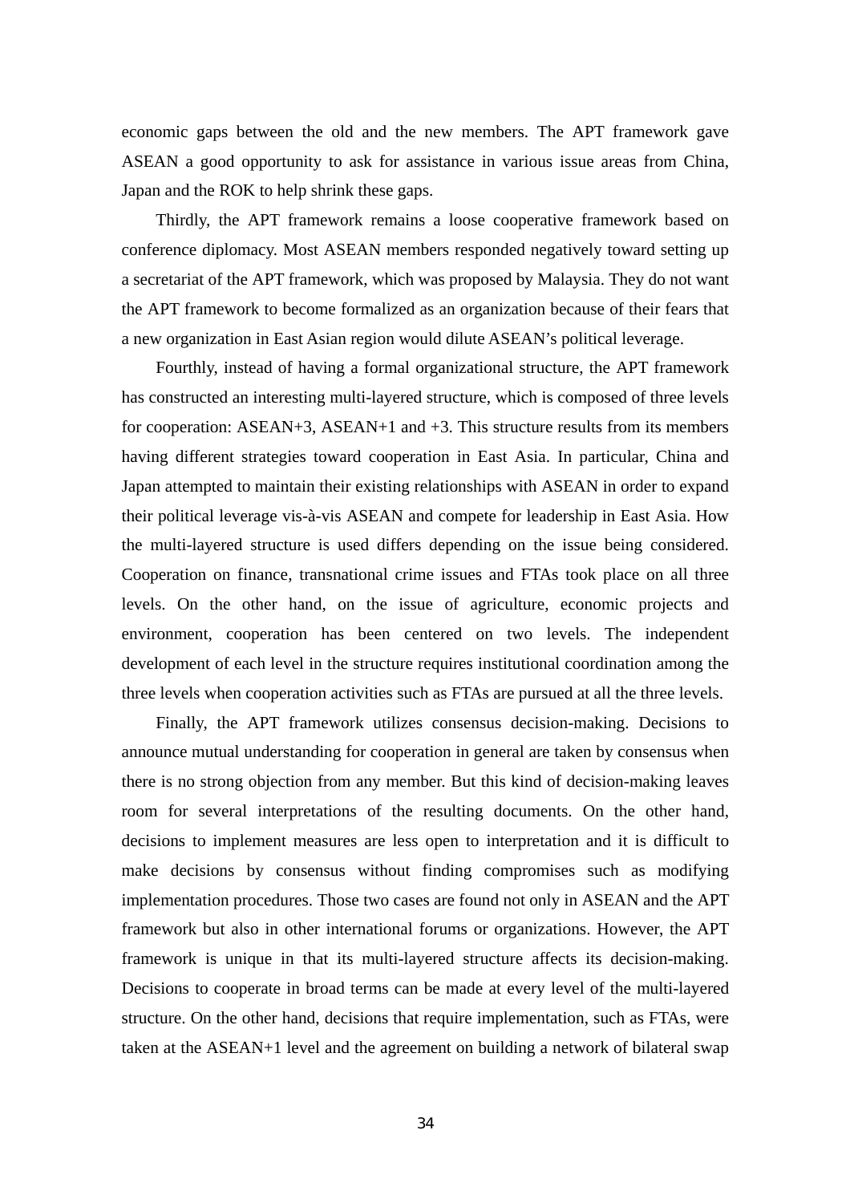economic gaps between the old and the new members. The APT framework gave ASEAN a good opportunity to ask for assistance in various issue areas from China, Japan and the ROK to help shrink these gaps.

Thirdly, the APT framework remains a loose cooperative framework based on conference diplomacy. Most ASEAN members responded negatively toward setting up a secretariat of the APT framework, which was proposed by Malaysia. They do not want the APT framework to become formalized as an organization because of their fears that a new organization in East Asian region would dilute ASEAN's political leverage.

Fourthly, instead of having a formal organizational structure, the APT framework has constructed an interesting multi-layered structure, which is composed of three levels for cooperation: ASEAN+3, ASEAN+1 and +3. This structure results from its members having different strategies toward cooperation in East Asia. In particular, China and Japan attempted to maintain their existing relationships with ASEAN in order to expand their political leverage vis-à-vis ASEAN and compete for leadership in East Asia. How the multi-layered structure is used differs depending on the issue being considered. Cooperation on finance, transnational crime issues and FTAs took place on all three levels. On the other hand, on the issue of agriculture, economic projects and environment, cooperation has been centered on two levels. The independent development of each level in the structure requires institutional coordination among the three levels when cooperation activities such as FTAs are pursued at all the three levels.

Finally, the APT framework utilizes consensus decision-making. Decisions to announce mutual understanding for cooperation in general are taken by consensus when there is no strong objection from any member. But this kind of decision-making leaves room for several interpretations of the resulting documents. On the other hand, decisions to implement measures are less open to interpretation and it is difficult to make decisions by consensus without finding compromises such as modifying implementation procedures. Those two cases are found not only in ASEAN and the APT framework but also in other international forums or organizations. However, the APT framework is unique in that its multi-layered structure affects its decision-making. Decisions to cooperate in broad terms can be made at every level of the multi-layered structure. On the other hand, decisions that require implementation, such as FTAs, were taken at the ASEAN+1 level and the agreement on building a network of bilateral swap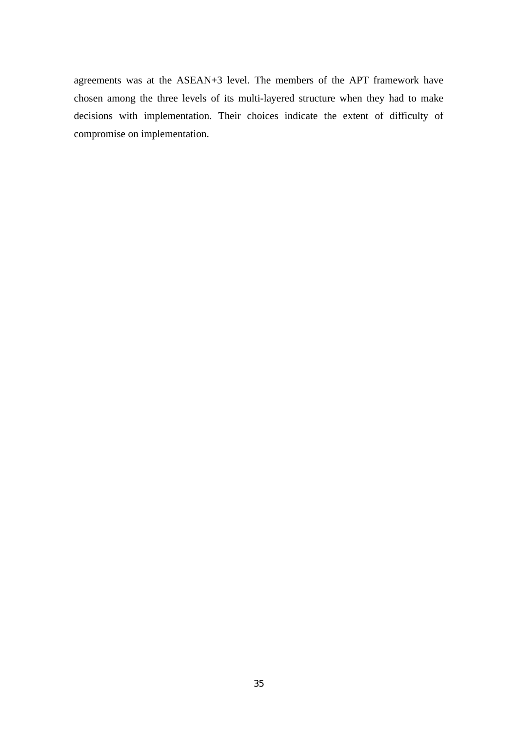agreements was at the ASEAN+3 level. The members of the APT framework have chosen among the three levels of its multi-layered structure when they had to make decisions with implementation. Their choices indicate the extent of difficulty of compromise on implementation.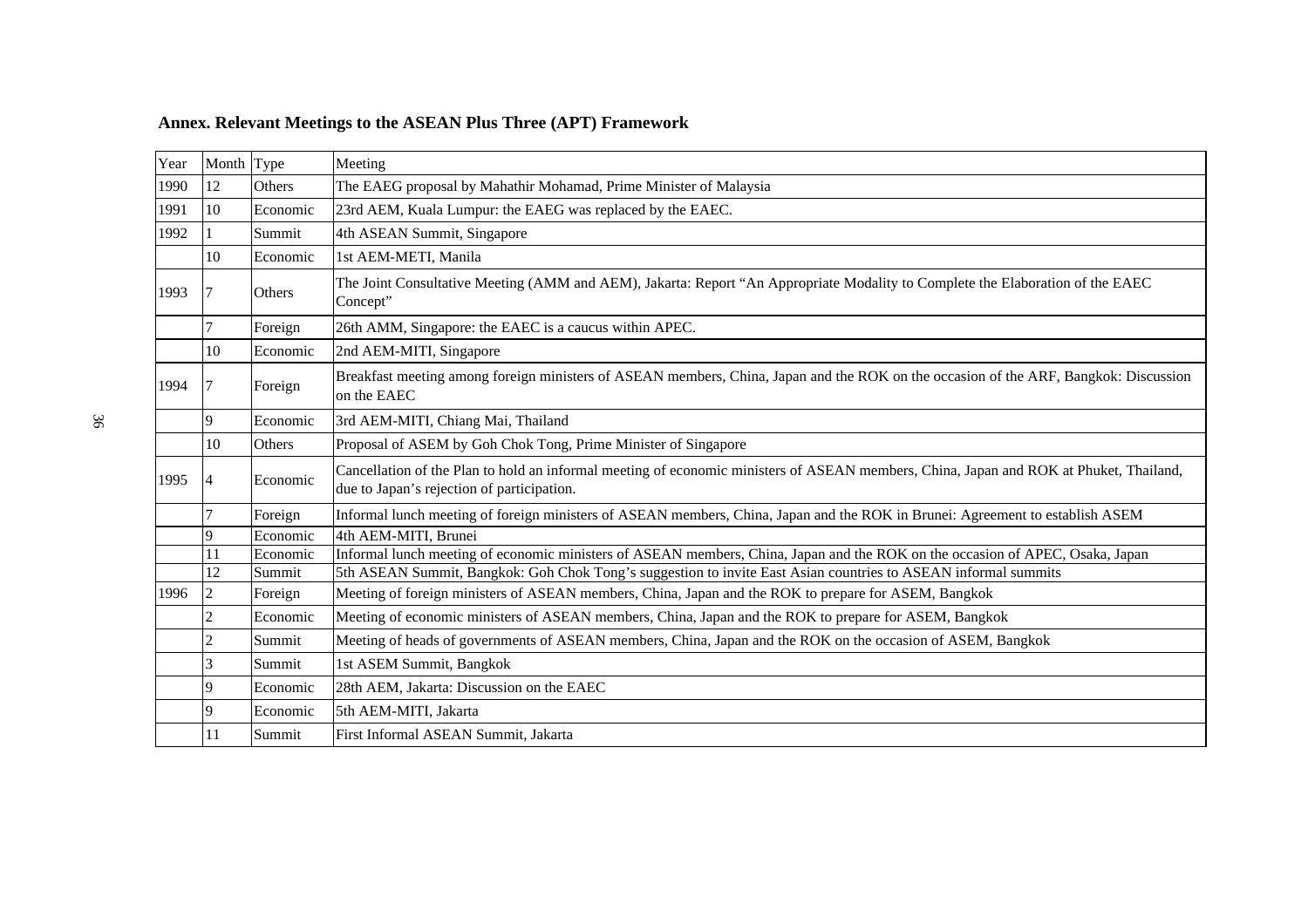**Annex. Relevant Meetings to the ASEAN Plus Three (APT) Framework**

| Year | Month | Type | Meeting |
|---|---|---|---|
| 1990 | 12 | Others | The EAEG proposal by Mahathir Mohamad, Prime Minister of Malaysia |
| 1991 | 10 | Economic | 23rd AEM, Kuala Lumpur: the EAEG was replaced by the EAEC. |
| 1992 | 1 | Summit | 4th ASEAN Summit, Singapore |
| | 10 | Economic | 1st AEM-METI, Manila |
| 1993 | 7 | Others | The Joint Consultative Meeting (AMM and AEM), Jakarta: Report "An Appropriate Modality to Complete the Elaboration of the EAEC Concept" |
| | 7 | Foreign | 26th AMM, Singapore: the EAEC is a caucus within APEC. |
| | 10 | Economic | 2nd AEM-MITI, Singapore |
| 1994 | 7 | Foreign | Breakfast meeting among foreign ministers of ASEAN members, China, Japan and the ROK on the occasion of the ARF, Bangkok: Discussion on the EAEC |
| | 9 | Economic | 3rd AEM-MITI, Chiang Mai, Thailand |
| | 10 | Others | Proposal of ASEM by Goh Chok Tong, Prime Minister of Singapore |
| 1995 | 4 | Economic | Cancellation of the Plan to hold an informal meeting of economic ministers of ASEAN members, China, Japan and ROK at Phuket, Thailand, due to Japan's rejection of participation. |
| | 7 | Foreign | Informal lunch meeting of foreign ministers of ASEAN members, China, Japan and the ROK in Brunei: Agreement to establish ASEM |
| | 9 | Economic | 4th AEM-MITI, Brunei |
| | 11 | Economic | Informal lunch meeting of economic ministers of ASEAN members, China, Japan and the ROK on the occasion of APEC, Osaka, Japan |
| | 12 | Summit | 5th ASEAN Summit, Bangkok: Goh Chok Tong's suggestion to invite East Asian countries to ASEAN informal summits |
| 1996 | 2 | Foreign | Meeting of foreign ministers of ASEAN members, China, Japan and the ROK to prepare for ASEM, Bangkok |
| | 2 | Economic | Meeting of economic ministers of ASEAN members, China, Japan and the ROK to prepare for ASEM, Bangkok |
| | 2 | Summit | Meeting of heads of governments of ASEAN members, China, Japan and the ROK on the occasion of ASEM, Bangkok |
| | 3 | Summit | 1st ASEM Summit, Bangkok |
| | 9 | Economic | 28th AEM, Jakarta: Discussion on the EAEC |
| | 9 | Economic | 5th AEM-MITI, Jakarta |
| | 11 | Summit | First Informal ASEAN Summit, Jakarta |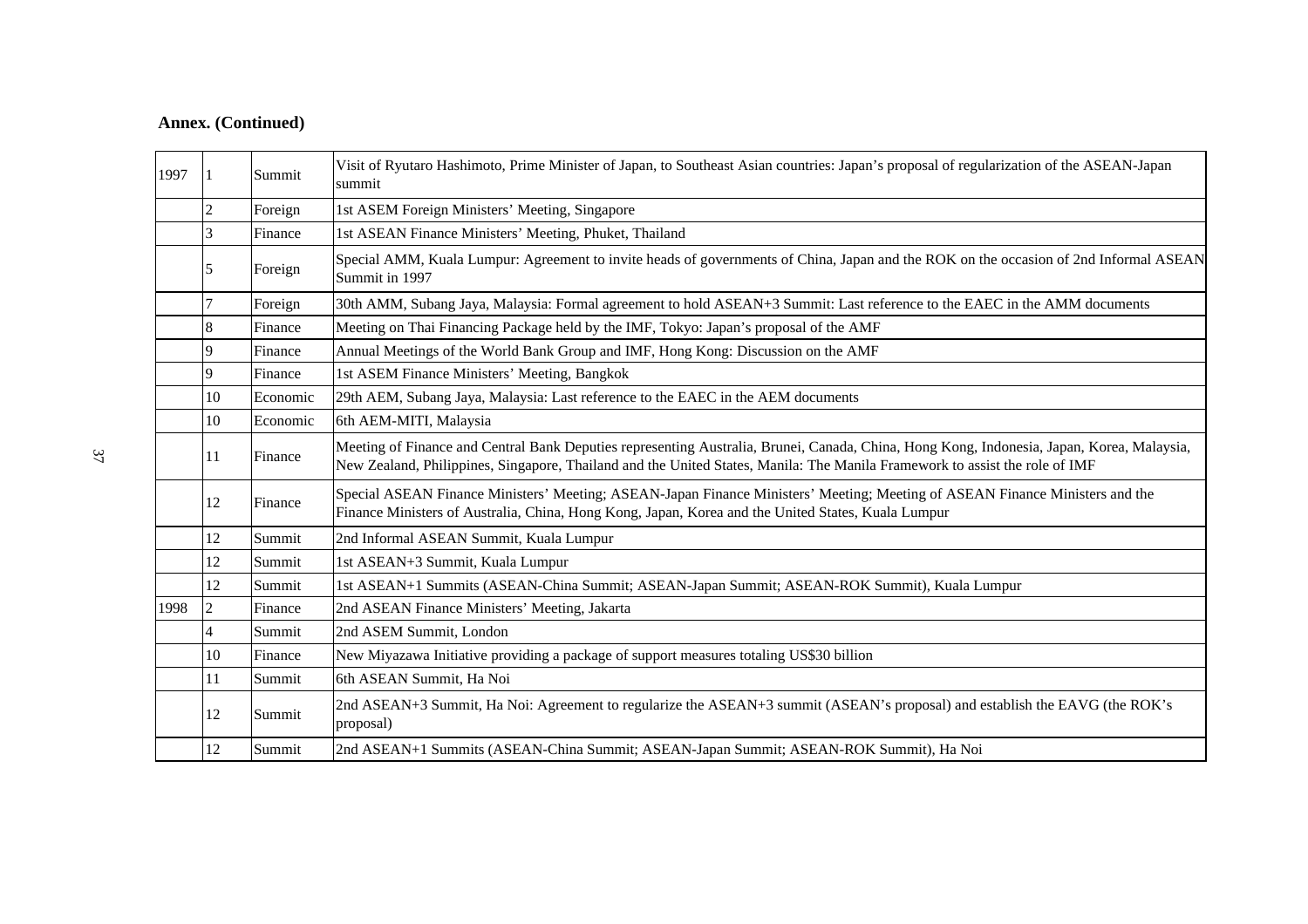**Annex. (Continued)**

| | | | |
|---|---|---|---|
| 1997 | 1 | Summit | Visit of Ryutaro Hashimoto, Prime Minister of Japan, to Southeast Asian countries: Japan's proposal of regularization of the ASEAN-Japan summit |
| | 2 | Foreign | 1st ASEM Foreign Ministers' Meeting, Singapore |
| | 3 | Finance | 1st ASEAN Finance Ministers' Meeting, Phuket, Thailand |
| | 5 | Foreign | Special AMM, Kuala Lumpur: Agreement to invite heads of governments of China, Japan and the ROK on the occasion of 2nd Informal ASEAN Summit in 1997 |
| | 7 | Foreign | 30th AMM, Subang Jaya, Malaysia: Formal agreement to hold ASEAN+3 Summit: Last reference to the EAEC in the AMM documents |
| | 8 | Finance | Meeting on Thai Financing Package held by the IMF, Tokyo: Japan's proposal of the AMF |
| | 9 | Finance | Annual Meetings of the World Bank Group and IMF, Hong Kong: Discussion on the AMF |
| | 9 | Finance | 1st ASEM Finance Ministers' Meeting, Bangkok |
| | 10 | Economic | 29th AEM, Subang Jaya, Malaysia: Last reference to the EAEC in the AEM documents |
| | 10 | Economic | 6th AEM-MITI, Malaysia |
| | 11 | Finance | Meeting of Finance and Central Bank Deputies representing Australia, Brunei, Canada, China, Hong Kong, Indonesia, Japan, Korea, Malaysia, New Zealand, Philippines, Singapore, Thailand and the United States, Manila: The Manila Framework to assist the role of IMF |
| | 12 | Finance | Special ASEAN Finance Ministers' Meeting; ASEAN-Japan Finance Ministers' Meeting; Meeting of ASEAN Finance Ministers and the Finance Ministers of Australia, China, Hong Kong, Japan, Korea and the United States, Kuala Lumpur |
| | 12 | Summit | 2nd Informal ASEAN Summit, Kuala Lumpur |
| | 12 | Summit | 1st ASEAN+3 Summit, Kuala Lumpur |
| | 12 | Summit | 1st ASEAN+1 Summits (ASEAN-China Summit; ASEAN-Japan Summit; ASEAN-ROK Summit), Kuala Lumpur |
| 1998 | 2 | Finance | 2nd ASEAN Finance Ministers' Meeting, Jakarta |
| | 4 | Summit | 2nd ASEM Summit, London |
| | 10 | Finance | New Miyazawa Initiative providing a package of support measures totaling US$30 billion |
| | 11 | Summit | 6th ASEAN Summit, Ha Noi |
| | 12 | Summit | 2nd ASEAN+3 Summit, Ha Noi: Agreement to regularize the ASEAN+3 summit (ASEAN's proposal) and establish the EAVG (the ROK's proposal) |
| | 12 | Summit | 2nd ASEAN+1 Summits (ASEAN-China Summit; ASEAN-Japan Summit; ASEAN-ROK Summit), Ha Noi |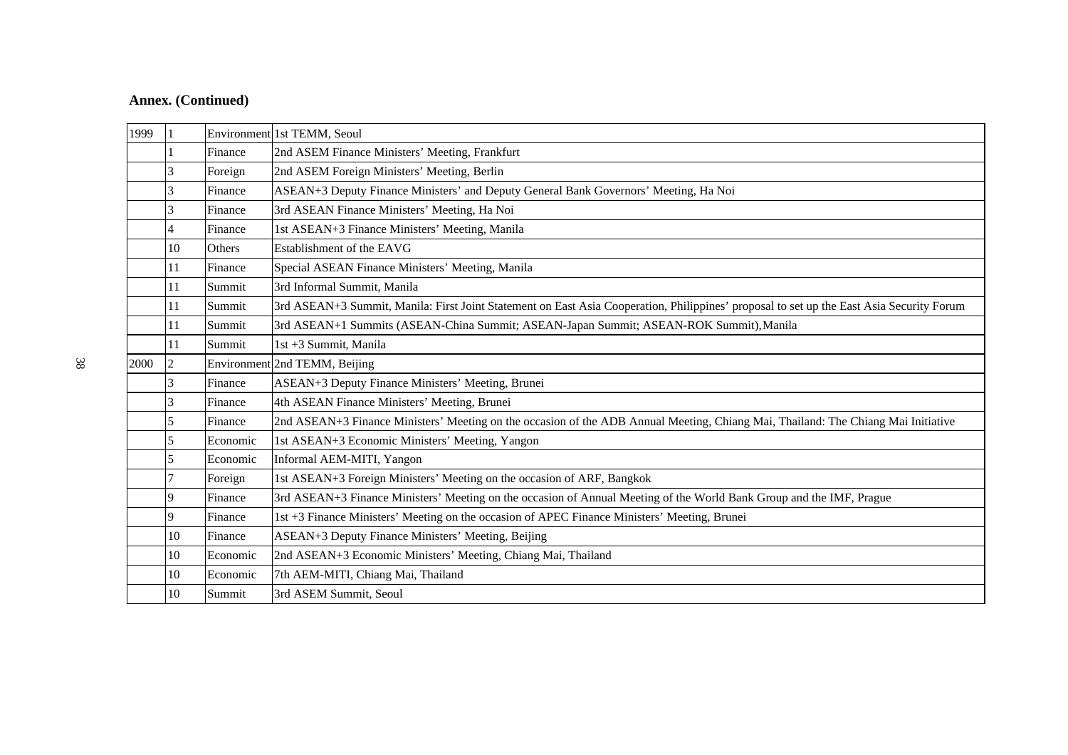**Annex. (Continued)**

| | | | |
|---|---|---|---|
| 1999 | 1 | Environment | 1st TEMM, Seoul |
| | 1 | Finance | 2nd ASEM Finance Ministers' Meeting, Frankfurt |
| | 3 | Foreign | 2nd ASEM Foreign Ministers' Meeting, Berlin |
| | 3 | Finance | ASEAN+3 Deputy Finance Ministers' and Deputy General Bank Governors' Meeting, Ha Noi |
| | 3 | Finance | 3rd ASEAN Finance Ministers' Meeting, Ha Noi |
| | 4 | Finance | 1st ASEAN+3 Finance Ministers' Meeting, Manila |
| | 10 | Others | Establishment of the EAVG |
| | 11 | Finance | Special ASEAN Finance Ministers' Meeting, Manila |
| | 11 | Summit | 3rd Informal Summit, Manila |
| | 11 | Summit | 3rd ASEAN+3 Summit, Manila: First Joint Statement on East Asia Cooperation, Philippines' proposal to set up the East Asia Security Forum |
| | 11 | Summit | 3rd ASEAN+1 Summits (ASEAN-China Summit; ASEAN-Japan Summit; ASEAN-ROK Summit), Manila |
| | 11 | Summit | 1st +3 Summit, Manila |
| 2000 | 2 | Environment | 2nd TEMM, Beijing |
| | 3 | Finance | ASEAN+3 Deputy Finance Ministers' Meeting, Brunei |
| | 3 | Finance | 4th ASEAN Finance Ministers' Meeting, Brunei |
| | 5 | Finance | 2nd ASEAN+3 Finance Ministers' Meeting on the occasion of the ADB Annual Meeting, Chiang Mai, Thailand: The Chiang Mai Initiative |
| | 5 | Economic | 1st ASEAN+3 Economic Ministers' Meeting, Yangon |
| | 5 | Economic | Informal AEM-MITI, Yangon |
| | 7 | Foreign | 1st ASEAN+3 Foreign Ministers' Meeting on the occasion of ARF, Bangkok |
| | 9 | Finance | 3rd ASEAN+3 Finance Ministers' Meeting on the occasion of Annual Meeting of the World Bank Group and the IMF, Prague |
| | 9 | Finance | 1st +3 Finance Ministers' Meeting on the occasion of APEC Finance Ministers' Meeting, Brunei |
| | 10 | Finance | ASEAN+3 Deputy Finance Ministers' Meeting, Beijing |
| | 10 | Economic | 2nd ASEAN+3 Economic Ministers' Meeting, Chiang Mai, Thailand |
| | 10 | Economic | 7th AEM-MITI, Chiang Mai, Thailand |
| | 10 | Summit | 3rd ASEM Summit, Seoul |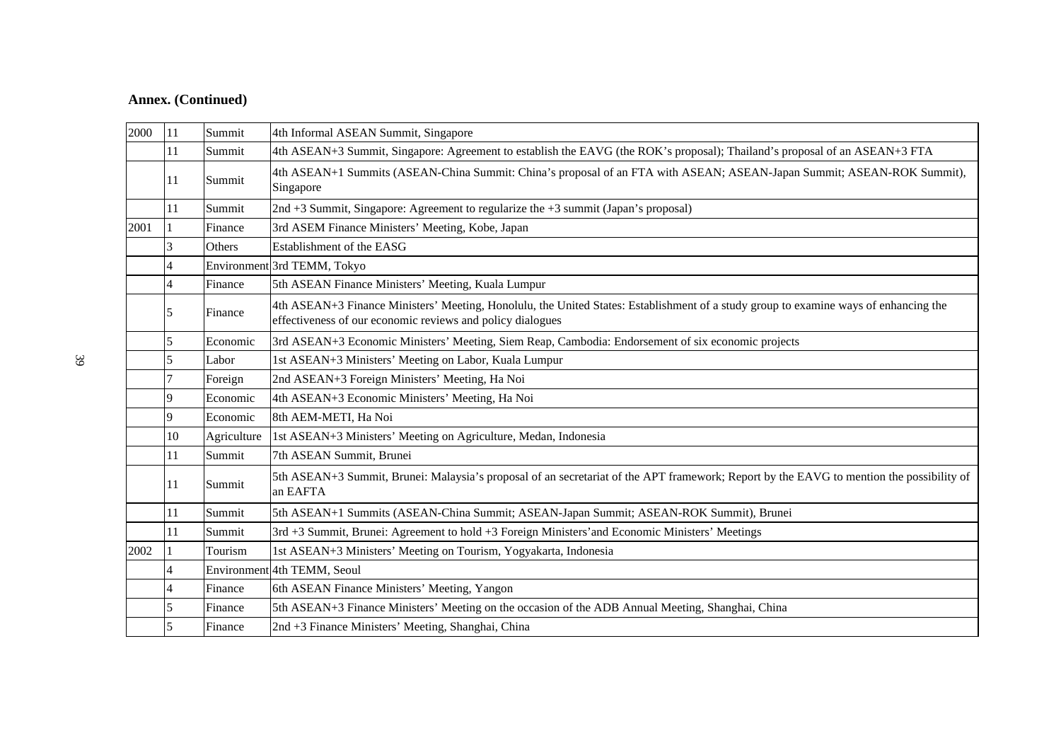**Annex. (Continued)**

| | | | |
|---|---|---|---|
| 2000 | 11 | Summit | 4th Informal ASEAN Summit, Singapore |
| | 11 | Summit | 4th ASEAN+3 Summit, Singapore: Agreement to establish the EAVG (the ROK's proposal); Thailand's proposal of an ASEAN+3 FTA |
| | 11 | Summit | 4th ASEAN+1 Summits (ASEAN-China Summit: China's proposal of an FTA with ASEAN; ASEAN-Japan Summit; ASEAN-ROK Summit), Singapore |
| | 11 | Summit | 2nd +3 Summit, Singapore: Agreement to regularize the +3 summit (Japan's proposal) |
| 2001 | 1 | Finance | 3rd ASEM Finance Ministers' Meeting, Kobe, Japan |
| | 3 | Others | Establishment of the EASG |
| | 4 | Environment | 3rd TEMM, Tokyo |
| | 4 | Finance | 5th ASEAN Finance Ministers' Meeting, Kuala Lumpur |
| | 5 | Finance | 4th ASEAN+3 Finance Ministers' Meeting, Honolulu, the United States: Establishment of a study group to examine ways of enhancing the effectiveness of our economic reviews and policy dialogues |
| | 5 | Economic | 3rd ASEAN+3 Economic Ministers' Meeting, Siem Reap, Cambodia: Endorsement of six economic projects |
| | 5 | Labor | 1st ASEAN+3 Ministers' Meeting on Labor, Kuala Lumpur |
| | 7 | Foreign | 2nd ASEAN+3 Foreign Ministers' Meeting, Ha Noi |
| | 9 | Economic | 4th ASEAN+3 Economic Ministers' Meeting, Ha Noi |
| | 9 | Economic | 8th AEM-METI, Ha Noi |
| | 10 | Agriculture | 1st ASEAN+3 Ministers' Meeting on Agriculture, Medan, Indonesia |
| | 11 | Summit | 7th ASEAN Summit, Brunei |
| | 11 | Summit | 5th ASEAN+3 Summit, Brunei: Malaysia's proposal of an secretariat of the APT framework; Report by the EAVG to mention the possibility of an EAFTA |
| | 11 | Summit | 5th ASEAN+1 Summits (ASEAN-China Summit; ASEAN-Japan Summit; ASEAN-ROK Summit), Brunei |
| | 11 | Summit | 3rd +3 Summit, Brunei: Agreement to hold +3 Foreign Ministers'and Economic Ministers' Meetings |
| 2002 | 1 | Tourism | 1st ASEAN+3 Ministers' Meeting on Tourism, Yogyakarta, Indonesia |
| | 4 | Environment | 4th TEMM, Seoul |
| | 4 | Finance | 6th ASEAN Finance Ministers' Meeting, Yangon |
| | 5 | Finance | 5th ASEAN+3 Finance Ministers' Meeting on the occasion of the ADB Annual Meeting, Shanghai, China |
| | 5 | Finance | 2nd +3 Finance Ministers' Meeting, Shanghai, China |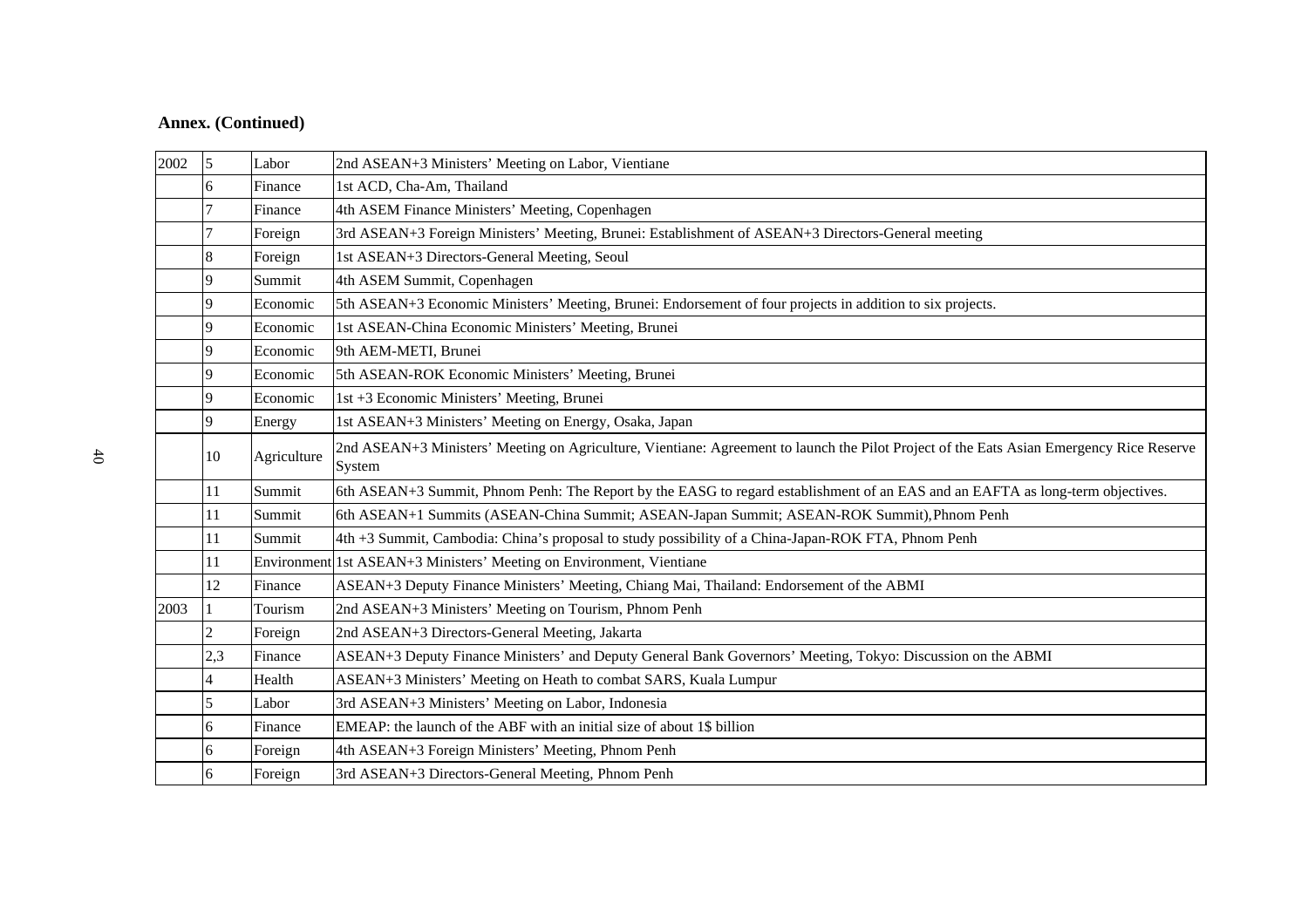**Annex. (Continued)**

| | | | |
|---|---|---|---|
| 2002 | 5 | Labor | 2nd ASEAN+3 Ministers' Meeting on Labor, Vientiane |
| | 6 | Finance | 1st ACD, Cha-Am, Thailand |
| | 7 | Finance | 4th ASEM Finance Ministers' Meeting, Copenhagen |
| | 7 | Foreign | 3rd ASEAN+3 Foreign Ministers' Meeting, Brunei: Establishment of ASEAN+3 Directors-General meeting |
| | 8 | Foreign | 1st ASEAN+3 Directors-General Meeting, Seoul |
| | 9 | Summit | 4th ASEM Summit, Copenhagen |
| | 9 | Economic | 5th ASEAN+3 Economic Ministers' Meeting, Brunei: Endorsement of four projects in addition to six projects. |
| | 9 | Economic | 1st ASEAN-China Economic Ministers' Meeting, Brunei |
| | 9 | Economic | 9th AEM-METI, Brunei |
| | 9 | Economic | 5th ASEAN-ROK Economic Ministers' Meeting, Brunei |
| | 9 | Economic | 1st +3 Economic Ministers' Meeting, Brunei |
| | 9 | Energy | 1st ASEAN+3 Ministers' Meeting on Energy, Osaka, Japan |
| | 10 | Agriculture | 2nd ASEAN+3 Ministers' Meeting on Agriculture, Vientiane: Agreement to launch the Pilot Project of the Eats Asian Emergency Rice Reserve System |
| | 11 | Summit | 6th ASEAN+3 Summit, Phnom Penh: The Report by the EASG to regard establishment of an EAS and an EAFTA as long-term objectives. |
| | 11 | Summit | 6th ASEAN+1 Summits (ASEAN-China Summit; ASEAN-Japan Summit; ASEAN-ROK Summit), Phnom Penh |
| | 11 | Summit | 4th +3 Summit, Cambodia: China's proposal to study possibility of a China-Japan-ROK FTA, Phnom Penh |
| | 11 | Environment | 1st ASEAN+3 Ministers' Meeting on Environment, Vientiane |
| | 12 | Finance | ASEAN+3 Deputy Finance Ministers' Meeting, Chiang Mai, Thailand: Endorsement of the ABMI |
| 2003 | 1 | Tourism | 2nd ASEAN+3 Ministers' Meeting on Tourism, Phnom Penh |
| | 2 | Foreign | 2nd ASEAN+3 Directors-General Meeting, Jakarta |
| | 2,3 | Finance | ASEAN+3 Deputy Finance Ministers' and Deputy General Bank Governors' Meeting, Tokyo: Discussion on the ABMI |
| | 4 | Health | ASEAN+3 Ministers' Meeting on Heath to combat SARS, Kuala Lumpur |
| | 5 | Labor | 3rd ASEAN+3 Ministers' Meeting on Labor, Indonesia |
| | 6 | Finance | EMEAP: the launch of the ABF with an initial size of about 1$ billion |
| | 6 | Foreign | 4th ASEAN+3 Foreign Ministers' Meeting, Phnom Penh |
| | 6 | Foreign | 3rd ASEAN+3 Directors-General Meeting, Phnom Penh |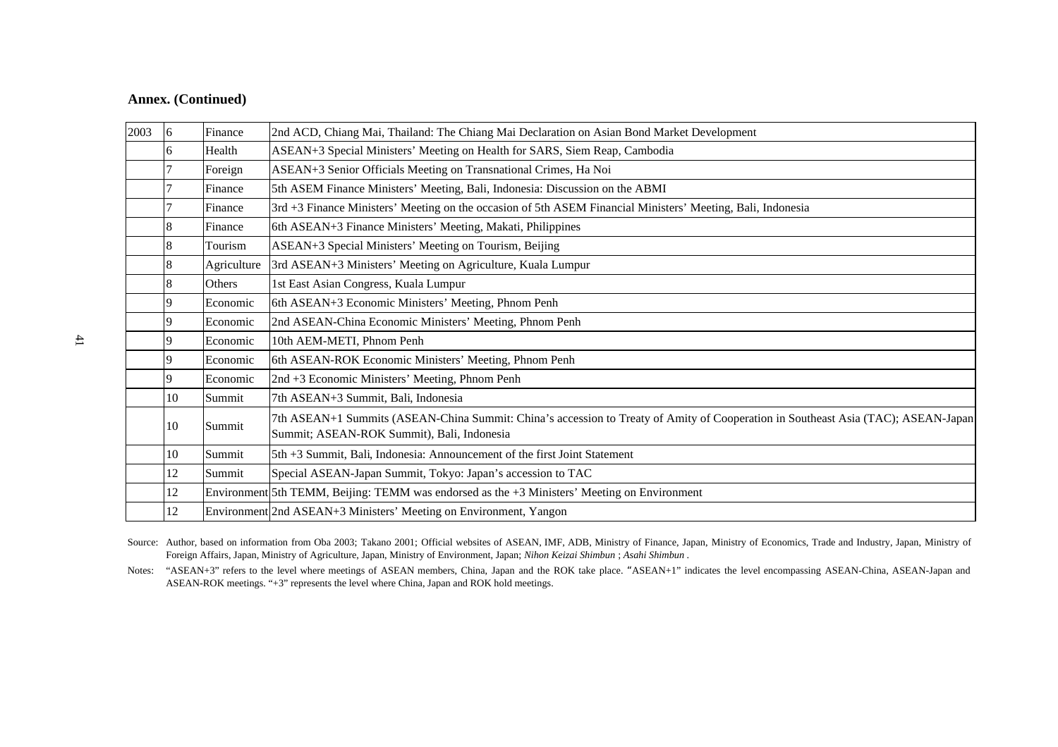**Annex. (Continued)**

| | | | |
|---|---|---|---|
| 2003 | 6 | Finance | 2nd ACD, Chiang Mai, Thailand: The Chiang Mai Declaration on Asian Bond Market Development |
| | 6 | Health | ASEAN+3 Special Ministers' Meeting on Health for SARS, Siem Reap, Cambodia |
| | 7 | Foreign | ASEAN+3 Senior Officials Meeting on Transnational Crimes, Ha Noi |
| | 7 | Finance | 5th ASEM Finance Ministers' Meeting, Bali, Indonesia: Discussion on the ABMI |
| | 7 | Finance | 3rd +3 Finance Ministers' Meeting on the occasion of 5th ASEM Financial Ministers' Meeting, Bali, Indonesia |
| | 8 | Finance | 6th ASEAN+3 Finance Ministers' Meeting, Makati, Philippines |
| | 8 | Tourism | ASEAN+3 Special Ministers' Meeting on Tourism, Beijing |
| | 8 | Agriculture | 3rd ASEAN+3 Ministers' Meeting on Agriculture, Kuala Lumpur |
| | 8 | Others | 1st East Asian Congress, Kuala Lumpur |
| | 9 | Economic | 6th ASEAN+3 Economic Ministers' Meeting, Phnom Penh |
| | 9 | Economic | 2nd ASEAN-China Economic Ministers' Meeting, Phnom Penh |
| | 9 | Economic | 10th AEM-METI, Phnom Penh |
| | 9 | Economic | 6th ASEAN-ROK Economic Ministers' Meeting, Phnom Penh |
| | 9 | Economic | 2nd +3 Economic Ministers' Meeting, Phnom Penh |
| | 10 | Summit | 7th ASEAN+3 Summit, Bali, Indonesia |
| | 10 | Summit | 7th ASEAN+1 Summits (ASEAN-China Summit: China's accession to Treaty of Amity of Cooperation in Southeast Asia (TAC); ASEAN-Japan Summit; ASEAN-ROK Summit), Bali, Indonesia |
| | 10 | Summit | 5th +3 Summit, Bali, Indonesia: Announcement of the first Joint Statement |
| | 12 | Summit | Special ASEAN-Japan Summit, Tokyo: Japan's accession to TAC |
| | 12 | Environment | 5th TEMM, Beijing: TEMM was endorsed as the +3 Ministers' Meeting on Environment |
| | 12 | Environment | 2nd ASEAN+3 Ministers' Meeting on Environment, Yangon |

Source: Author, based on information from Oba 2003; Takano 2001; Official websites of ASEAN, IMF, ADB, Ministry of Finance, Japan, Ministry of Economics, Trade and Industry, Japan, Ministry of Foreign Affairs, Japan, Ministry of Agriculture, Japan, Ministry of Environment, Japan; *Nihon Keizai Shimbun* ; *Asahi Shimbun* .

Notes: "ASEAN+3" refers to the level where meetings of ASEAN members, China, Japan and the ROK take place. "ASEAN+1" indicates the level encompassing ASEAN-China, ASEAN-Japan and ASEAN-ROK meetings. "+3" represents the level where China, Japan and ROK hold meetings.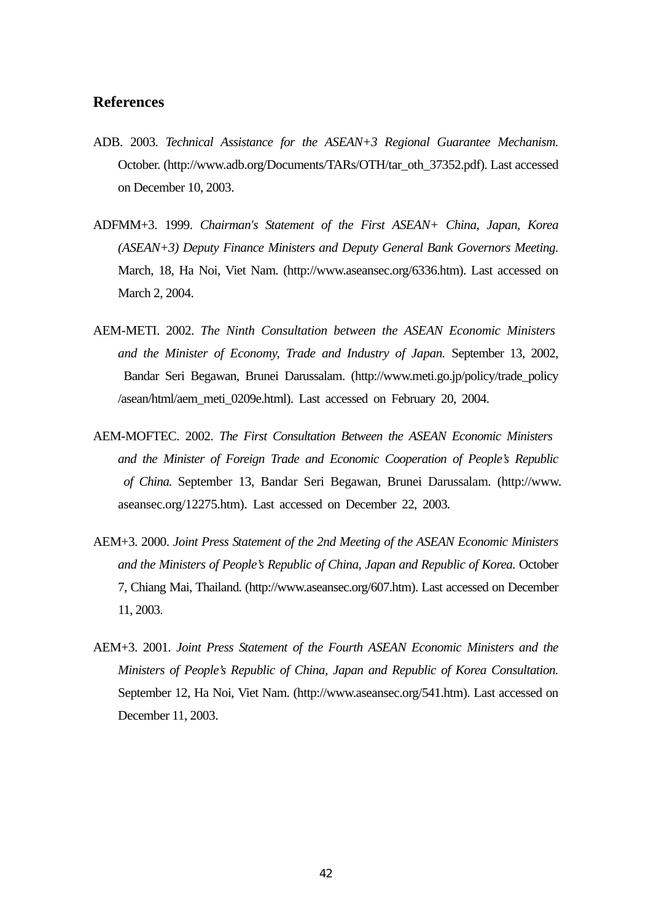## References

ADB. 2003. *Technical Assistance for the ASEAN+3 Regional Guarantee Mechanism.* October. (http://www.adb.org/Documents/TARs/OTH/tar_oth_37352.pdf). Last accessed on December 10, 2003.

ADFMM+3. 1999. *Chairman's Statement of the First ASEAN+ China, Japan, Korea (ASEAN+3) Deputy Finance Ministers and Deputy General Bank Governors Meeting.* March, 18, Ha Noi, Viet Nam. (http://www.aseansec.org/6336.htm). Last accessed on March 2, 2004.

AEM-METI. 2002. *The Ninth Consultation between the ASEAN Economic Ministers and the Minister of Economy, Trade and Industry of Japan.* September 13, 2002, Bandar Seri Begawan, Brunei Darussalam. (http://www.meti.go.jp/policy/trade_policy/asean/html/aem_meti_0209e.html). Last accessed on February 20, 2004.

AEM-MOFTEC. 2002. *The First Consultation Between the ASEAN Economic Ministers and the Minister of Foreign Trade and Economic Cooperation of People's Republic of China.* September 13, Bandar Seri Begawan, Brunei Darussalam. (http://www.aseansec.org/12275.htm). Last accessed on December 22, 2003.

AEM+3. 2000. *Joint Press Statement of the 2nd Meeting of the ASEAN Economic Ministers and the Ministers of People's Republic of China, Japan and Republic of Korea.* October 7, Chiang Mai, Thailand. (http://www.aseansec.org/607.htm). Last accessed on December 11, 2003.

AEM+3. 2001. *Joint Press Statement of the Fourth ASEAN Economic Ministers and the Ministers of People's Republic of China, Japan and Republic of Korea Consultation.* September 12, Ha Noi, Viet Nam. (http://www.aseansec.org/541.htm). Last accessed on December 11, 2003.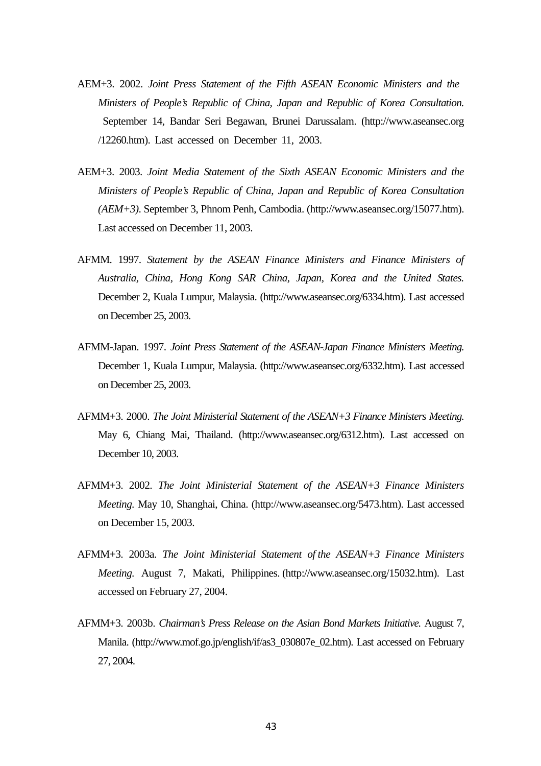AEM+3. 2002. *Joint Press Statement of the Fifth ASEAN Economic Ministers and the Ministers of People's Republic of China, Japan and Republic of Korea Consultation.* September 14, Bandar Seri Begawan, Brunei Darussalam. (http://www.aseansec.org/12260.htm). Last accessed on December 11, 2003.

AEM+3. 2003. *Joint Media Statement of the Sixth ASEAN Economic Ministers and the Ministers of People's Republic of China, Japan and Republic of Korea Consultation (AEM+3)*. September 3, Phnom Penh, Cambodia. (http://www.aseansec.org/15077.htm). Last accessed on December 11, 2003.

AFMM. 1997. *Statement by the ASEAN Finance Ministers and Finance Ministers of Australia, China, Hong Kong SAR China, Japan, Korea and the United States.* December 2, Kuala Lumpur, Malaysia. (http://www.aseansec.org/6334.htm). Last accessed on December 25, 2003.

AFMM-Japan. 1997. *Joint Press Statement of the ASEAN-Japan Finance Ministers Meeting.* December 1, Kuala Lumpur, Malaysia. (http://www.aseansec.org/6332.htm). Last accessed on December 25, 2003.

AFMM+3. 2000. *The Joint Ministerial Statement of the ASEAN+3 Finance Ministers Meeting.* May 6, Chiang Mai, Thailand. (http://www.aseansec.org/6312.htm). Last accessed on December 10, 2003.

AFMM+3. 2002. *The Joint Ministerial Statement of the ASEAN+3 Finance Ministers Meeting.* May 10, Shanghai, China. (http://www.aseansec.org/5473.htm). Last accessed on December 15, 2003.

AFMM+3. 2003a. *The Joint Ministerial Statement of the ASEAN+3 Finance Ministers Meeting.* August 7, Makati, Philippines. (http://www.aseansec.org/15032.htm). Last accessed on February 27, 2004.

AFMM+3. 2003b. *Chairman's Press Release on the Asian Bond Markets Initiative.* August 7, Manila. (http://www.mof.go.jp/english/if/as3_030807e_02.htm). Last accessed on February 27, 2004.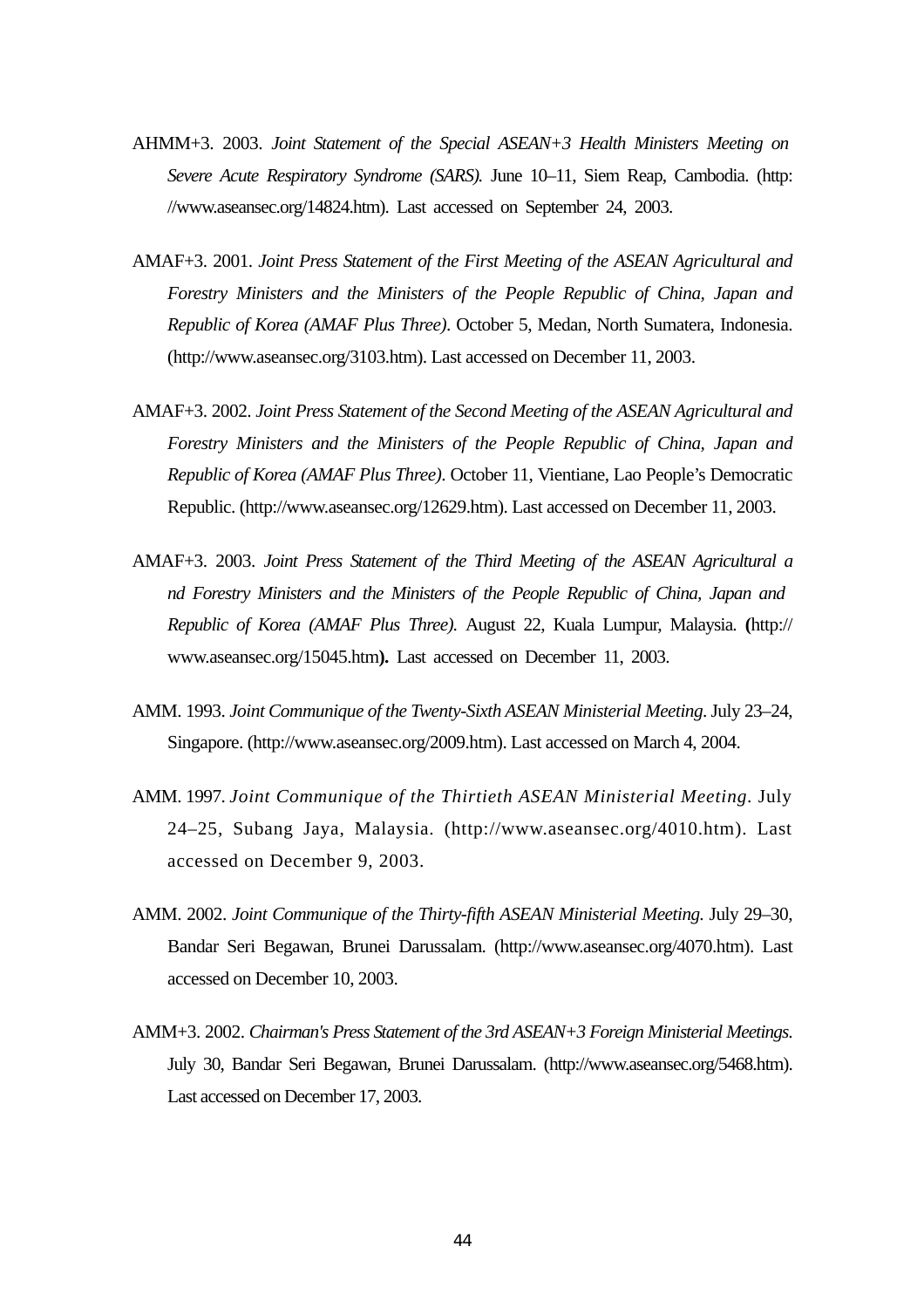AHMM+3. 2003. *Joint Statement of the Special ASEAN+3 Health Ministers Meeting on Severe Acute Respiratory Syndrome (SARS).* June 10–11, Siem Reap, Cambodia. (http://www.aseansec.org/14824.htm). Last accessed on September 24, 2003.

AMAF+3. 2001. *Joint Press Statement of the First Meeting of the ASEAN Agricultural and Forestry Ministers and the Ministers of the People Republic of China, Japan and Republic of Korea (AMAF Plus Three)*. October 5, Medan, North Sumatera, Indonesia. (http://www.aseansec.org/3103.htm). Last accessed on December 11, 2003.

AMAF+3. 2002. *Joint Press Statement of the Second Meeting of the ASEAN Agricultural and Forestry Ministers and the Ministers of the People Republic of China, Japan and Republic of Korea (AMAF Plus Three)*. October 11, Vientiane, Lao People's Democratic Republic. (http://www.aseansec.org/12629.htm). Last accessed on December 11, 2003.

AMAF+3. 2003. *Joint Press Statement of the Third Meeting of the ASEAN Agricultural a nd Forestry Ministers and the Ministers of the People Republic of China, Japan and Republic of Korea (AMAF Plus Three).* August 22, Kuala Lumpur, Malaysia. **(**http://www.aseansec.org/15045.htm**).** Last accessed on December 11, 2003.

AMM. 1993. *Joint Communique of the Twenty-Sixth ASEAN Ministerial Meeting*. July 23–24, Singapore. (http://www.aseansec.org/2009.htm). Last accessed on March 4, 2004.

AMM. 1997. *Joint Communique of the Thirtieth ASEAN Ministerial Meeting*. July 24–25, Subang Jaya, Malaysia. (http://www.aseansec.org/4010.htm). Last accessed on December 9, 2003.

AMM. 2002. *Joint Communique of the Thirty-fifth ASEAN Ministerial Meeting.* July 29–30, Bandar Seri Begawan, Brunei Darussalam. (http://www.aseansec.org/4070.htm). Last accessed on December 10, 2003.

AMM+3. 2002. *Chairman's Press Statement of the 3rd ASEAN+3 Foreign Ministerial Meetings.* July 30, Bandar Seri Begawan, Brunei Darussalam. (http://www.aseansec.org/5468.htm). Last accessed on December 17, 2003.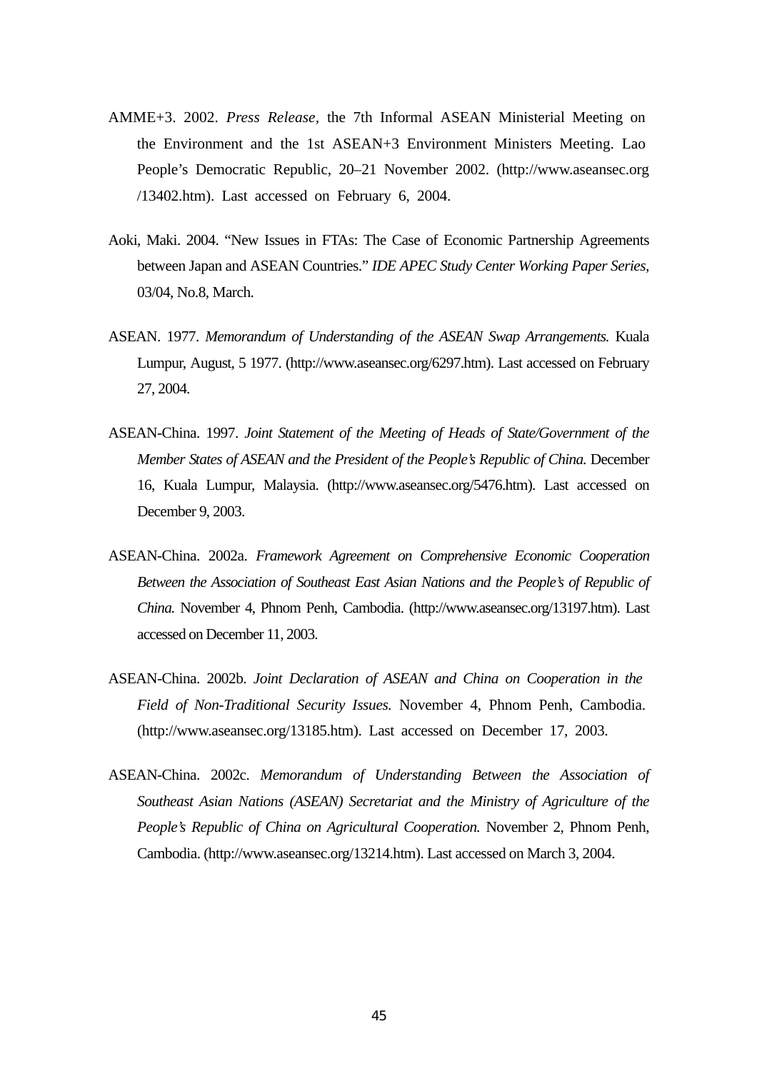AMME+3. 2002. *Press Release*, the 7th Informal ASEAN Ministerial Meeting on the Environment and the 1st ASEAN+3 Environment Ministers Meeting. Lao People's Democratic Republic, 20–21 November 2002. (http://www.aseansec.org /13402.htm). Last accessed on February 6, 2004.

Aoki, Maki. 2004. "New Issues in FTAs: The Case of Economic Partnership Agreements between Japan and ASEAN Countries." *IDE APEC Study Center Working Paper Series*, 03/04, No.8, March.

ASEAN. 1977. *Memorandum of Understanding of the ASEAN Swap Arrangements.* Kuala Lumpur, August, 5 1977. (http://www.aseansec.org/6297.htm). Last accessed on February 27, 2004.

ASEAN-China. 1997. *Joint Statement of the Meeting of Heads of State/Government of the Member States of ASEAN and the President of the People's Republic of China.* December 16, Kuala Lumpur, Malaysia. (http://www.aseansec.org/5476.htm). Last accessed on December 9, 2003.

ASEAN-China. 2002a. *Framework Agreement on Comprehensive Economic Cooperation Between the Association of Southeast East Asian Nations and the People's of Republic of China.* November 4, Phnom Penh, Cambodia. (http://www.aseansec.org/13197.htm). Last accessed on December 11, 2003.

ASEAN-China. 2002b. *Joint Declaration of ASEAN and China on Cooperation in the Field of Non-Traditional Security Issues.* November 4, Phnom Penh, Cambodia. (http://www.aseansec.org/13185.htm). Last accessed on December 17, 2003.

ASEAN-China. 2002c. *Memorandum of Understanding Between the Association of Southeast Asian Nations (ASEAN) Secretariat and the Ministry of Agriculture of the People's Republic of China on Agricultural Cooperation.* November 2, Phnom Penh, Cambodia. (http://www.aseansec.org/13214.htm). Last accessed on March 3, 2004.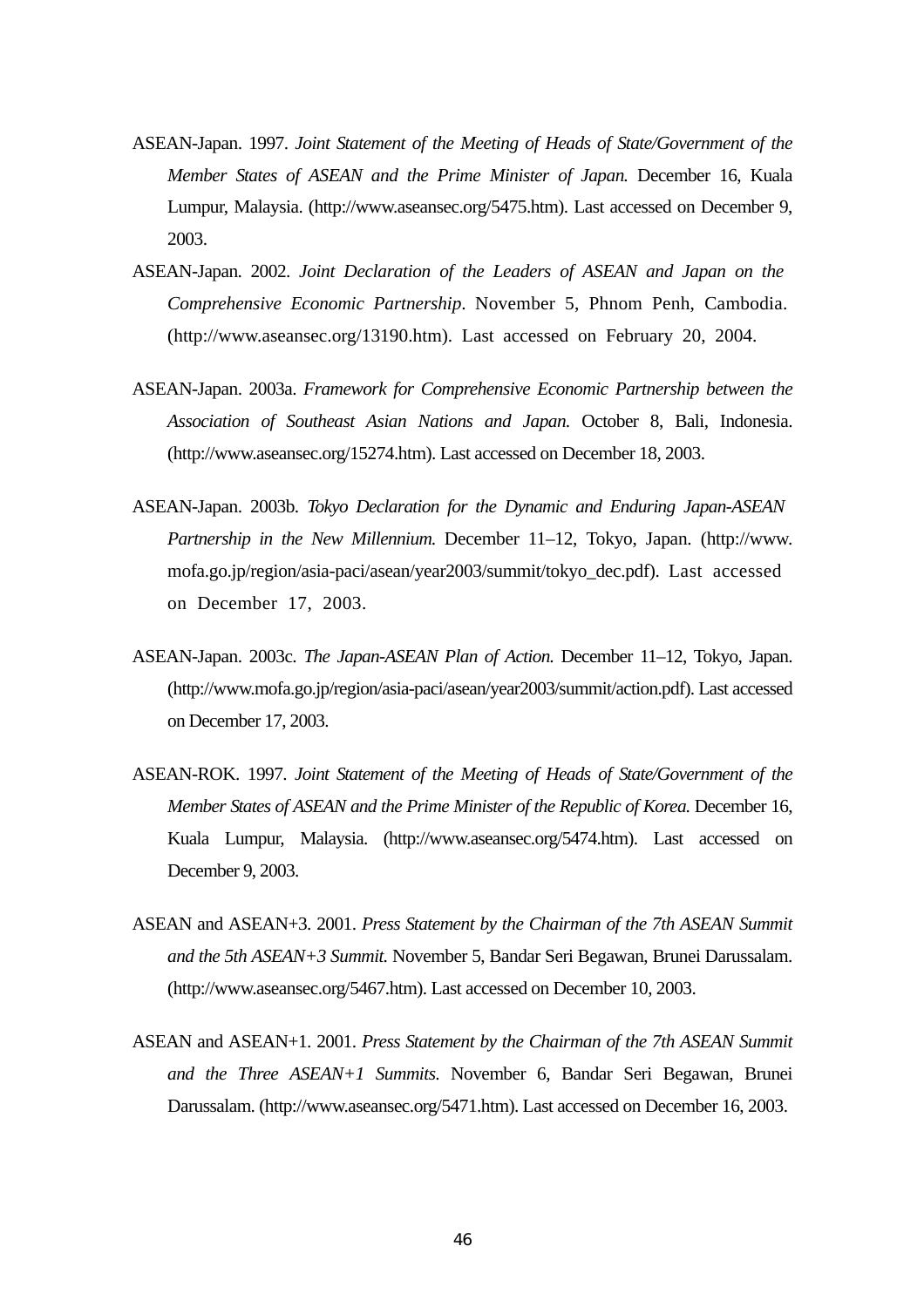ASEAN-Japan. 1997. *Joint Statement of the Meeting of Heads of State/Government of the Member States of ASEAN and the Prime Minister of Japan.* December 16, Kuala Lumpur, Malaysia. (http://www.aseansec.org/5475.htm). Last accessed on December 9, 2003.

ASEAN-Japan. 2002. *Joint Declaration of the Leaders of ASEAN and Japan on the Comprehensive Economic Partnership*. November 5, Phnom Penh, Cambodia. (http://www.aseansec.org/13190.htm). Last accessed on February 20, 2004.

ASEAN-Japan. 2003a. *Framework for Comprehensive Economic Partnership between the Association of Southeast Asian Nations and Japan.* October 8, Bali, Indonesia. (http://www.aseansec.org/15274.htm). Last accessed on December 18, 2003.

ASEAN-Japan. 2003b. *Tokyo Declaration for the Dynamic and Enduring Japan-ASEAN Partnership in the New Millennium.* December 11–12, Tokyo, Japan. (http://www.mofa.go.jp/region/asia-paci/asean/year2003/summit/tokyo_dec.pdf). Last accessed on December 17, 2003.

ASEAN-Japan. 2003c. *The Japan-ASEAN Plan of Action.* December 11–12, Tokyo, Japan. (http://www.mofa.go.jp/region/asia-paci/asean/year2003/summit/action.pdf). Last accessed on December 17, 2003.

ASEAN-ROK. 1997. *Joint Statement of the Meeting of Heads of State/Government of the Member States of ASEAN and the Prime Minister of the Republic of Korea.* December 16, Kuala Lumpur, Malaysia. (http://www.aseansec.org/5474.htm). Last accessed on December 9, 2003.

ASEAN and ASEAN+3. 2001. *Press Statement by the Chairman of the 7th ASEAN Summit and the 5th ASEAN+3 Summit.* November 5, Bandar Seri Begawan, Brunei Darussalam. (http://www.aseansec.org/5467.htm). Last accessed on December 10, 2003.

ASEAN and ASEAN+1. 2001. *Press Statement by the Chairman of the 7th ASEAN Summit and the Three ASEAN+1 Summits.* November 6, Bandar Seri Begawan, Brunei Darussalam. (http://www.aseansec.org/5471.htm). Last accessed on December 16, 2003.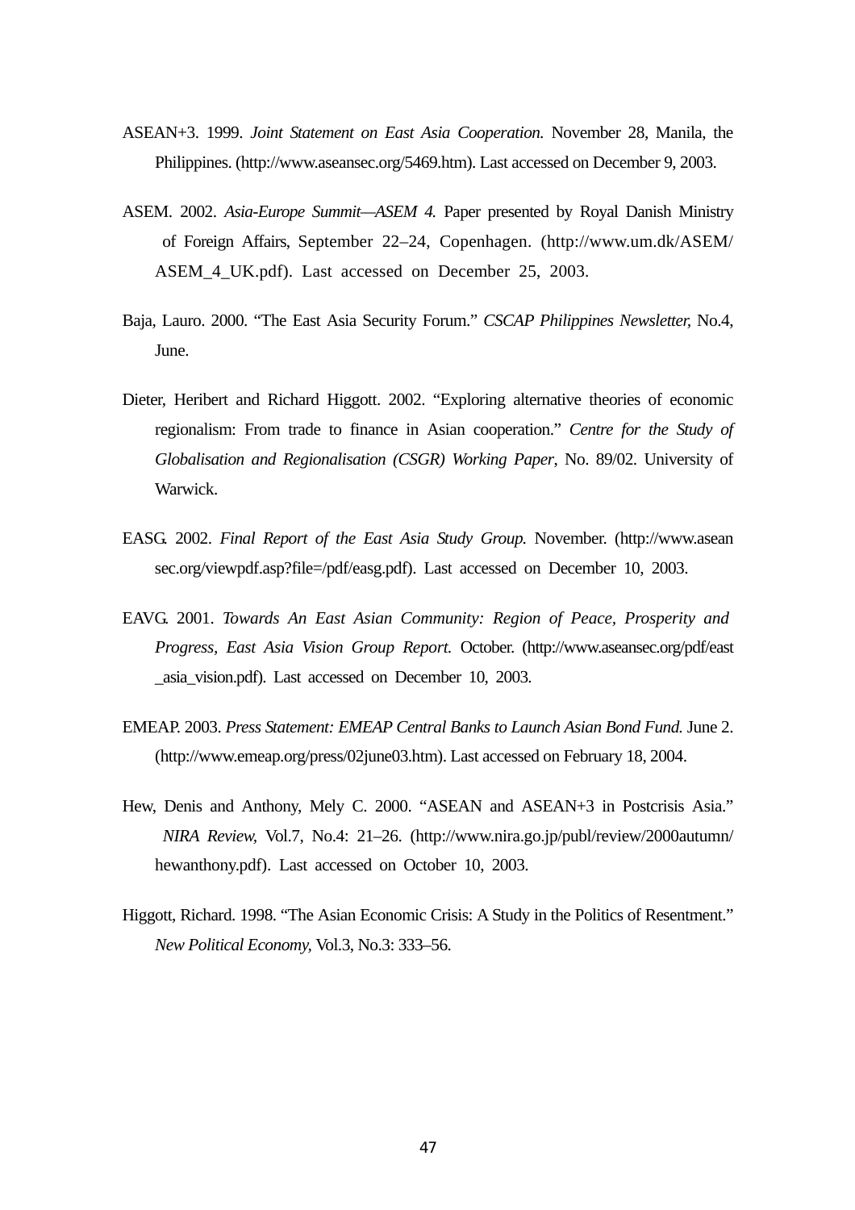ASEAN+3. 1999. *Joint Statement on East Asia Cooperation.* November 28, Manila, the Philippines. (http://www.aseansec.org/5469.htm). Last accessed on December 9, 2003.

ASEM. 2002. *Asia-Europe Summit—ASEM 4.* Paper presented by Royal Danish Ministry of Foreign Affairs, September 22–24, Copenhagen. (http://www.um.dk/ASEM/ASEM_4_UK.pdf). Last accessed on December 25, 2003.

Baja, Lauro. 2000. "The East Asia Security Forum." *CSCAP Philippines Newsletter,* No.4, June.

Dieter, Heribert and Richard Higgott. 2002. "Exploring alternative theories of economic regionalism: From trade to finance in Asian cooperation." *Centre for the Study of Globalisation and Regionalisation (CSGR) Working Paper*, No. 89/02. University of Warwick.

EASG. 2002. *Final Report of the East Asia Study Group.* November. (http://www.aseansec.org/viewpdf.asp?file=/pdf/easg.pdf). Last accessed on December 10, 2003.

EAVG. 2001. *Towards An East Asian Community: Region of Peace, Prosperity and Progress, East Asia Vision Group Report.* October. (http://www.aseansec.org/pdf/east_asia_vision.pdf). Last accessed on December 10, 2003.

EMEAP. 2003. *Press Statement: EMEAP Central Banks to Launch Asian Bond Fund.* June 2. (http://www.emeap.org/press/02june03.htm). Last accessed on February 18, 2004.

Hew, Denis and Anthony, Mely C. 2000. "ASEAN and ASEAN+3 in Postcrisis Asia." *NIRA Review,* Vol.7, No.4: 21–26. (http://www.nira.go.jp/publ/review/2000autumn/hewanthony.pdf). Last accessed on October 10, 2003.

Higgott, Richard. 1998. "The Asian Economic Crisis: A Study in the Politics of Resentment." *New Political Economy,* Vol.3, No.3: 333–56.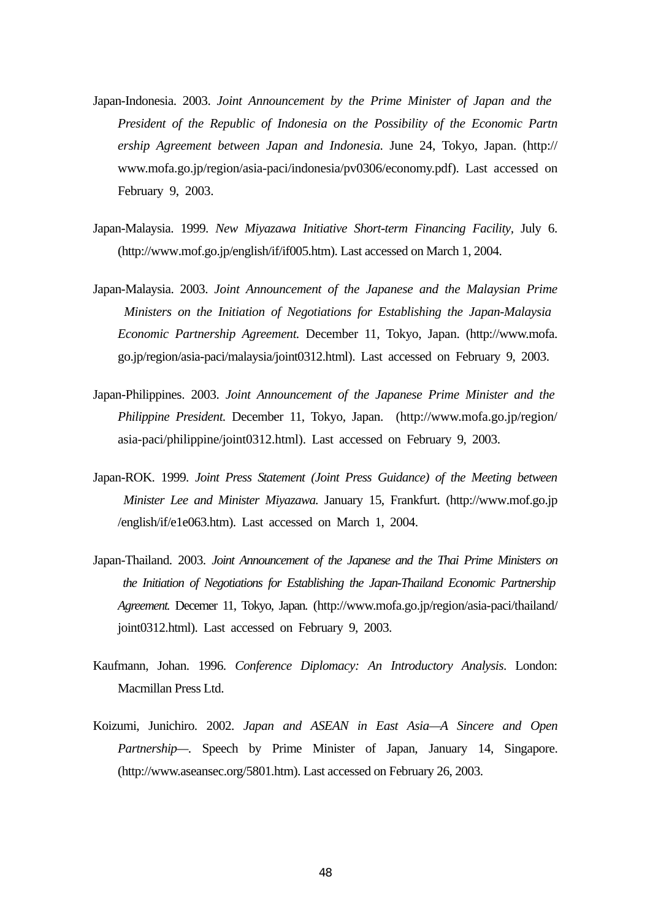Japan-Indonesia. 2003. *Joint Announcement by the Prime Minister of Japan and the President of the Republic of Indonesia on the Possibility of the Economic Partnership Agreement between Japan and Indonesia.* June 24, Tokyo, Japan. (http://www.mofa.go.jp/region/asia-paci/indonesia/pv0306/economy.pdf). Last accessed on February 9, 2003.

Japan-Malaysia. 1999. *New Miyazawa Initiative Short-term Financing Facility*, July 6. (http://www.mof.go.jp/english/if/if005.htm). Last accessed on March 1, 2004.

Japan-Malaysia. 2003. *Joint Announcement of the Japanese and the Malaysian Prime Ministers on the Initiation of Negotiations for Establishing the Japan-Malaysia Economic Partnership Agreement.* December 11, Tokyo, Japan. (http://www.mofa.go.jp/region/asia-paci/malaysia/joint0312.html). Last accessed on February 9, 2003.

Japan-Philippines. 2003. *Joint Announcement of the Japanese Prime Minister and the Philippine President.* December 11, Tokyo, Japan. (http://www.mofa.go.jp/region/asia-paci/philippine/joint0312.html). Last accessed on February 9, 2003.

Japan-ROK. 1999. *Joint Press Statement (Joint Press Guidance) of the Meeting between Minister Lee and Minister Miyazawa.* January 15, Frankfurt. (http://www.mof.go.jp/english/if/e1e063.htm). Last accessed on March 1, 2004.

Japan-Thailand. 2003. *Joint Announcement of the Japanese and the Thai Prime Ministers on the Initiation of Negotiations for Establishing the Japan-Thailand Economic Partnership Agreement.* Decemer 11, Tokyo, Japan. (http://www.mofa.go.jp/region/asia-paci/thailand/joint0312.html). Last accessed on February 9, 2003.

Kaufmann, Johan. 1996. *Conference Diplomacy: An Introductory Analysis*. London: Macmillan Press Ltd.

Koizumi, Junichiro. 2002. *Japan and ASEAN in East Asia—A Sincere and Open Partnership—*. Speech by Prime Minister of Japan, January 14, Singapore. (http://www.aseansec.org/5801.htm). Last accessed on February 26, 2003.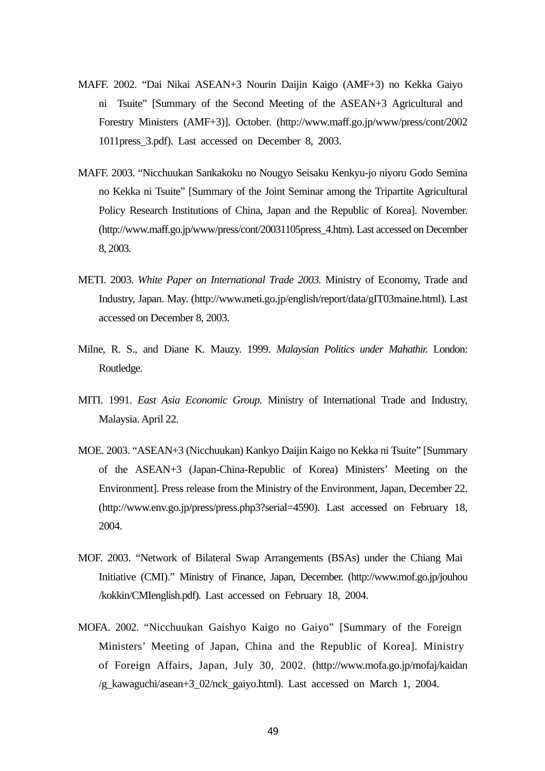MAFF. 2002. "Dai Nikai ASEAN+3 Nourin Daijin Kaigo (AMF+3) no Kekka Gaiyo ni Tsuite" [Summary of the Second Meeting of the ASEAN+3 Agricultural and Forestry Ministers (AMF+3)]. October. (http://www.maff.go.jp/www/press/cont/20021011press_3.pdf). Last accessed on December 8, 2003.

MAFF. 2003. "Nicchuukan Sankakoku no Nougyo Seisaku Kenkyu-jo niyoru Godo Semina no Kekka ni Tsuite" [Summary of the Joint Seminar among the Tripartite Agricultural Policy Research Institutions of China, Japan and the Republic of Korea]. November. (http://www.maff.go.jp/www/press/cont/20031105press_4.htm). Last accessed on December 8, 2003.

METI. 2003. *White Paper on International Trade 2003.* Ministry of Economy, Trade and Industry, Japan. May. (http://www.meti.go.jp/english/report/data/gIT03maine.html). Last accessed on December 8, 2003.

Milne, R. S., and Diane K. Mauzy. 1999. *Malaysian Politics under Mahathir.* London: Routledge.

MITI. 1991. *East Asia Economic Group.* Ministry of International Trade and Industry, Malaysia. April 22.

MOE. 2003. "ASEAN+3 (Nicchuukan) Kankyo Daijin Kaigo no Kekka ni Tsuite" [Summary of the ASEAN+3 (Japan-China-Republic of Korea) Ministers' Meeting on the Environment]. Press release from the Ministry of the Environment, Japan, December 22. (http://www.env.go.jp/press/press.php3?serial=4590). Last accessed on February 18, 2004.

MOF. 2003. "Network of Bilateral Swap Arrangements (BSAs) under the Chiang Mai Initiative (CMI)." Ministry of Finance, Japan, December. (http://www.mof.go.jp/jouhou/kokkin/CMIenglish.pdf). Last accessed on February 18, 2004.

MOFA. 2002. "Nicchuukan Gaishyo Kaigo no Gaiyo" [Summary of the Foreign Ministers' Meeting of Japan, China and the Republic of Korea]. Ministry of Foreign Affairs, Japan, July 30, 2002. (http://www.mofa.go.jp/mofaj/kaidan/g_kawaguchi/asean+3_02/nck_gaiyo.html). Last accessed on March 1, 2004.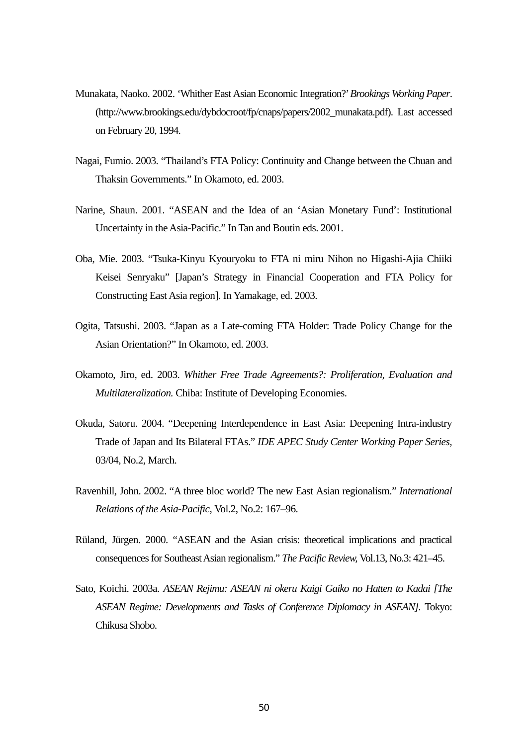Munakata, Naoko. 2002. 'Whither East Asian Economic Integration?' *Brookings Working Paper*. (http://www.brookings.edu/dybdocroot/fp/cnaps/papers/2002_munakata.pdf). Last accessed on February 20, 1994.

Nagai, Fumio. 2003. "Thailand's FTA Policy: Continuity and Change between the Chuan and Thaksin Governments." In Okamoto, ed. 2003.

Narine, Shaun. 2001. "ASEAN and the Idea of an 'Asian Monetary Fund': Institutional Uncertainty in the Asia-Pacific." In Tan and Boutin eds. 2001.

Oba, Mie. 2003. "Tsuka-Kinyu Kyouryoku to FTA ni miru Nihon no Higashi-Ajia Chiiki Keisei Senryaku" [Japan's Strategy in Financial Cooperation and FTA Policy for Constructing East Asia region]. In Yamakage, ed. 2003.

Ogita, Tatsushi. 2003. "Japan as a Late-coming FTA Holder: Trade Policy Change for the Asian Orientation?" In Okamoto, ed. 2003.

Okamoto, Jiro, ed. 2003. *Whither Free Trade Agreements?: Proliferation, Evaluation and Multilateralization.* Chiba: Institute of Developing Economies.

Okuda, Satoru. 2004. "Deepening Interdependence in East Asia: Deepening Intra-industry Trade of Japan and Its Bilateral FTAs." *IDE APEC Study Center Working Paper Series,* 03/04, No.2, March.

Ravenhill, John. 2002. "A three bloc world? The new East Asian regionalism." *International Relations of the Asia-Pacific,* Vol.2, No.2: 167–96.

Rüland, Jürgen. 2000. "ASEAN and the Asian crisis: theoretical implications and practical consequences for Southeast Asian regionalism." *The Pacific Review,* Vol.13, No.3: 421–45.

Sato, Koichi. 2003a. *ASEAN Rejimu: ASEAN ni okeru Kaigi Gaiko no Hatten to Kadai [The ASEAN Regime: Developments and Tasks of Conference Diplomacy in ASEAN]*. Tokyo: Chikusa Shobo.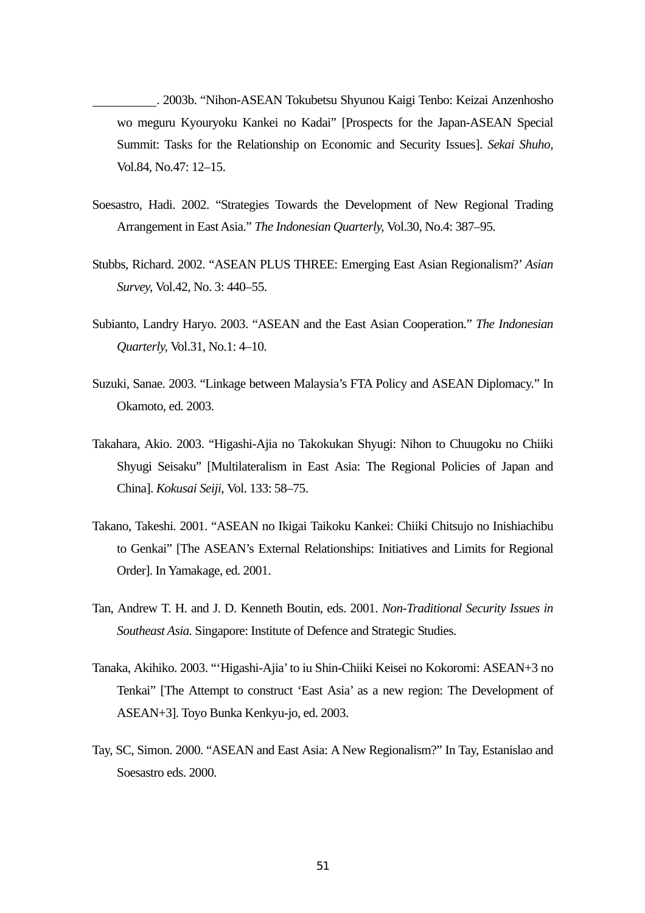\_\_\_\_\_\_\_\_\_\_. 2003b. "Nihon-ASEAN Tokubetsu Shyunou Kaigi Tenbo: Keizai Anzenhosho wo meguru Kyouryoku Kankei no Kadai" [Prospects for the Japan-ASEAN Special Summit: Tasks for the Relationship on Economic and Security Issues]. *Sekai Shuho,* Vol.84, No.47: 12–15.

Soesastro, Hadi. 2002. "Strategies Towards the Development of New Regional Trading Arrangement in East Asia." *The Indonesian Quarterly*, Vol.30, No.4: 387–95.

Stubbs, Richard. 2002. "ASEAN PLUS THREE: Emerging East Asian Regionalism?' *Asian Survey*, Vol.42, No. 3: 440–55.

Subianto, Landry Haryo. 2003. "ASEAN and the East Asian Cooperation." *The Indonesian Quarterly,* Vol.31, No.1: 4–10.

Suzuki, Sanae. 2003. "Linkage between Malaysia's FTA Policy and ASEAN Diplomacy." In Okamoto, ed. 2003.

Takahara, Akio. 2003. "Higashi-Ajia no Takokukan Shyugi: Nihon to Chuugoku no Chiiki Shyugi Seisaku" [Multilateralism in East Asia: The Regional Policies of Japan and China]. *Kokusai Seiji,* Vol. 133: 58–75.

Takano, Takeshi. 2001. "ASEAN no Ikigai Taikoku Kankei: Chiiki Chitsujo no Inishiachibu to Genkai" [The ASEAN's External Relationships: Initiatives and Limits for Regional Order]. In Yamakage, ed. 2001.

Tan, Andrew T. H. and J. D. Kenneth Boutin, eds. 2001. *Non-Traditional Security Issues in Southeast Asia.* Singapore: Institute of Defence and Strategic Studies.

Tanaka, Akihiko. 2003. "'Higashi-Ajia' to iu Shin-Chiiki Keisei no Kokoromi: ASEAN+3 no Tenkai" [The Attempt to construct 'East Asia' as a new region: The Development of ASEAN+3]. Toyo Bunka Kenkyu-jo, ed. 2003.

Tay, SC, Simon. 2000. "ASEAN and East Asia: A New Regionalism?" In Tay, Estanislao and Soesastro eds. 2000.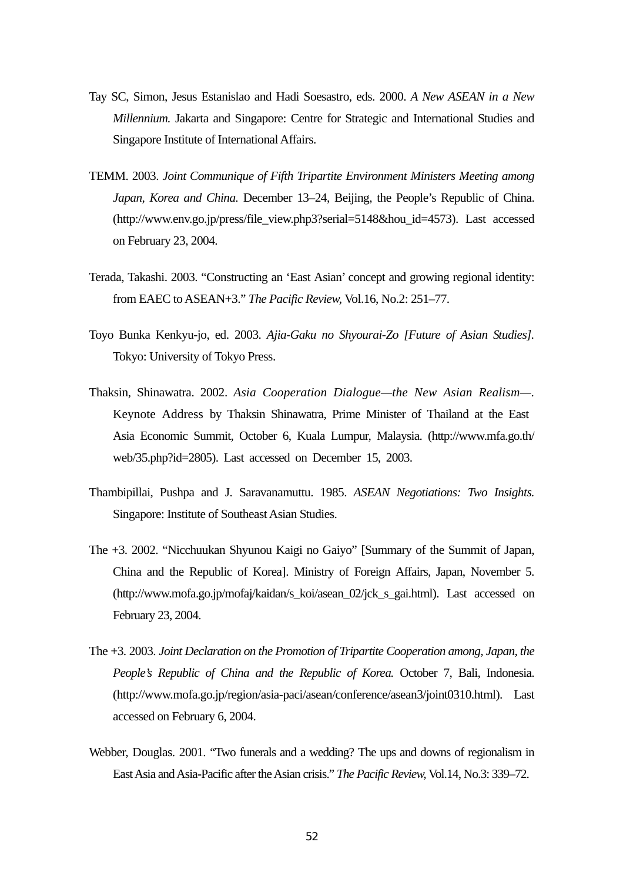Tay SC, Simon, Jesus Estanislao and Hadi Soesastro, eds. 2000. *A New ASEAN in a New Millennium.* Jakarta and Singapore: Centre for Strategic and International Studies and Singapore Institute of International Affairs.

TEMM. 2003. *Joint Communique of Fifth Tripartite Environment Ministers Meeting among Japan, Korea and China.* December 13–24, Beijing, the People's Republic of China. (http://www.env.go.jp/press/file_view.php3?serial=5148&hou_id=4573). Last accessed on February 23, 2004.

Terada, Takashi. 2003. "Constructing an 'East Asian' concept and growing regional identity: from EAEC to ASEAN+3." *The Pacific Review,* Vol.16, No.2: 251–77.

Toyo Bunka Kenkyu-jo, ed. 2003. *Ajia-Gaku no Shyourai-Zo [Future of Asian Studies].* Tokyo: University of Tokyo Press.

Thaksin, Shinawatra. 2002. *Asia Cooperation Dialogue—the New Asian Realism—.* Keynote Address by Thaksin Shinawatra, Prime Minister of Thailand at the East Asia Economic Summit, October 6, Kuala Lumpur, Malaysia. (http://www.mfa.go.th/web/35.php?id=2805). Last accessed on December 15, 2003.

Thambipillai, Pushpa and J. Saravanamuttu. 1985. *ASEAN Negotiations: Two Insights.* Singapore: Institute of Southeast Asian Studies.

The +3. 2002. "Nicchuukan Shyunou Kaigi no Gaiyo" [Summary of the Summit of Japan, China and the Republic of Korea]. Ministry of Foreign Affairs, Japan, November 5. (http://www.mofa.go.jp/mofaj/kaidan/s_koi/asean_02/jck_s_gai.html). Last accessed on February 23, 2004.

The +3. 2003. *Joint Declaration on the Promotion of Tripartite Cooperation among, Japan, the People's Republic of China and the Republic of Korea.* October 7, Bali, Indonesia. (http://www.mofa.go.jp/region/asia-paci/asean/conference/asean3/joint0310.html). Last accessed on February 6, 2004.

Webber, Douglas. 2001. "Two funerals and a wedding? The ups and downs of regionalism in East Asia and Asia-Pacific after the Asian crisis." *The Pacific Review,* Vol.14, No.3: 339–72.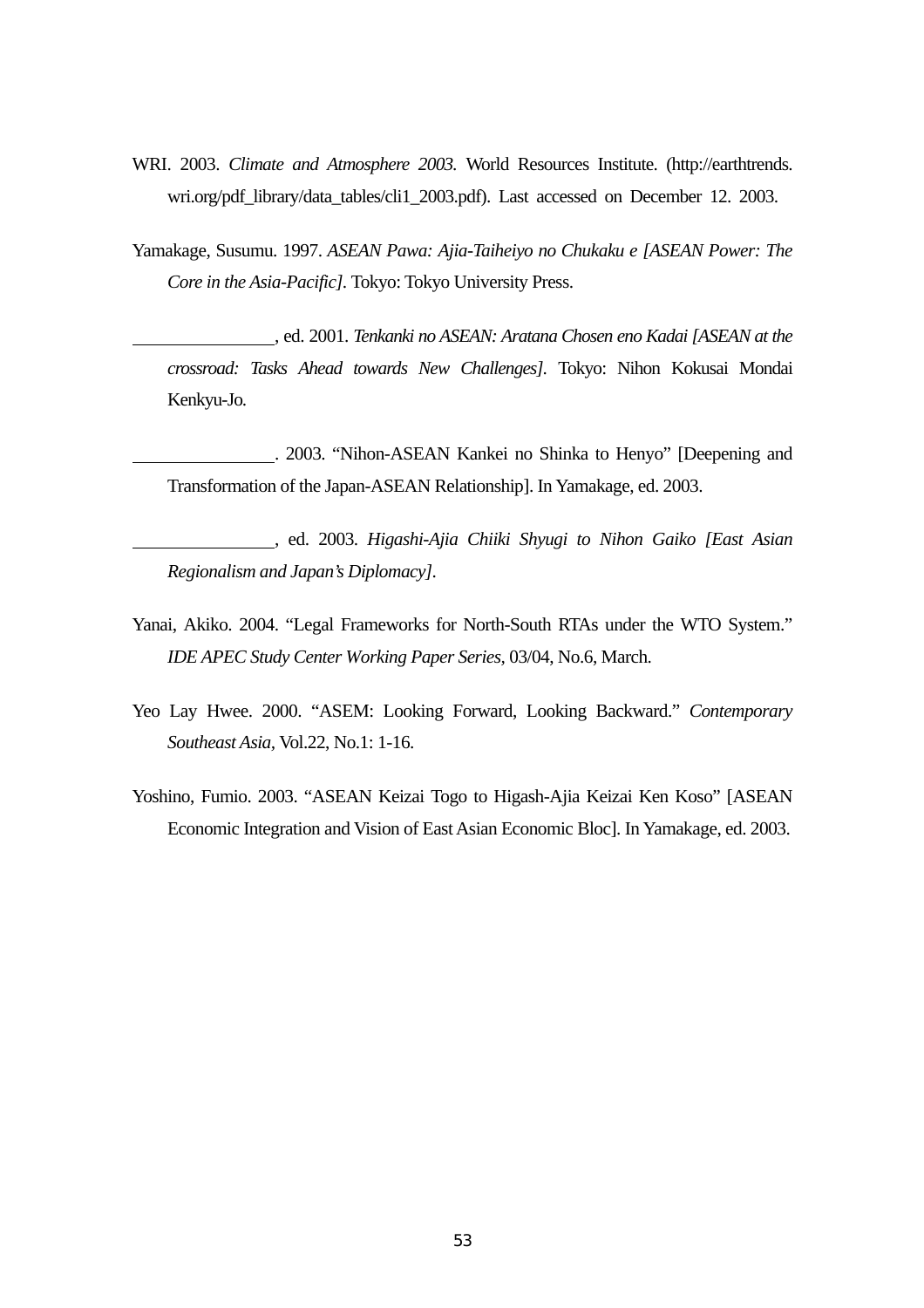WRI. 2003. *Climate and Atmosphere 2003.* World Resources Institute. (http://earthtrends.wri.org/pdf_library/data_tables/cli1_2003.pdf). Last accessed on December 12. 2003.

Yamakage, Susumu. 1997. *ASEAN Pawa: Ajia-Taiheiyo no Chukaku e [ASEAN Power: The Core in the Asia-Pacific]*. Tokyo: Tokyo University Press.

________________, ed. 2001. *Tenkanki no ASEAN: Aratana Chosen eno Kadai [ASEAN at the crossroad: Tasks Ahead towards New Challenges]*. Tokyo: Nihon Kokusai Mondai Kenkyu-Jo.

________________. 2003. "Nihon-ASEAN Kankei no Shinka to Henyo" [Deepening and Transformation of the Japan-ASEAN Relationship]. In Yamakage, ed. 2003.

________________, ed. 2003. *Higashi-Ajia Chiiki Shyugi to Nihon Gaiko [East Asian Regionalism and Japan's Diplomacy]*.

Yanai, Akiko. 2004. "Legal Frameworks for North-South RTAs under the WTO System." *IDE APEC Study Center Working Paper Series*, 03/04, No.6, March.

Yeo Lay Hwee. 2000. "ASEM: Looking Forward, Looking Backward." *Contemporary Southeast Asia*, Vol.22, No.1: 1-16.

Yoshino, Fumio. 2003. "ASEAN Keizai Togo to Higash-Ajia Keizai Ken Koso" [ASEAN Economic Integration and Vision of East Asian Economic Bloc]. In Yamakage, ed. 2003.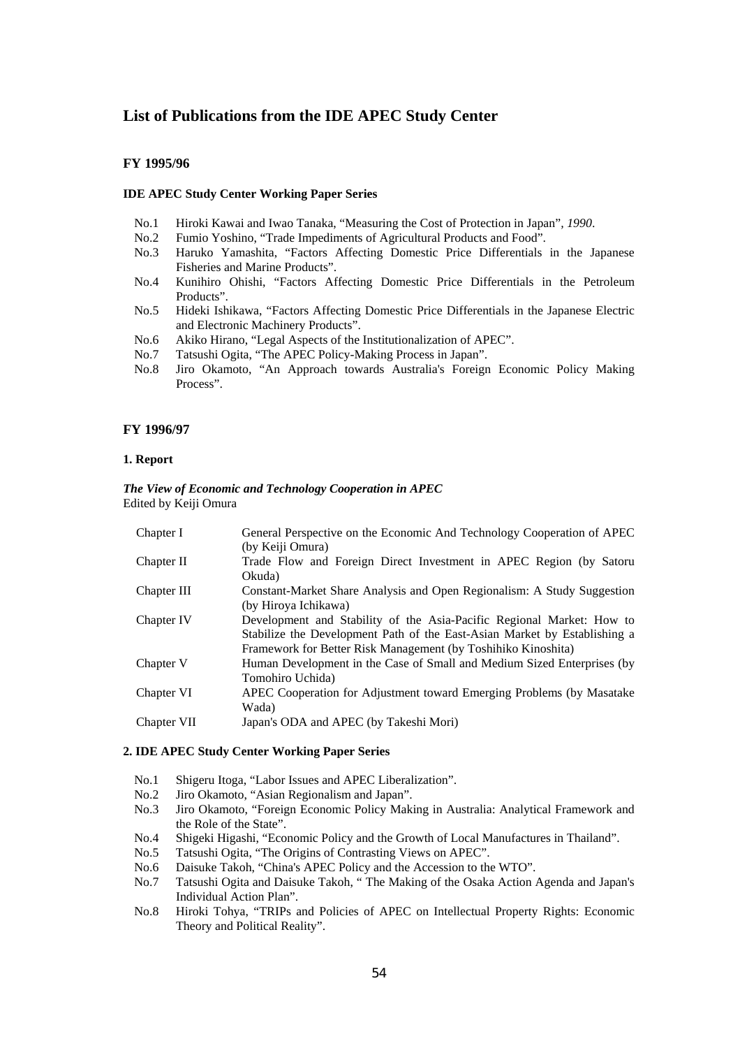## List of Publications from the IDE APEC Study Center

### FY 1995/96

#### IDE APEC Study Center Working Paper Series

- No.1 Hiroki Kawai and Iwao Tanaka, "Measuring the Cost of Protection in Japan", *1990*.
- No.2 Fumio Yoshino, "Trade Impediments of Agricultural Products and Food".
- No.3 Haruko Yamashita, "Factors Affecting Domestic Price Differentials in the Japanese Fisheries and Marine Products".
- No.4 Kunihiro Ohishi, "Factors Affecting Domestic Price Differentials in the Petroleum Products".
- No.5 Hideki Ishikawa, "Factors Affecting Domestic Price Differentials in the Japanese Electric and Electronic Machinery Products".
- No.6 Akiko Hirano, "Legal Aspects of the Institutionalization of APEC".
- No.7 Tatsushi Ogita, "The APEC Policy-Making Process in Japan".
- No.8 Jiro Okamoto, "An Approach towards Australia's Foreign Economic Policy Making Process".

### FY 1996/97

#### 1. Report

***The View of Economic and Technology Cooperation in APEC***
Edited by Keiji Omura

| | |
|---|---|
| Chapter I | General Perspective on the Economic And Technology Cooperation of APEC (by Keiji Omura) |
| Chapter II | Trade Flow and Foreign Direct Investment in APEC Region (by Satoru Okuda) |
| Chapter III | Constant-Market Share Analysis and Open Regionalism: A Study Suggestion (by Hiroya Ichikawa) |
| Chapter IV | Development and Stability of the Asia-Pacific Regional Market: How to Stabilize the Development Path of the East-Asian Market by Establishing a Framework for Better Risk Management (by Toshihiko Kinoshita) |
| Chapter V | Human Development in the Case of Small and Medium Sized Enterprises (by Tomohiro Uchida) |
| Chapter VI | APEC Cooperation for Adjustment toward Emerging Problems (by Masatake Wada) |
| Chapter VII | Japan's ODA and APEC (by Takeshi Mori) |

#### 2. IDE APEC Study Center Working Paper Series

- No.1 Shigeru Itoga, "Labor Issues and APEC Liberalization".
- No.2 Jiro Okamoto, "Asian Regionalism and Japan".
- No.3 Jiro Okamoto, "Foreign Economic Policy Making in Australia: Analytical Framework and the Role of the State".
- No.4 Shigeki Higashi, "Economic Policy and the Growth of Local Manufactures in Thailand".
- No.5 Tatsushi Ogita, "The Origins of Contrasting Views on APEC".
- No.6 Daisuke Takoh, "China's APEC Policy and the Accession to the WTO".
- No.7 Tatsushi Ogita and Daisuke Takoh, " The Making of the Osaka Action Agenda and Japan's Individual Action Plan".
- No.8 Hiroki Tohya, "TRIPs and Policies of APEC on Intellectual Property Rights: Economic Theory and Political Reality".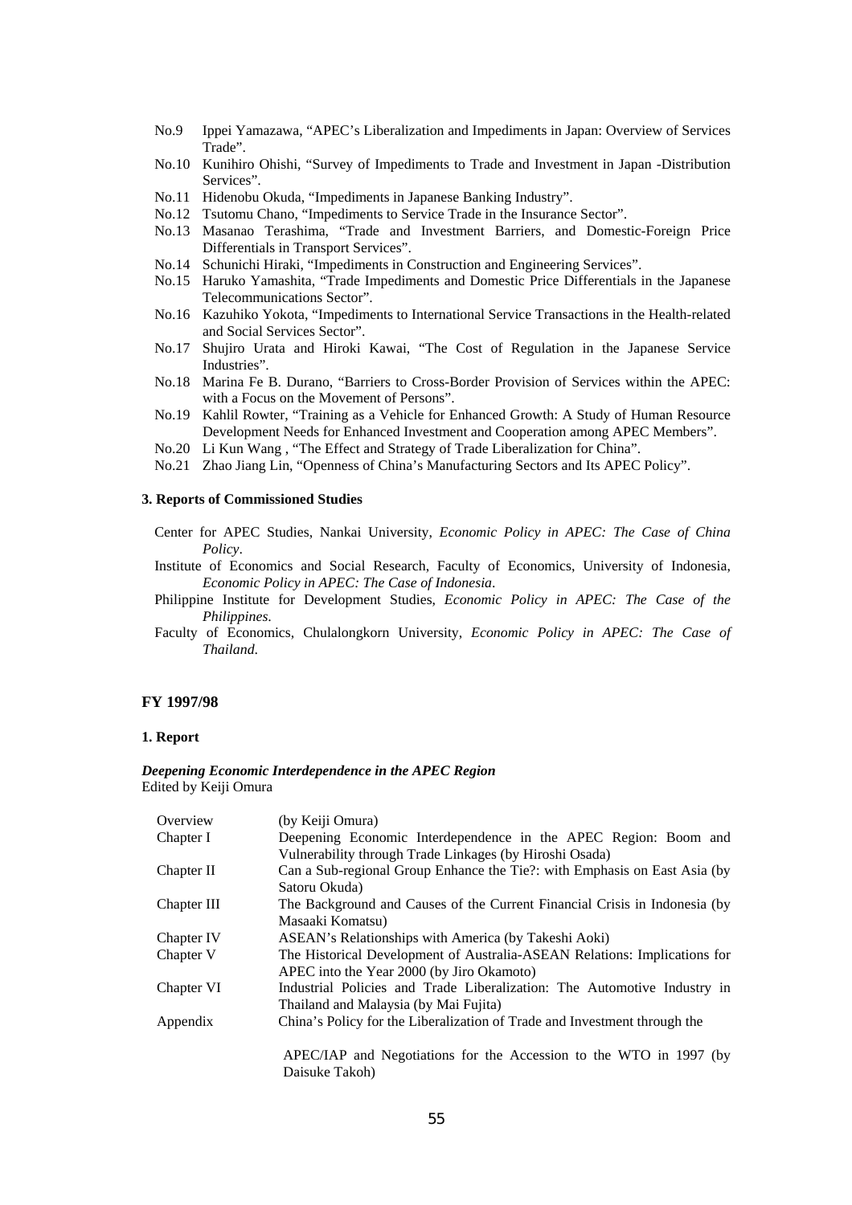No.9 Ippei Yamazawa, "APEC's Liberalization and Impediments in Japan: Overview of Services Trade".
No.10 Kunihiro Ohishi, "Survey of Impediments to Trade and Investment in Japan -Distribution Services".
No.11 Hidenobu Okuda, "Impediments in Japanese Banking Industry".
No.12 Tsutomu Chano, "Impediments to Service Trade in the Insurance Sector".
No.13 Masanao Terashima, "Trade and Investment Barriers, and Domestic-Foreign Price Differentials in Transport Services".
No.14 Schunichi Hiraki, "Impediments in Construction and Engineering Services".
No.15 Haruko Yamashita, "Trade Impediments and Domestic Price Differentials in the Japanese Telecommunications Sector".
No.16 Kazuhiko Yokota, "Impediments to International Service Transactions in the Health-related and Social Services Sector".
No.17 Shujiro Urata and Hiroki Kawai, "The Cost of Regulation in the Japanese Service Industries".
No.18 Marina Fe B. Durano, "Barriers to Cross-Border Provision of Services within the APEC: with a Focus on the Movement of Persons".
No.19 Kahlil Rowter, "Training as a Vehicle for Enhanced Growth: A Study of Human Resource Development Needs for Enhanced Investment and Cooperation among APEC Members".
No.20 Li Kun Wang , "The Effect and Strategy of Trade Liberalization for China".
No.21 Zhao Jiang Lin, "Openness of China's Manufacturing Sectors and Its APEC Policy".

#### 3. Reports of Commissioned Studies

Center for APEC Studies, Nankai University, *Economic Policy in APEC: The Case of China Policy*.

Institute of Economics and Social Research, Faculty of Economics, University of Indonesia, *Economic Policy in APEC: The Case of Indonesia*.

Philippine Institute for Development Studies, *Economic Policy in APEC: The Case of the Philippines.*

Faculty of Economics, Chulalongkorn University, *Economic Policy in APEC: The Case of Thailand*.

### FY 1997/98

#### 1. Report

***Deepening Economic Interdependence in the APEC Region***
Edited by Keiji Omura

| | |
|---|---|
| Overview | (by Keiji Omura) |
| Chapter I | Deepening Economic Interdependence in the APEC Region: Boom and Vulnerability through Trade Linkages (by Hiroshi Osada) |
| Chapter II | Can a Sub-regional Group Enhance the Tie?: with Emphasis on East Asia (by Satoru Okuda) |
| Chapter III | The Background and Causes of the Current Financial Crisis in Indonesia (by Masaaki Komatsu) |
| Chapter IV | ASEAN's Relationships with America (by Takeshi Aoki) |
| Chapter V | The Historical Development of Australia-ASEAN Relations: Implications for APEC into the Year 2000 (by Jiro Okamoto) |
| Chapter VI | Industrial Policies and Trade Liberalization: The Automotive Industry in Thailand and Malaysia (by Mai Fujita) |
| Appendix | China's Policy for the Liberalization of Trade and Investment through the APEC/IAP and Negotiations for the Accession to the WTO in 1997 (by Daisuke Takoh) |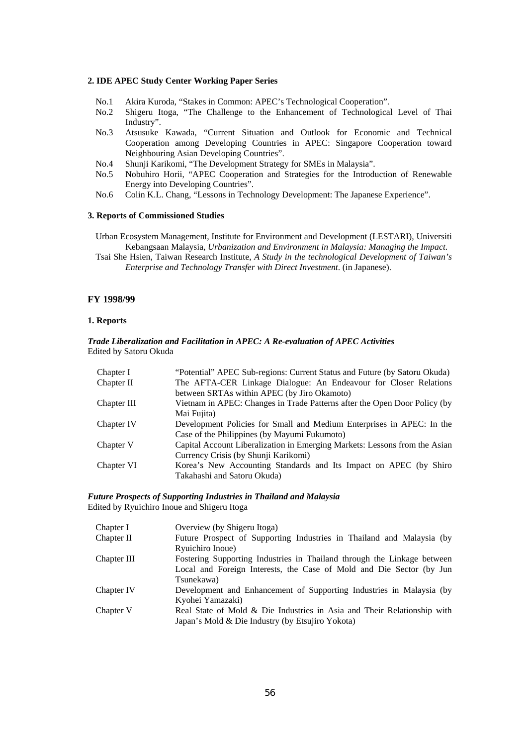### 2. IDE APEC Study Center Working Paper Series

- No.1 Akira Kuroda, "Stakes in Common: APEC's Technological Cooperation".
- No.2 Shigeru Itoga, "The Challenge to the Enhancement of Technological Level of Thai Industry".
- No.3 Atsusuke Kawada, "Current Situation and Outlook for Economic and Technical Cooperation among Developing Countries in APEC: Singapore Cooperation toward Neighbouring Asian Developing Countries".
- No.4 Shunji Karikomi, "The Development Strategy for SMEs in Malaysia".
- No.5 Nobuhiro Horii, "APEC Cooperation and Strategies for the Introduction of Renewable Energy into Developing Countries".
- No.6 Colin K.L. Chang, "Lessons in Technology Development: The Japanese Experience".

### 3. Reports of Commissioned Studies

Urban Ecosystem Management, Institute for Environment and Development (LESTARI), Universiti Kebangsaan Malaysia, *Urbanization and Environment in Malaysia: Managing the Impact*.

Tsai She Hsien, Taiwan Research Institute, *A Study in the technological Development of Taiwan's Enterprise and Technology Transfer with Direct Investment*. (in Japanese).

## FY 1998/99

### 1. Reports

***Trade Liberalization and Facilitation in APEC: A Re-evaluation of APEC Activities***
Edited by Satoru Okuda

| | |
|---|---|
| Chapter I | "Potential" APEC Sub-regions: Current Status and Future (by Satoru Okuda) |
| Chapter II | The AFTA-CER Linkage Dialogue: An Endeavour for Closer Relations between SRTAs within APEC (by Jiro Okamoto) |
| Chapter III | Vietnam in APEC: Changes in Trade Patterns after the Open Door Policy (by Mai Fujita) |
| Chapter IV | Development Policies for Small and Medium Enterprises in APEC: In the Case of the Philippines (by Mayumi Fukumoto) |
| Chapter V | Capital Account Liberalization in Emerging Markets: Lessons from the Asian Currency Crisis (by Shunji Karikomi) |
| Chapter VI | Korea's New Accounting Standards and Its Impact on APEC (by Shiro Takahashi and Satoru Okuda) |

***Future Prospects of Supporting Industries in Thailand and Malaysia***
Edited by Ryuichiro Inoue and Shigeru Itoga

| | |
|---|---|
| Chapter I | Overview (by Shigeru Itoga) |
| Chapter II | Future Prospect of Supporting Industries in Thailand and Malaysia (by Ryuichiro Inoue) |
| Chapter III | Fostering Supporting Industries in Thailand through the Linkage between Local and Foreign Interests, the Case of Mold and Die Sector (by Jun Tsunekawa) |
| Chapter IV | Development and Enhancement of Supporting Industries in Malaysia (by Kyohei Yamazaki) |
| Chapter V | Real State of Mold & Die Industries in Asia and Their Relationship with Japan's Mold & Die Industry (by Etsujiro Yokota) |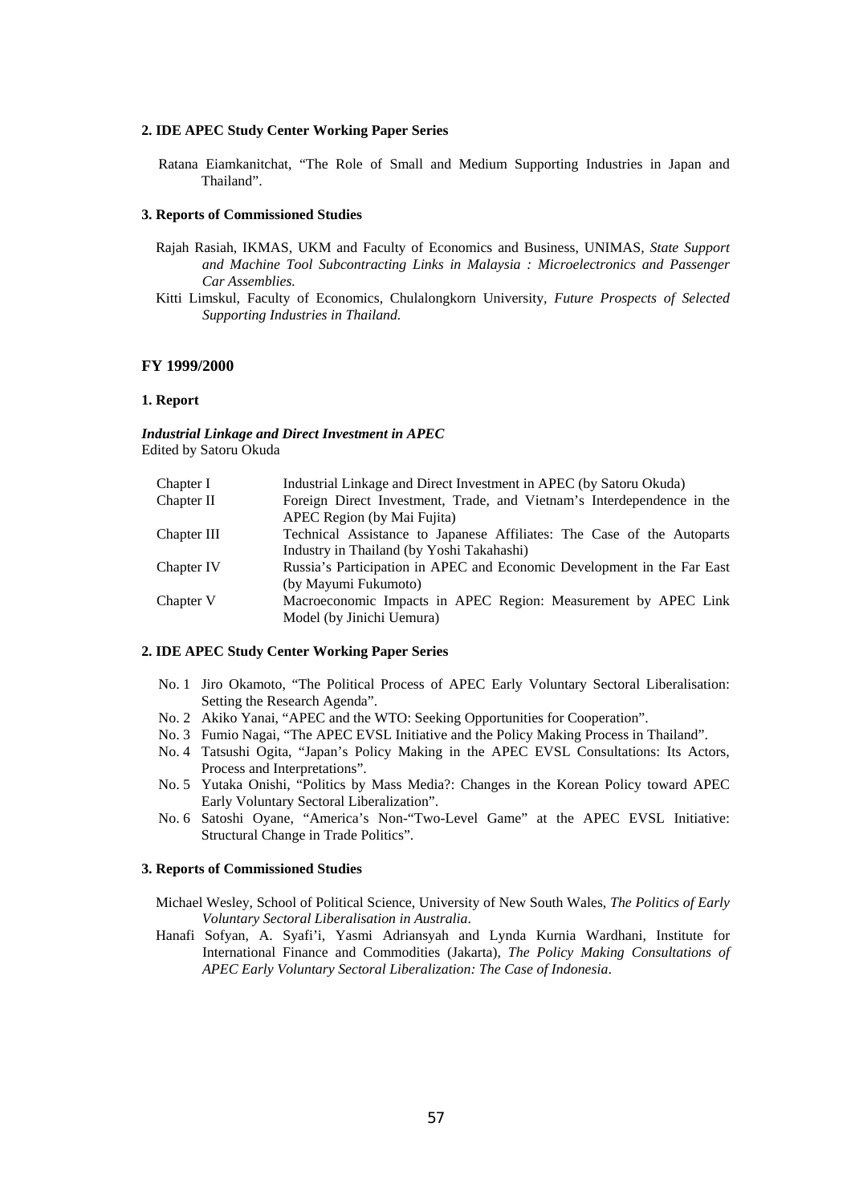**2. IDE APEC Study Center Working Paper Series**

Ratana Eiamkanitchat, "The Role of Small and Medium Supporting Industries in Japan and Thailand".

**3. Reports of Commissioned Studies**

Rajah Rasiah, IKMAS, UKM and Faculty of Economics and Business, UNIMAS, *State Support and Machine Tool Subcontracting Links in Malaysia : Microelectronics and Passenger Car Assemblies.*

Kitti Limskul, Faculty of Economics, Chulalongkorn University, *Future Prospects of Selected Supporting Industries in Thailand.*

## FY 1999/2000

**1. Report**

***Industrial Linkage and Direct Investment in APEC***
Edited by Satoru Okuda

| | |
|---|---|
| Chapter I | Industrial Linkage and Direct Investment in APEC (by Satoru Okuda) |
| Chapter II | Foreign Direct Investment, Trade, and Vietnam's Interdependence in the APEC Region (by Mai Fujita) |
| Chapter III | Technical Assistance to Japanese Affiliates: The Case of the Autoparts Industry in Thailand (by Yoshi Takahashi) |
| Chapter IV | Russia's Participation in APEC and Economic Development in the Far East (by Mayumi Fukumoto) |
| Chapter V | Macroeconomic Impacts in APEC Region: Measurement by APEC Link Model (by Jinichi Uemura) |

**2. IDE APEC Study Center Working Paper Series**

No. 1 Jiro Okamoto, "The Political Process of APEC Early Voluntary Sectoral Liberalisation: Setting the Research Agenda".

No. 2 Akiko Yanai, "APEC and the WTO: Seeking Opportunities for Cooperation".

No. 3 Fumio Nagai, "The APEC EVSL Initiative and the Policy Making Process in Thailand".

No. 4 Tatsushi Ogita, "Japan's Policy Making in the APEC EVSL Consultations: Its Actors, Process and Interpretations".

No. 5 Yutaka Onishi, "Politics by Mass Media?: Changes in the Korean Policy toward APEC Early Voluntary Sectoral Liberalization".

No. 6 Satoshi Oyane, "America's Non-"Two-Level Game" at the APEC EVSL Initiative: Structural Change in Trade Politics".

**3. Reports of Commissioned Studies**

Michael Wesley, School of Political Science, University of New South Wales, *The Politics of Early Voluntary Sectoral Liberalisation in Australia*.

Hanafi Sofyan, A. Syafi'i, Yasmi Adriansyah and Lynda Kurnia Wardhani, Institute for International Finance and Commodities (Jakarta), *The Policy Making Consultations of APEC Early Voluntary Sectoral Liberalization: The Case of Indonesia*.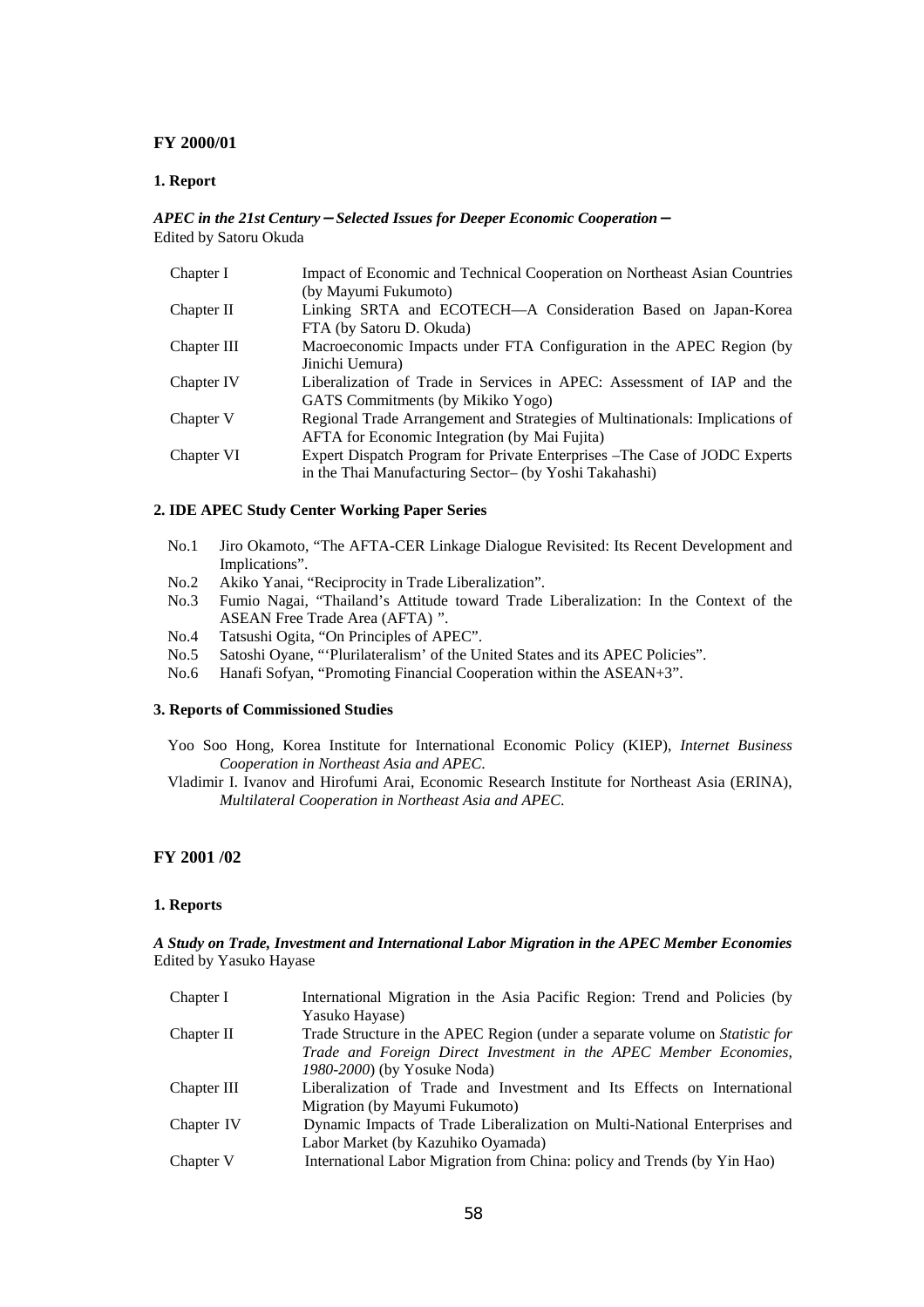## FY 2000/01

### 1. Report

***APEC in the 21st Century－Selected Issues for Deeper Economic Cooperation－***
Edited by Satoru Okuda

| | |
|---|---|
| Chapter I | Impact of Economic and Technical Cooperation on Northeast Asian Countries (by Mayumi Fukumoto) |
| Chapter II | Linking SRTA and ECOTECH—A Consideration Based on Japan-Korea FTA (by Satoru D. Okuda) |
| Chapter III | Macroeconomic Impacts under FTA Configuration in the APEC Region (by Jinichi Uemura) |
| Chapter IV | Liberalization of Trade in Services in APEC: Assessment of IAP and the GATS Commitments (by Mikiko Yogo) |
| Chapter V | Regional Trade Arrangement and Strategies of Multinationals: Implications of AFTA for Economic Integration (by Mai Fujita) |
| Chapter VI | Expert Dispatch Program for Private Enterprises –The Case of JODC Experts in the Thai Manufacturing Sector– (by Yoshi Takahashi) |

### 2. IDE APEC Study Center Working Paper Series

- No.1 Jiro Okamoto, "The AFTA-CER Linkage Dialogue Revisited: Its Recent Development and Implications".
- No.2 Akiko Yanai, "Reciprocity in Trade Liberalization".
- No.3 Fumio Nagai, "Thailand's Attitude toward Trade Liberalization: In the Context of the ASEAN Free Trade Area (AFTA) ".
- No.4 Tatsushi Ogita, "On Principles of APEC".
- No.5 Satoshi Oyane, "'Plurilateralism' of the United States and its APEC Policies".
- No.6 Hanafi Sofyan, "Promoting Financial Cooperation within the ASEAN+3".

### 3. Reports of Commissioned Studies

Yoo Soo Hong, Korea Institute for International Economic Policy (KIEP), *Internet Business Cooperation in Northeast Asia and APEC*.

Vladimir I. Ivanov and Hirofumi Arai, Economic Research Institute for Northeast Asia (ERINA), *Multilateral Cooperation in Northeast Asia and APEC*.

## FY 2001 /02

### 1. Reports

***A Study on Trade, Investment and International Labor Migration in the APEC Member Economies***
Edited by Yasuko Hayase

| | |
|---|---|
| Chapter I | International Migration in the Asia Pacific Region: Trend and Policies (by Yasuko Hayase) |
| Chapter II | Trade Structure in the APEC Region (under a separate volume on *Statistic for Trade and Foreign Direct Investment in the APEC Member Economies, 1980-2000*) (by Yosuke Noda) |
| Chapter III | Liberalization of Trade and Investment and Its Effects on International Migration (by Mayumi Fukumoto) |
| Chapter IV | Dynamic Impacts of Trade Liberalization on Multi-National Enterprises and Labor Market (by Kazuhiko Oyamada) |
| Chapter V | International Labor Migration from China: policy and Trends (by Yin Hao) |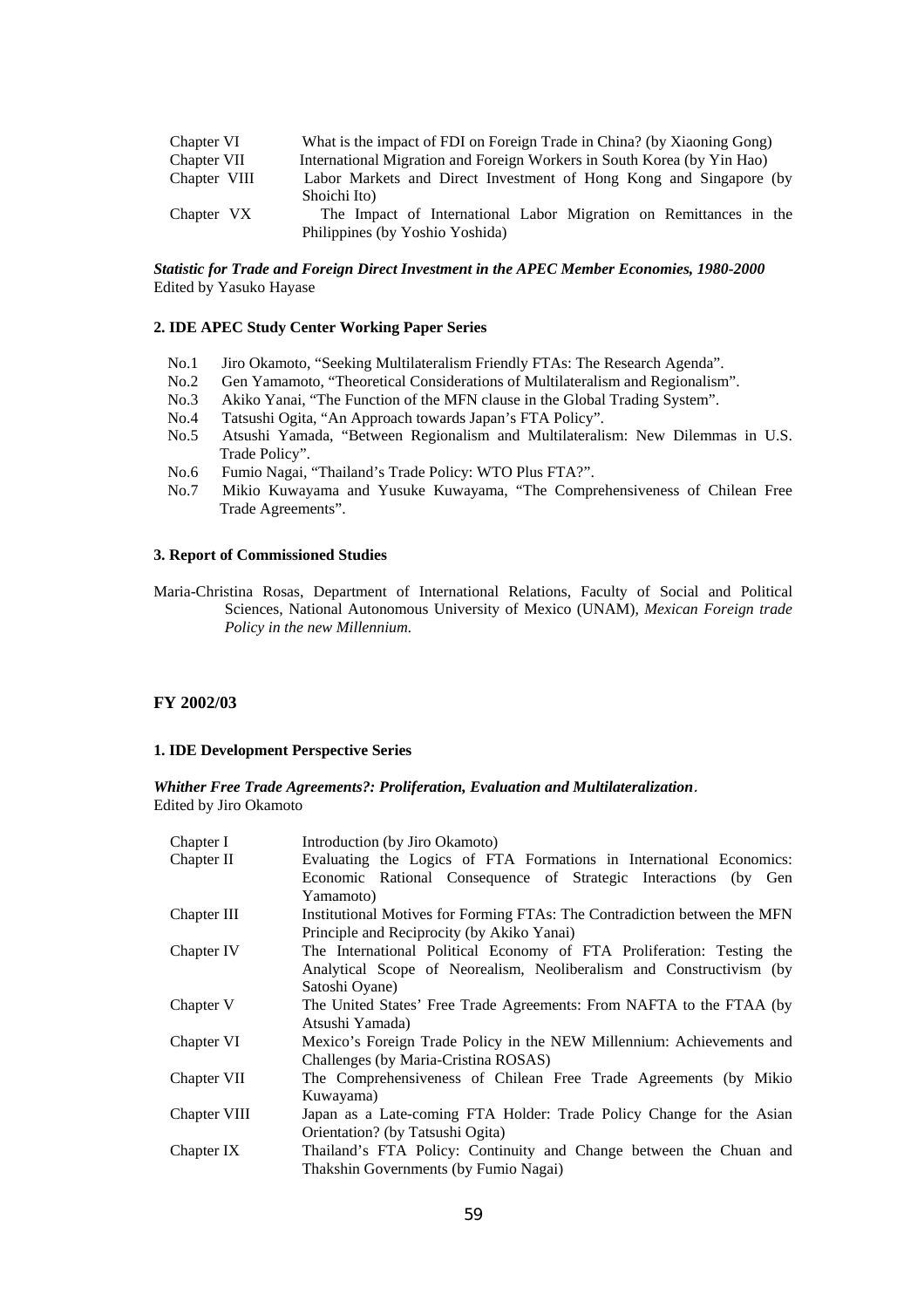| | |
|---|---|
| Chapter VI | What is the impact of FDI on Foreign Trade in China? (by Xiaoning Gong) |
| Chapter VII | International Migration and Foreign Workers in South Korea (by Yin Hao) |
| Chapter VIII | Labor Markets and Direct Investment of Hong Kong and Singapore (by Shoichi Ito) |
| Chapter VX | The Impact of International Labor Migration on Remittances in the Philippines (by Yoshio Yoshida) |

***Statistic for Trade and Foreign Direct Investment in the APEC Member Economies, 1980-2000***
Edited by Yasuko Hayase

**2. IDE APEC Study Center Working Paper Series**

- No.1 Jiro Okamoto, "Seeking Multilateralism Friendly FTAs: The Research Agenda".
- No.2 Gen Yamamoto, "Theoretical Considerations of Multilateralism and Regionalism".
- No.3 Akiko Yanai, "The Function of the MFN clause in the Global Trading System".
- No.4 Tatsushi Ogita, "An Approach towards Japan's FTA Policy".
- No.5 Atsushi Yamada, "Between Regionalism and Multilateralism: New Dilemmas in U.S. Trade Policy".
- No.6 Fumio Nagai, "Thailand's Trade Policy: WTO Plus FTA?".
- No.7 Mikio Kuwayama and Yusuke Kuwayama, "The Comprehensiveness of Chilean Free Trade Agreements".

**3. Report of Commissioned Studies**

Maria-Christina Rosas, Department of International Relations, Faculty of Social and Political Sciences, National Autonomous University of Mexico (UNAM), *Mexican Foreign trade Policy in the new Millennium.*

## FY 2002/03

**1. IDE Development Perspective Series**

***Whither Free Trade Agreements?: Proliferation, Evaluation and Multilateralization*.**
Edited by Jiro Okamoto

| | |
|---|---|
| Chapter I | Introduction (by Jiro Okamoto) |
| Chapter II | Evaluating the Logics of FTA Formations in International Economics: Economic Rational Consequence of Strategic Interactions (by Gen Yamamoto) |
| Chapter III | Institutional Motives for Forming FTAs: The Contradiction between the MFN Principle and Reciprocity (by Akiko Yanai) |
| Chapter IV | The International Political Economy of FTA Proliferation: Testing the Analytical Scope of Neorealism, Neoliberalism and Constructivism (by Satoshi Oyane) |
| Chapter V | The United States' Free Trade Agreements: From NAFTA to the FTAA (by Atsushi Yamada) |
| Chapter VI | Mexico's Foreign Trade Policy in the NEW Millennium: Achievements and Challenges (by Maria-Cristina ROSAS) |
| Chapter VII | The Comprehensiveness of Chilean Free Trade Agreements (by Mikio Kuwayama) |
| Chapter VIII | Japan as a Late-coming FTA Holder: Trade Policy Change for the Asian Orientation? (by Tatsushi Ogita) |
| Chapter IX | Thailand's FTA Policy: Continuity and Change between the Chuan and Thakshin Governments (by Fumio Nagai) |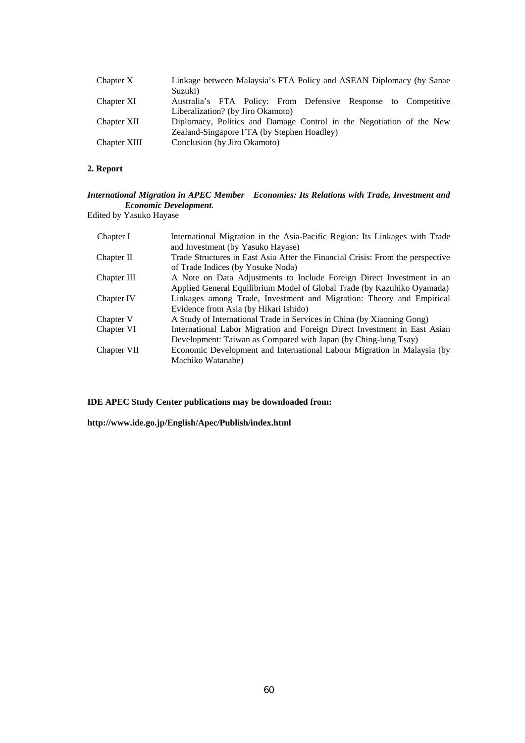| | |
|---|---|
| Chapter X | Linkage between Malaysia's FTA Policy and ASEAN Diplomacy (by Sanae Suzuki) |
| Chapter XI | Australia's FTA Policy: From Defensive Response to Competitive Liberalization? (by Jiro Okamoto) |
| Chapter XII | Diplomacy, Politics and Damage Control in the Negotiation of the New Zealand-Singapore FTA (by Stephen Hoadley) |
| Chapter XIII | Conclusion (by Jiro Okamoto) |

**2. Report**

***International Migration in APEC Member Economies: Its Relations with Trade, Investment and Economic Development.***
Edited by Yasuko Hayase

| | |
|---|---|
| Chapter I | International Migration in the Asia-Pacific Region: Its Linkages with Trade and Investment (by Yasuko Hayase) |
| Chapter II | Trade Structures in East Asia After the Financial Crisis: From the perspective of Trade Indices (by Yosuke Noda) |
| Chapter III | A Note on Data Adjustments to Include Foreign Direct Investment in an Applied General Equilibrium Model of Global Trade (by Kazuhiko Oyamada) |
| Chapter IV | Linkages among Trade, Investment and Migration: Theory and Empirical Evidence from Asia (by Hikari Ishido) |
| Chapter V | A Study of International Trade in Services in China (by Xiaoning Gong) |
| Chapter VI | International Labor Migration and Foreign Direct Investment in East Asian Development: Taiwan as Compared with Japan (by Ching-lung Tsay) |
| Chapter VII | Economic Development and International Labour Migration in Malaysia (by Machiko Watanabe) |

**IDE APEC Study Center publications may be downloaded from:**

**http://www.ide.go.jp/English/Apec/Publish/index.html**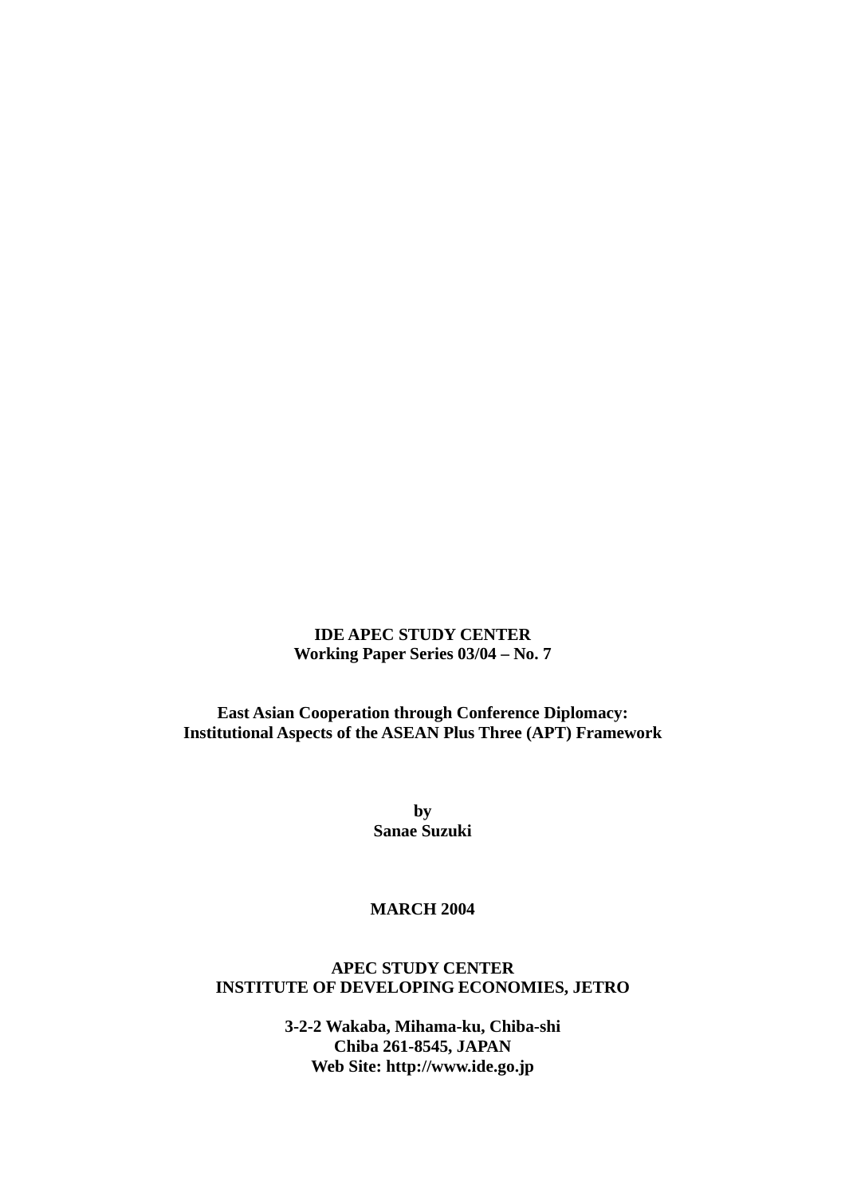**IDE APEC STUDY CENTER**
**Working Paper Series 03/04 – No. 7**

**East Asian Cooperation through Conference Diplomacy:**
**Institutional Aspects of the ASEAN Plus Three (APT) Framework**

**by**
**Sanae Suzuki**

**MARCH 2004**

**APEC STUDY CENTER**
**INSTITUTE OF DEVELOPING ECONOMIES, JETRO**

**3-2-2 Wakaba, Mihama-ku, Chiba-shi**
**Chiba 261-8545, JAPAN**
**Web Site: http://www.ide.go.jp**